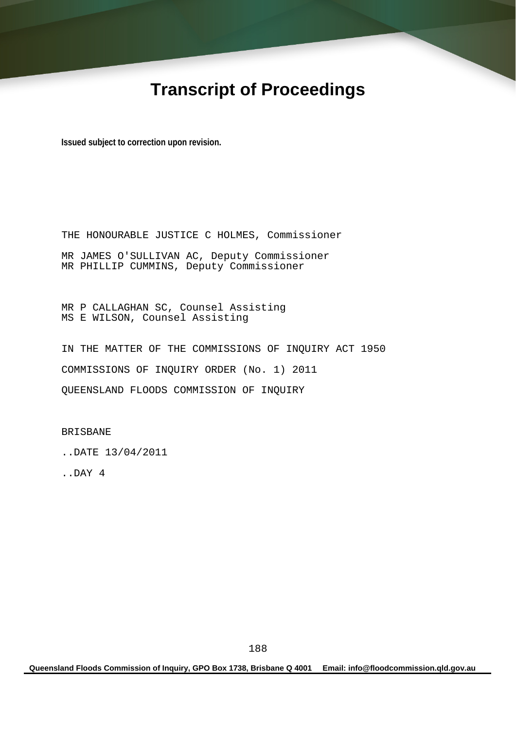# Transcript of Proceedings

**Issued subject to correction upon revision.**

THE HONOURABLE JUSTICE C HOLMES, Commissioner

MR JAMES O'SULLIVAN AC, Deputy Commissioner
MR PHILLIP CUMMINS, Deputy Commissioner

MR P CALLAGHAN SC, Counsel Assisting
MS E WILSON, Counsel Assisting

IN THE MATTER OF THE COMMISSIONS OF INQUIRY ACT 1950

COMMISSIONS OF INQUIRY ORDER (No. 1) 2011

QUEENSLAND FLOODS COMMISSION OF INQUIRY

BRISBANE

..DATE 13/04/2011

..DAY 4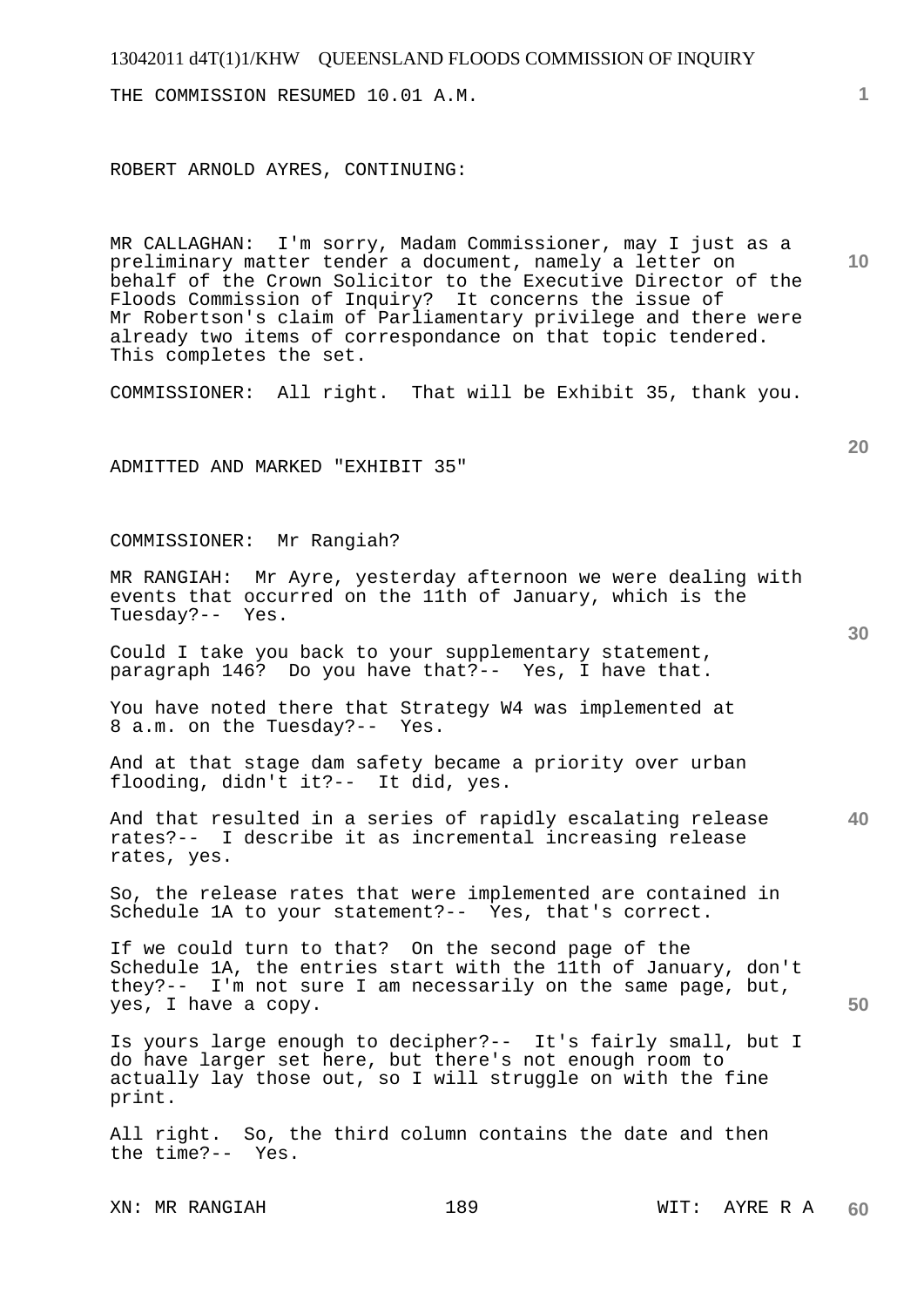THE COMMISSION RESUMED 10.01 A.M.

ROBERT ARNOLD AYRES, CONTINUING:

MR CALLAGHAN: I'm sorry, Madam Commissioner, may I just as a preliminary matter tender a document, namely a letter on behalf of the Crown Solicitor to the Executive Director of the Floods Commission of Inquiry? It concerns the issue of Mr Robertson's claim of Parliamentary privilege and there were already two items of correspondance on that topic tendered. This completes the set.

COMMISSIONER: All right. That will be Exhibit 35, thank you.

ADMITTED AND MARKED "EXHIBIT 35"

COMMISSIONER: Mr Rangiah?

MR RANGIAH: Mr Ayre, yesterday afternoon we were dealing with events that occurred on the 11th of January, which is the Tuesday?-- Yes.

Could I take you back to your supplementary statement, paragraph 146? Do you have that?-- Yes, I have that.

You have noted there that Strategy W4 was implemented at 8 a.m. on the Tuesday?-- Yes.

And at that stage dam safety became a priority over urban flooding, didn't it?-- It did, yes.

And that resulted in a series of rapidly escalating release rates?-- I describe it as incremental increasing release rates, yes.

So, the release rates that were implemented are contained in Schedule 1A to your statement?-- Yes, that's correct.

If we could turn to that? On the second page of the Schedule 1A, the entries start with the 11th of January, don't they?-- I'm not sure I am necessarily on the same page, but, yes, I have a copy.

Is yours large enough to decipher?-- It's fairly small, but I do have larger set here, but there's not enough room to actually lay those out, so I will struggle on with the fine print.

All right. So, the third column contains the date and then the time?-- Yes.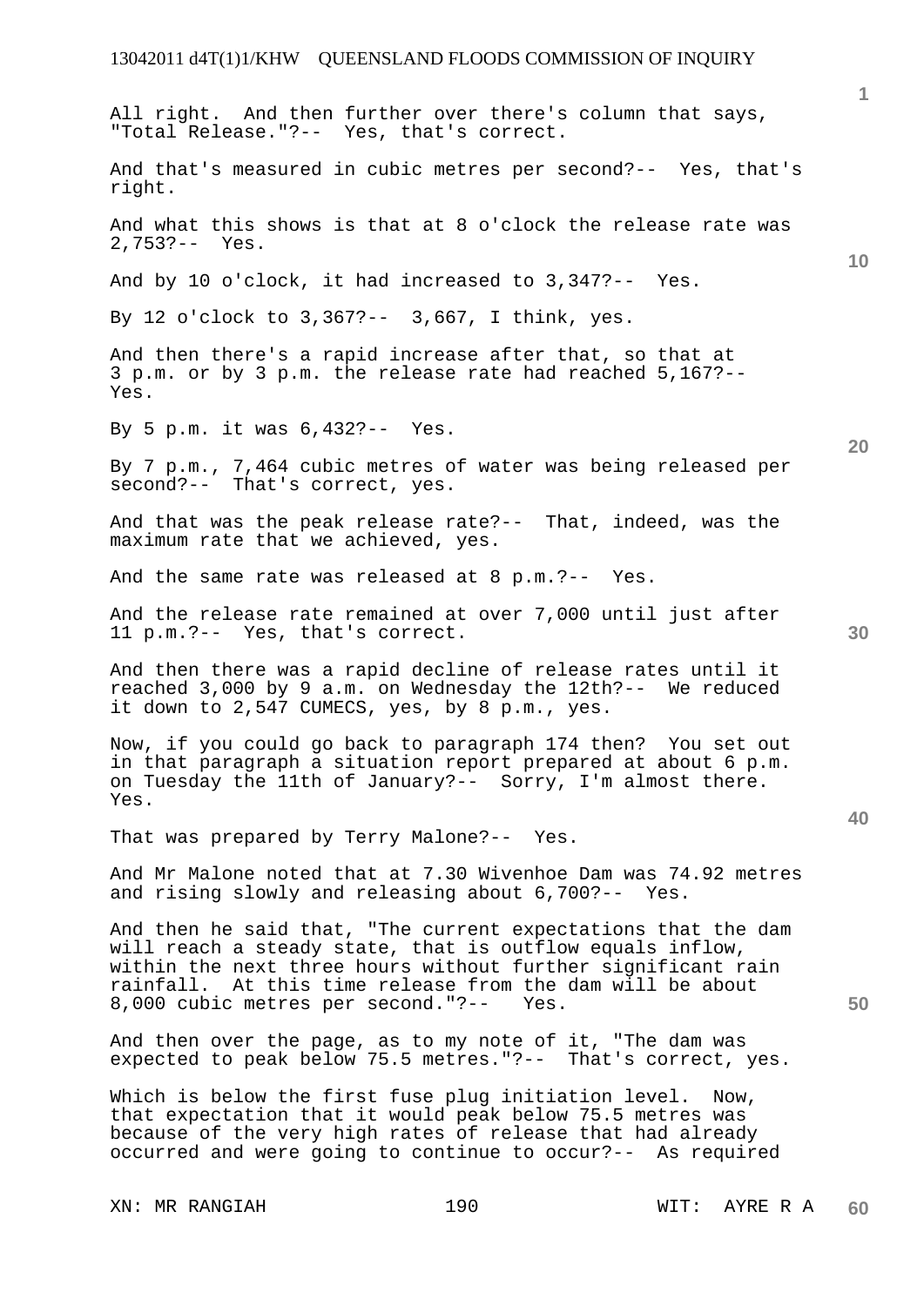All right. And then further over there's column that says, "Total Release."?-- Yes, that's correct.

And that's measured in cubic metres per second?-- Yes, that's right.

And what this shows is that at 8 o'clock the release rate was 2,753?-- Yes.

And by 10 o'clock, it had increased to 3,347?-- Yes.

By 12 o'clock to 3,367?-- 3,667, I think, yes.

And then there's a rapid increase after that, so that at 3 p.m. or by 3 p.m. the release rate had reached 5,167?-- Yes.

By 5 p.m. it was 6,432?-- Yes.

By 7 p.m., 7,464 cubic metres of water was being released per second?-- That's correct, yes.

And that was the peak release rate?-- That, indeed, was the maximum rate that we achieved, yes.

And the same rate was released at 8 p.m.?-- Yes.

And the release rate remained at over 7,000 until just after 11 p.m.?-- Yes, that's correct.

And then there was a rapid decline of release rates until it reached 3,000 by 9 a.m. on Wednesday the 12th?-- We reduced it down to 2,547 CUMECS, yes, by 8 p.m., yes.

Now, if you could go back to paragraph 174 then? You set out in that paragraph a situation report prepared at about 6 p.m. on Tuesday the 11th of January?-- Sorry, I'm almost there. Yes.

That was prepared by Terry Malone?-- Yes.

And Mr Malone noted that at 7.30 Wivenhoe Dam was 74.92 metres and rising slowly and releasing about 6,700?-- Yes.

And then he said that, "The current expectations that the dam will reach a steady state, that is outflow equals inflow, within the next three hours without further significant rain rainfall. At this time release from the dam will be about 8,000 cubic metres per second."?-- Yes.

And then over the page, as to my note of it, "The dam was expected to peak below 75.5 metres."?-- That's correct, yes.

Which is below the first fuse plug initiation level. Now, that expectation that it would peak below 75.5 metres was because of the very high rates of release that had already occurred and were going to continue to occur?-- As required

XN: MR RANGIAH WIT: AYRE R A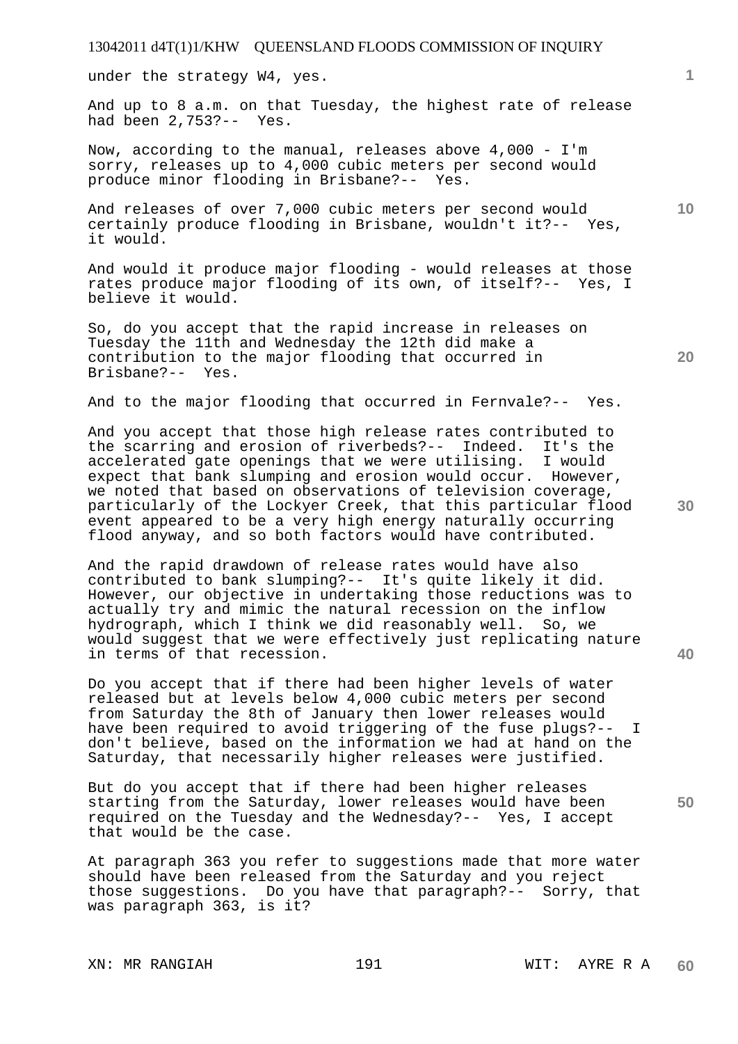under the strategy W4, yes.

And up to 8 a.m. on that Tuesday, the highest rate of release had been 2,753?-- Yes.

Now, according to the manual, releases above 4,000 - I'm sorry, releases up to 4,000 cubic meters per second would produce minor flooding in Brisbane?-- Yes.

And releases of over 7,000 cubic meters per second would certainly produce flooding in Brisbane, wouldn't it?-- Yes, it would.

And would it produce major flooding - would releases at those rates produce major flooding of its own, of itself?-- Yes, I believe it would.

So, do you accept that the rapid increase in releases on Tuesday the 11th and Wednesday the 12th did make a contribution to the major flooding that occurred in Brisbane?-- Yes.

And to the major flooding that occurred in Fernvale?-- Yes.

And you accept that those high release rates contributed to the scarring and erosion of riverbeds?-- Indeed. It's the accelerated gate openings that we were utilising. I would expect that bank slumping and erosion would occur. However, we noted that based on observations of television coverage, particularly of the Lockyer Creek, that this particular flood event appeared to be a very high energy naturally occurring flood anyway, and so both factors would have contributed.

And the rapid drawdown of release rates would have also contributed to bank slumping?-- It's quite likely it did. However, our objective in undertaking those reductions was to actually try and mimic the natural recession on the inflow hydrograph, which I think we did reasonably well. So, we would suggest that we were effectively just replicating nature in terms of that recession.

Do you accept that if there had been higher levels of water released but at levels below 4,000 cubic meters per second from Saturday the 8th of January then lower releases would have been required to avoid triggering of the fuse plugs?-- I don't believe, based on the information we had at hand on the Saturday, that necessarily higher releases were justified.

But do you accept that if there had been higher releases starting from the Saturday, lower releases would have been required on the Tuesday and the Wednesday?-- Yes, I accept that would be the case.

At paragraph 363 you refer to suggestions made that more water should have been released from the Saturday and you reject those suggestions. Do you have that paragraph?-- Sorry, that was paragraph 363, is it?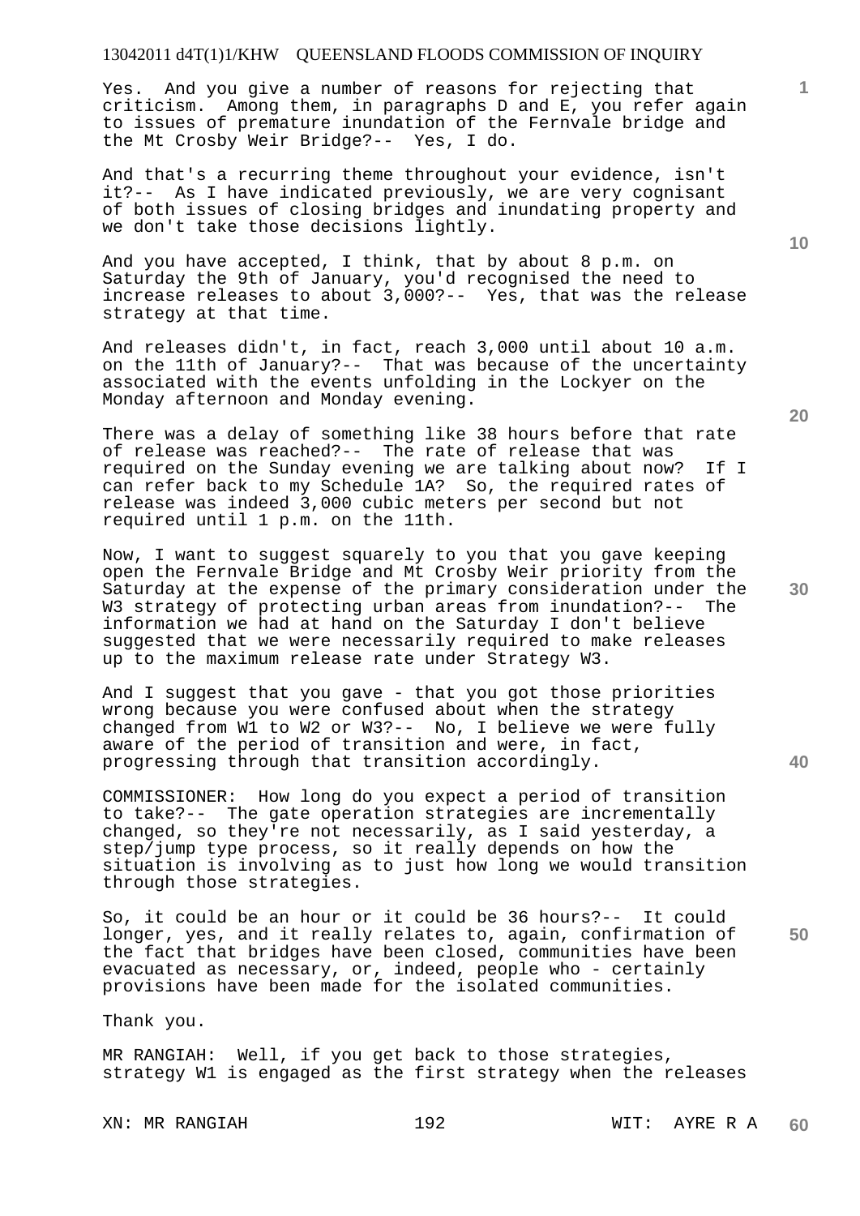Yes. And you give a number of reasons for rejecting that criticism. Among them, in paragraphs D and E, you refer again to issues of premature inundation of the Fernvale bridge and the Mt Crosby Weir Bridge?-- Yes, I do.

And that's a recurring theme throughout your evidence, isn't it?-- As I have indicated previously, we are very cognisant of both issues of closing bridges and inundating property and we don't take those decisions lightly.

And you have accepted, I think, that by about 8 p.m. on Saturday the 9th of January, you'd recognised the need to increase releases to about 3,000?-- Yes, that was the release strategy at that time.

And releases didn't, in fact, reach 3,000 until about 10 a.m. on the 11th of January?-- That was because of the uncertainty associated with the events unfolding in the Lockyer on the Monday afternoon and Monday evening.

There was a delay of something like 38 hours before that rate of release was reached?-- The rate of release that was required on the Sunday evening we are talking about now? If I can refer back to my Schedule 1A? So, the required rates of release was indeed 3,000 cubic meters per second but not required until 1 p.m. on the 11th.

Now, I want to suggest squarely to you that you gave keeping open the Fernvale Bridge and Mt Crosby Weir priority from the Saturday at the expense of the primary consideration under the W3 strategy of protecting urban areas from inundation?-- The information we had at hand on the Saturday I don't believe suggested that we were necessarily required to make releases up to the maximum release rate under Strategy W3.

And I suggest that you gave - that you got those priorities wrong because you were confused about when the strategy changed from W1 to W2 or W3?-- No, I believe we were fully aware of the period of transition and were, in fact, progressing through that transition accordingly.

COMMISSIONER: How long do you expect a period of transition to take?-- The gate operation strategies are incrementally changed, so they're not necessarily, as I said yesterday, a step/jump type process, so it really depends on how the situation is involving as to just how long we would transition through those strategies.

So, it could be an hour or it could be 36 hours?-- It could longer, yes, and it really relates to, again, confirmation of the fact that bridges have been closed, communities have been evacuated as necessary, or, indeed, people who - certainly provisions have been made for the isolated communities.

Thank you.

MR RANGIAH: Well, if you get back to those strategies, strategy W1 is engaged as the first strategy when the releases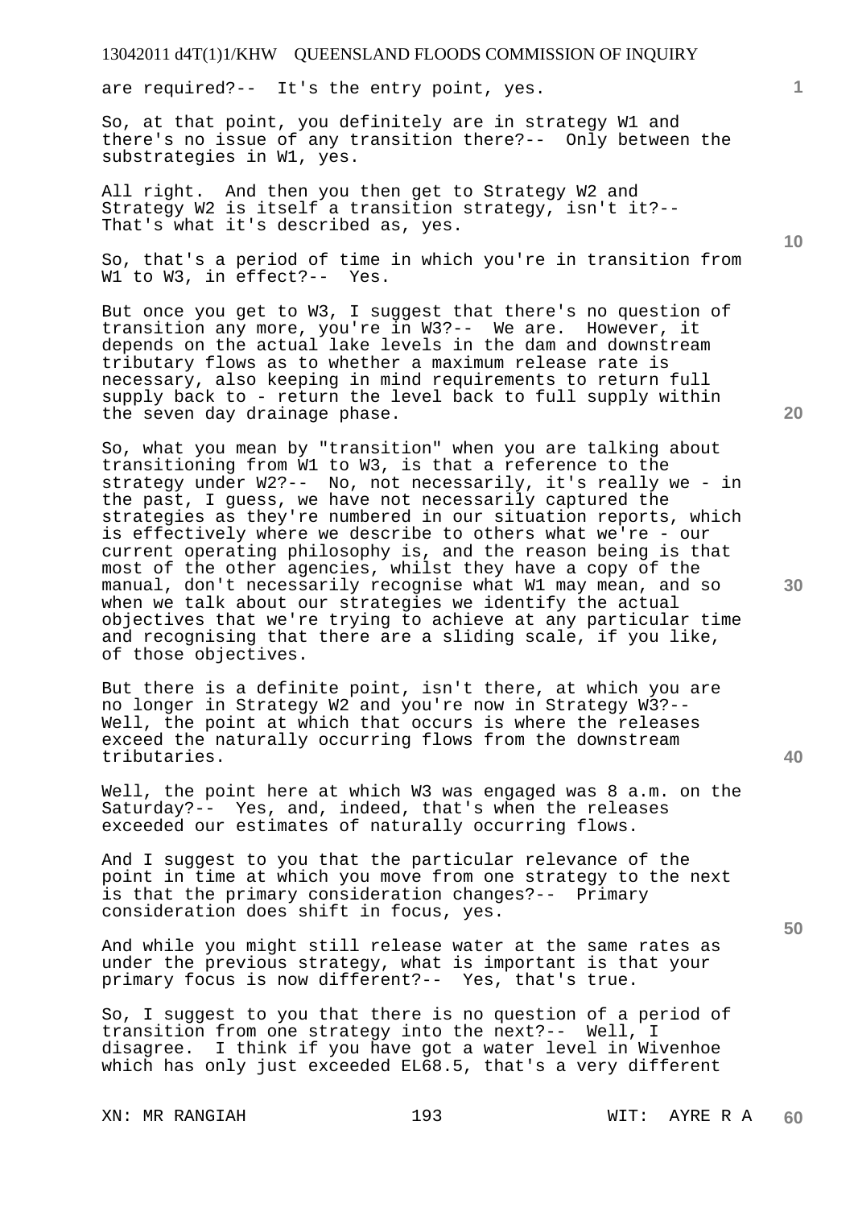are required?-- It's the entry point, yes.

So, at that point, you definitely are in strategy W1 and there's no issue of any transition there?-- Only between the substrategies in W1, yes.

All right. And then you then get to Strategy W2 and Strategy W2 is itself a transition strategy, isn't it?-- That's what it's described as, yes.

So, that's a period of time in which you're in transition from W1 to W3, in effect?-- Yes.

But once you get to W3, I suggest that there's no question of transition any more, you're in W3?-- We are. However, it depends on the actual lake levels in the dam and downstream tributary flows as to whether a maximum release rate is necessary, also keeping in mind requirements to return full supply back to - return the level back to full supply within the seven day drainage phase.

So, what you mean by "transition" when you are talking about transitioning from W1 to W3, is that a reference to the strategy under W2?-- No, not necessarily, it's really we - in the past, I guess, we have not necessarily captured the strategies as they're numbered in our situation reports, which is effectively where we describe to others what we're - our current operating philosophy is, and the reason being is that most of the other agencies, whilst they have a copy of the manual, don't necessarily recognise what W1 may mean, and so when we talk about our strategies we identify the actual objectives that we're trying to achieve at any particular time and recognising that there are a sliding scale, if you like, of those objectives.

But there is a definite point, isn't there, at which you are no longer in Strategy W2 and you're now in Strategy W3?-- Well, the point at which that occurs is where the releases exceed the naturally occurring flows from the downstream tributaries.

Well, the point here at which W3 was engaged was 8 a.m. on the Saturday?-- Yes, and, indeed, that's when the releases exceeded our estimates of naturally occurring flows.

And I suggest to you that the particular relevance of the point in time at which you move from one strategy to the next is that the primary consideration changes?-- Primary consideration does shift in focus, yes.

And while you might still release water at the same rates as under the previous strategy, what is important is that your primary focus is now different?-- Yes, that's true.

So, I suggest to you that there is no question of a period of transition from one strategy into the next?-- Well, I disagree. I think if you have got a water level in Wivenhoe which has only just exceeded EL68.5, that's a very different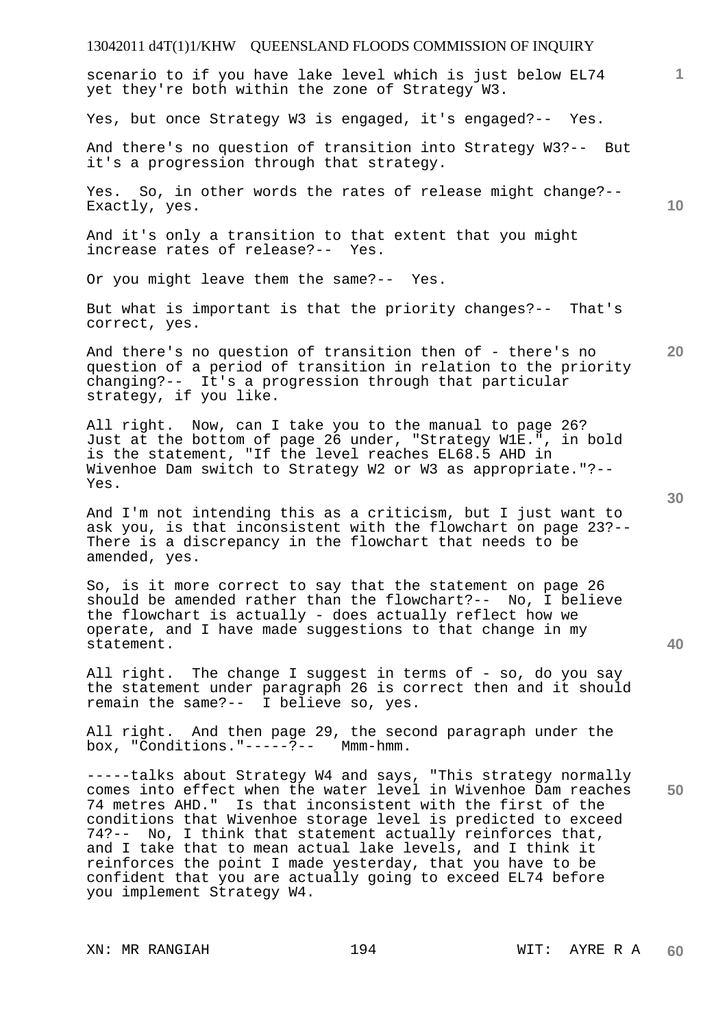scenario to if you have lake level which is just below EL74 yet they're both within the zone of Strategy W3.

Yes, but once Strategy W3 is engaged, it's engaged?-- Yes.

And there's no question of transition into Strategy W3?-- But it's a progression through that strategy.

Yes. So, in other words the rates of release might change?-- Exactly, yes.

And it's only a transition to that extent that you might increase rates of release?-- Yes.

Or you might leave them the same?-- Yes.

But what is important is that the priority changes?-- That's correct, yes.

And there's no question of transition then of - there's no question of a period of transition in relation to the priority changing?-- It's a progression through that particular strategy, if you like.

All right. Now, can I take you to the manual to page 26? Just at the bottom of page 26 under, "Strategy W1E.", in bold is the statement, "If the level reaches EL68.5 AHD in Wivenhoe Dam switch to Strategy W2 or W3 as appropriate."?-- Yes.

And I'm not intending this as a criticism, but I just want to ask you, is that inconsistent with the flowchart on page 23?-- There is a discrepancy in the flowchart that needs to be amended, yes.

So, is it more correct to say that the statement on page 26 should be amended rather than the flowchart?-- No, I believe the flowchart is actually - does actually reflect how we operate, and I have made suggestions to that change in my statement.

All right. The change I suggest in terms of - so, do you say the statement under paragraph 26 is correct then and it should remain the same?-- I believe so, yes.

All right. And then page 29, the second paragraph under the box, "Conditions."-----?-- Mmm-hmm.

-----talks about Strategy W4 and says, "This strategy normally comes into effect when the water level in Wivenhoe Dam reaches 74 metres AHD." Is that inconsistent with the first of the conditions that Wivenhoe storage level is predicted to exceed 74?-- No, I think that statement actually reinforces that, and I take that to mean actual lake levels, and I think it reinforces the point I made yesterday, that you have to be confident that you are actually going to exceed EL74 before you implement Strategy W4.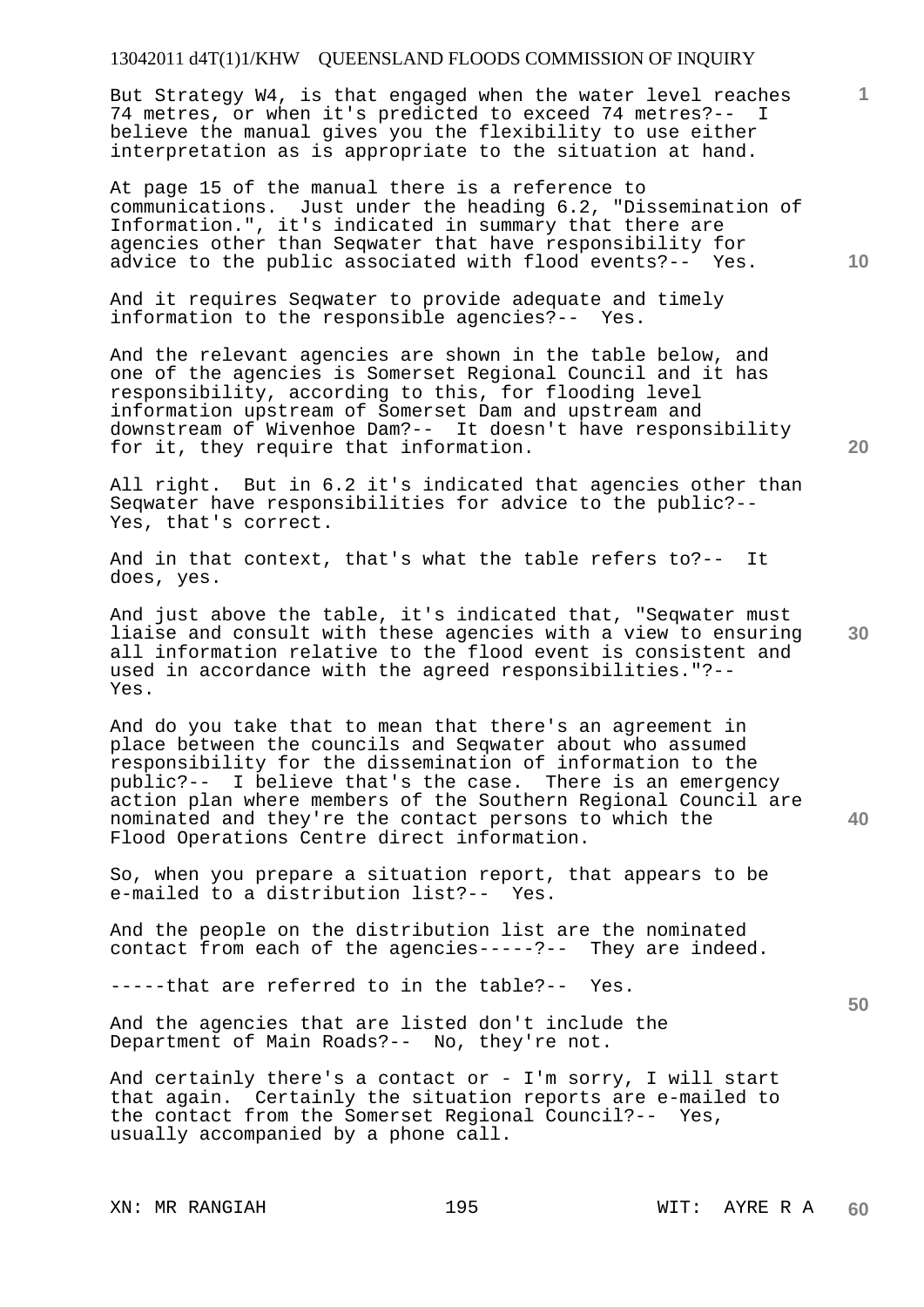But Strategy W4, is that engaged when the water level reaches 74 metres, or when it's predicted to exceed 74 metres?-- I believe the manual gives you the flexibility to use either interpretation as is appropriate to the situation at hand.

At page 15 of the manual there is a reference to communications. Just under the heading 6.2, "Dissemination of Information.", it's indicated in summary that there are agencies other than Seqwater that have responsibility for advice to the public associated with flood events?-- Yes.

And it requires Seqwater to provide adequate and timely information to the responsible agencies?-- Yes.

And the relevant agencies are shown in the table below, and one of the agencies is Somerset Regional Council and it has responsibility, according to this, for flooding level information upstream of Somerset Dam and upstream and downstream of Wivenhoe Dam?-- It doesn't have responsibility for it, they require that information.

All right. But in 6.2 it's indicated that agencies other than Seqwater have responsibilities for advice to the public?-- Yes, that's correct.

And in that context, that's what the table refers to?-- It does, yes.

And just above the table, it's indicated that, "Seqwater must liaise and consult with these agencies with a view to ensuring all information relative to the flood event is consistent and used in accordance with the agreed responsibilities."?-- Yes.

And do you take that to mean that there's an agreement in place between the councils and Seqwater about who assumed responsibility for the dissemination of information to the public?-- I believe that's the case. There is an emergency action plan where members of the Southern Regional Council are nominated and they're the contact persons to which the Flood Operations Centre direct information.

So, when you prepare a situation report, that appears to be e-mailed to a distribution list?-- Yes.

And the people on the distribution list are the nominated contact from each of the agencies-----?-- They are indeed.

-----that are referred to in the table?-- Yes.

And the agencies that are listed don't include the Department of Main Roads?-- No, they're not.

And certainly there's a contact or - I'm sorry, I will start that again. Certainly the situation reports are e-mailed to the contact from the Somerset Regional Council?-- Yes, usually accompanied by a phone call.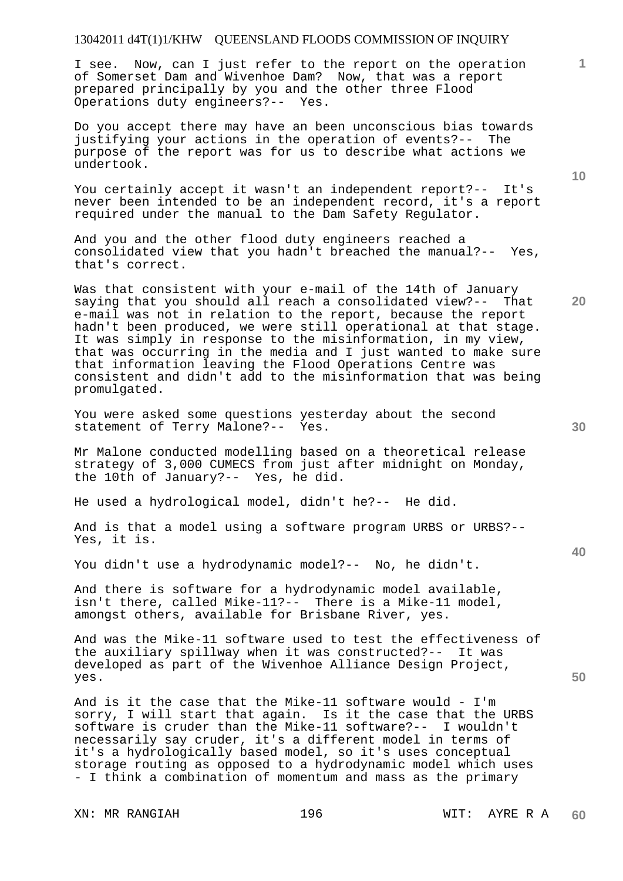I see. Now, can I just refer to the report on the operation of Somerset Dam and Wivenhoe Dam? Now, that was a report prepared principally by you and the other three Flood Operations duty engineers?-- Yes.

Do you accept there may have an been unconscious bias towards justifying your actions in the operation of events?-- The purpose of the report was for us to describe what actions we undertook.

You certainly accept it wasn't an independent report?-- It's never been intended to be an independent record, it's a report required under the manual to the Dam Safety Regulator.

And you and the other flood duty engineers reached a consolidated view that you hadn't breached the manual?-- Yes, that's correct.

Was that consistent with your e-mail of the 14th of January saying that you should all reach a consolidated view?-- That e-mail was not in relation to the report, because the report hadn't been produced, we were still operational at that stage. It was simply in response to the misinformation, in my view, that was occurring in the media and I just wanted to make sure that information leaving the Flood Operations Centre was consistent and didn't add to the misinformation that was being promulgated.

You were asked some questions yesterday about the second statement of Terry Malone?-- Yes.

Mr Malone conducted modelling based on a theoretical release strategy of 3,000 CUMECS from just after midnight on Monday, the 10th of January?-- Yes, he did.

He used a hydrological model, didn't he?-- He did.

And is that a model using a software program URBS or URBS?-- Yes, it is.

You didn't use a hydrodynamic model?-- No, he didn't.

And there is software for a hydrodynamic model available, isn't there, called Mike-11?-- There is a Mike-11 model, amongst others, available for Brisbane River, yes.

And was the Mike-11 software used to test the effectiveness of the auxiliary spillway when it was constructed?-- It was developed as part of the Wivenhoe Alliance Design Project, yes.

And is it the case that the Mike-11 software would - I'm sorry, I will start that again. Is it the case that the URBS software is cruder than the Mike-11 software?-- I wouldn't necessarily say cruder, it's a different model in terms of it's a hydrologically based model, so it's uses conceptual storage routing as opposed to a hydrodynamic model which uses - I think a combination of momentum and mass as the primary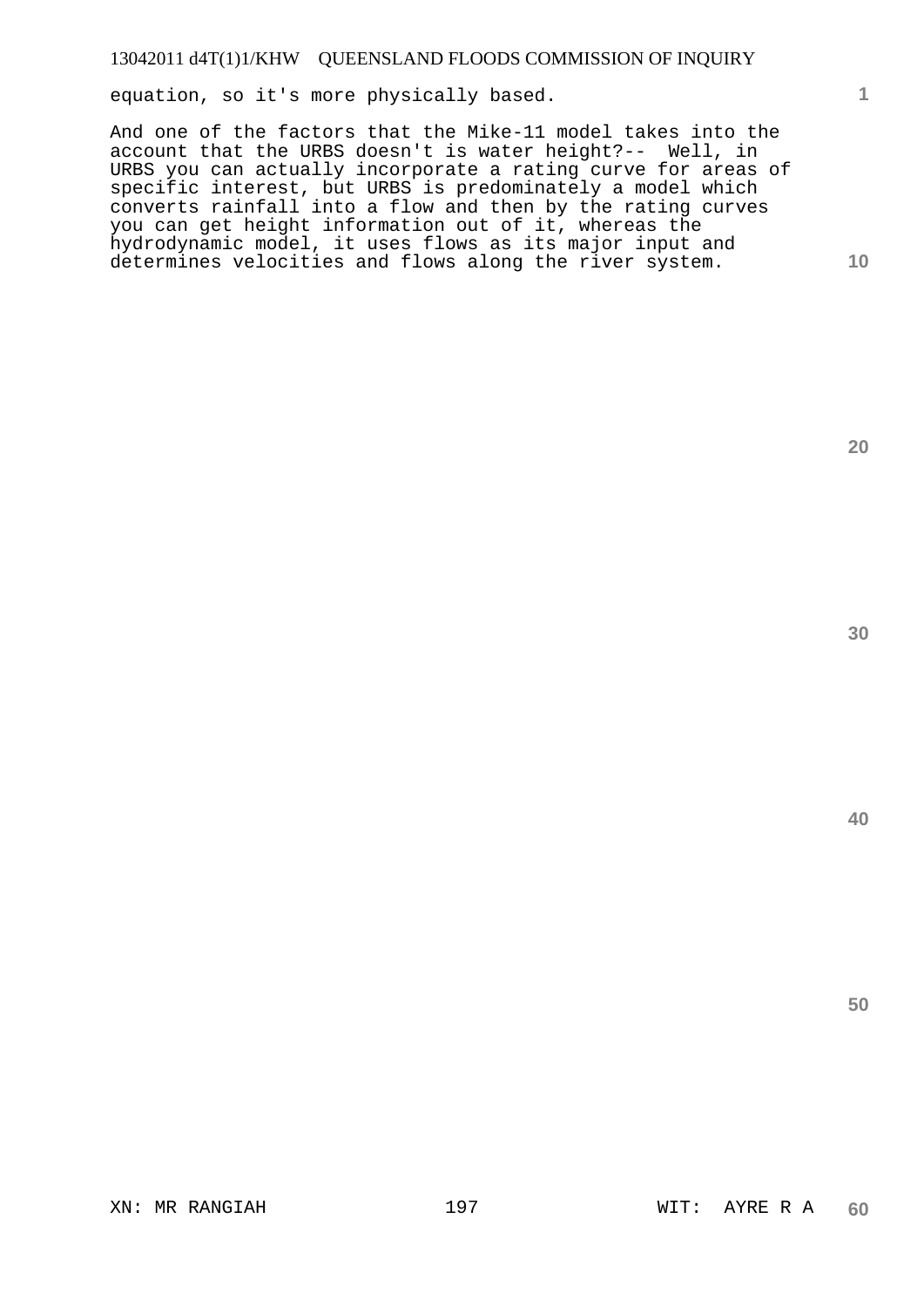equation, so it's more physically based.

And one of the factors that the Mike-11 model takes into the account that the URBS doesn't is water height?-- Well, in URBS you can actually incorporate a rating curve for areas of specific interest, but URBS is predominately a model which converts rainfall into a flow and then by the rating curves you can get height information out of it, whereas the hydrodynamic model, it uses flows as its major input and determines velocities and flows along the river system.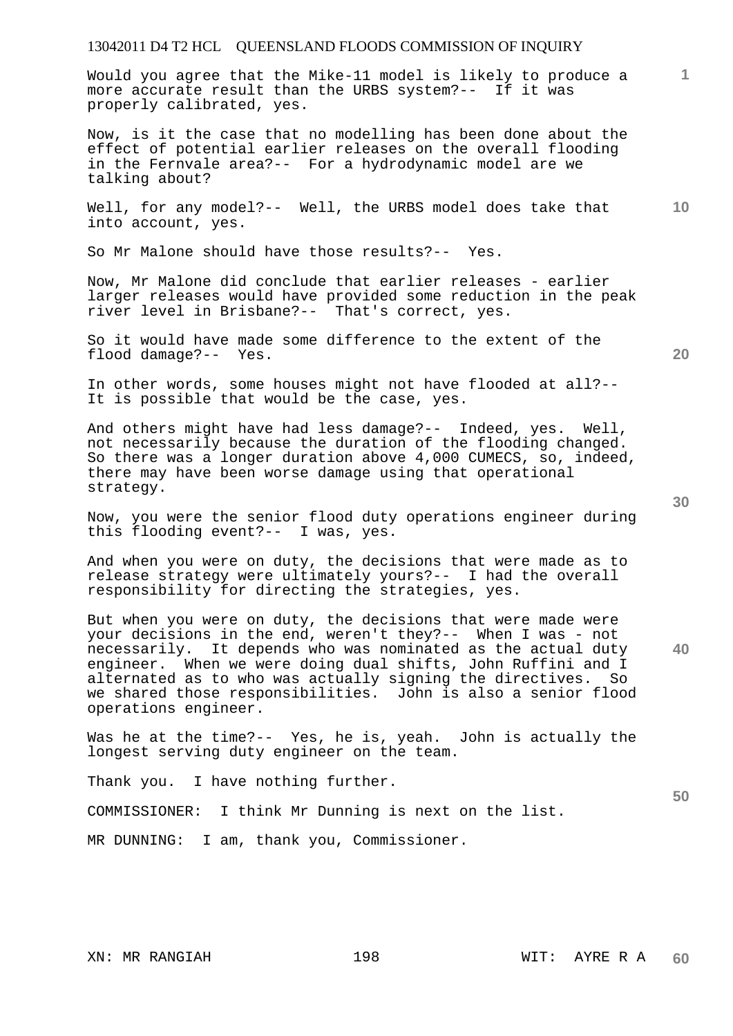Would you agree that the Mike-11 model is likely to produce a more accurate result than the URBS system?-- If it was properly calibrated, yes.

Now, is it the case that no modelling has been done about the effect of potential earlier releases on the overall flooding in the Fernvale area?-- For a hydrodynamic model are we talking about?

Well, for any model?-- Well, the URBS model does take that into account, yes.

So Mr Malone should have those results?-- Yes.

Now, Mr Malone did conclude that earlier releases - earlier larger releases would have provided some reduction in the peak river level in Brisbane?-- That's correct, yes.

So it would have made some difference to the extent of the flood damage?-- Yes.

In other words, some houses might not have flooded at all?-- It is possible that would be the case, yes.

And others might have had less damage?-- Indeed, yes. Well, not necessarily because the duration of the flooding changed. So there was a longer duration above 4,000 CUMECS, so, indeed, there may have been worse damage using that operational strategy.

Now, you were the senior flood duty operations engineer during this flooding event?-- I was, yes.

And when you were on duty, the decisions that were made as to release strategy were ultimately yours?-- I had the overall responsibility for directing the strategies, yes.

But when you were on duty, the decisions that were made were your decisions in the end, weren't they?-- When I was - not necessarily. It depends who was nominated as the actual duty engineer. When we were doing dual shifts, John Ruffini and I alternated as to who was actually signing the directives. So we shared those responsibilities. John is also a senior flood operations engineer.

Was he at the time?-- Yes, he is, yeah. John is actually the longest serving duty engineer on the team.

Thank you. I have nothing further.

COMMISSIONER: I think Mr Dunning is next on the list.

MR DUNNING: I am, thank you, Commissioner.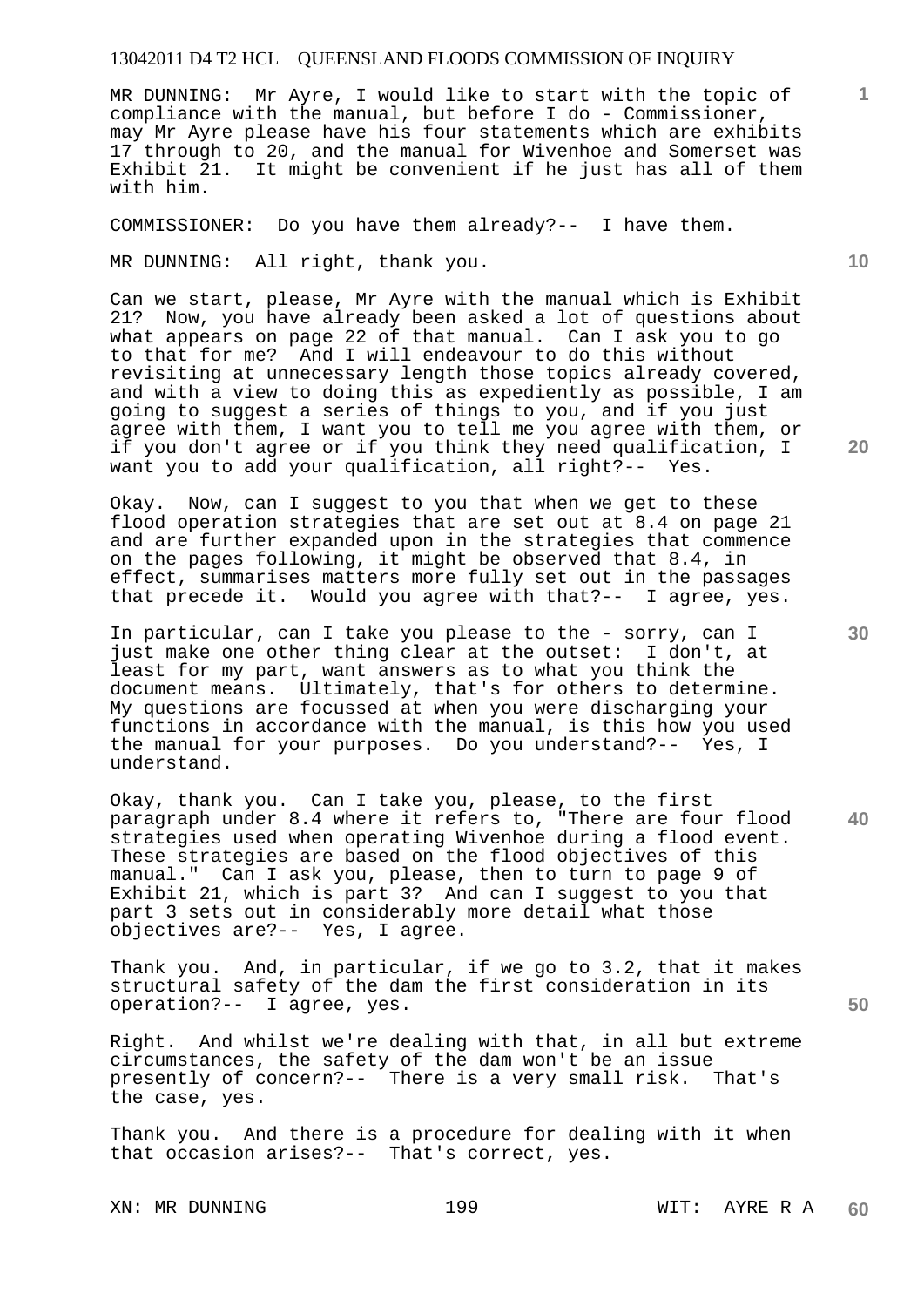MR DUNNING: Mr Ayre, I would like to start with the topic of compliance with the manual, but before I do - Commissioner, may Mr Ayre please have his four statements which are exhibits 17 through to 20, and the manual for Wivenhoe and Somerset was Exhibit 21. It might be convenient if he just has all of them with him.

COMMISSIONER: Do you have them already?-- I have them.

MR DUNNING: All right, thank you.

Can we start, please, Mr Ayre with the manual which is Exhibit 21? Now, you have already been asked a lot of questions about what appears on page 22 of that manual. Can I ask you to go to that for me? And I will endeavour to do this without revisiting at unnecessary length those topics already covered, and with a view to doing this as expediently as possible, I am going to suggest a series of things to you, and if you just agree with them, I want you to tell me you agree with them, or if you don't agree or if you think they need qualification, I want you to add your qualification, all right?-- Yes.

Okay. Now, can I suggest to you that when we get to these flood operation strategies that are set out at 8.4 on page 21 and are further expanded upon in the strategies that commence on the pages following, it might be observed that 8.4, in effect, summarises matters more fully set out in the passages that precede it. Would you agree with that?-- I agree, yes.

In particular, can I take you please to the - sorry, can I just make one other thing clear at the outset: I don't, at least for my part, want answers as to what you think the document means. Ultimately, that's for others to determine. My questions are focussed at when you were discharging your functions in accordance with the manual, is this how you used the manual for your purposes. Do you understand?-- Yes, I understand.

Okay, thank you. Can I take you, please, to the first paragraph under 8.4 where it refers to, "There are four flood strategies used when operating Wivenhoe during a flood event. These strategies are based on the flood objectives of this manual." Can I ask you, please, then to turn to page 9 of Exhibit 21, which is part 3? And can I suggest to you that part 3 sets out in considerably more detail what those objectives are?-- Yes, I agree.

Thank you. And, in particular, if we go to 3.2, that it makes structural safety of the dam the first consideration in its operation?-- I agree, yes.

Right. And whilst we're dealing with that, in all but extreme circumstances, the safety of the dam won't be an issue presently of concern?-- There is a very small risk. That's the case, yes.

Thank you. And there is a procedure for dealing with it when that occasion arises?-- That's correct, yes.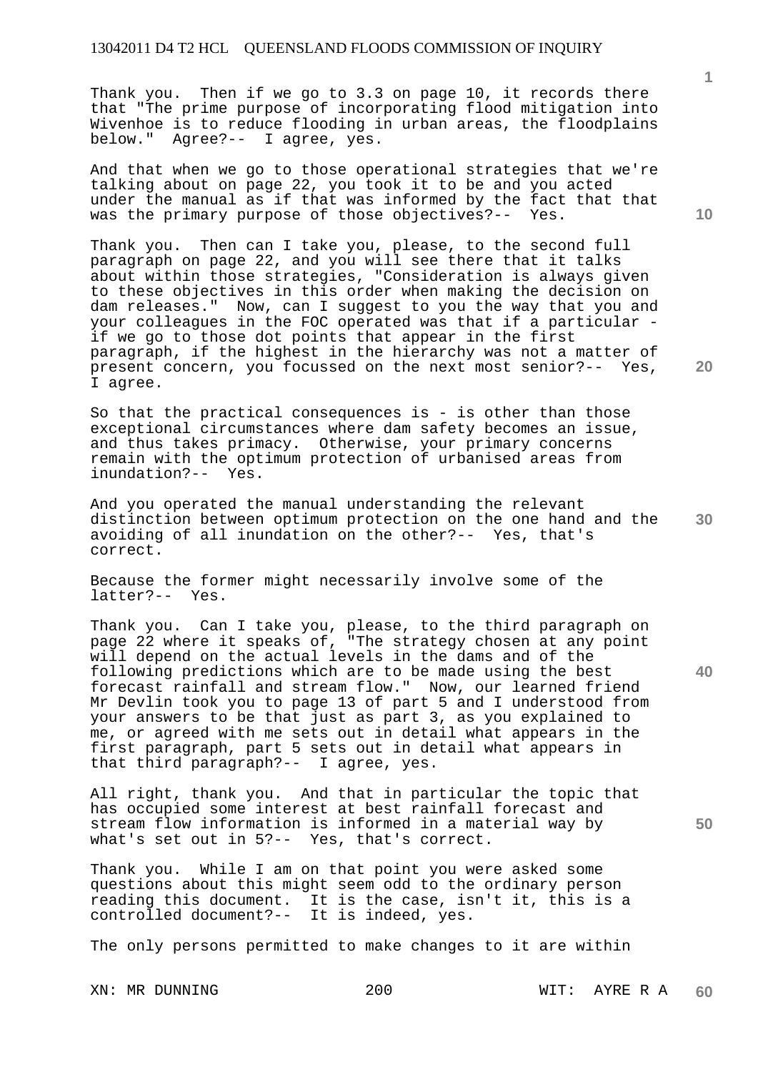Thank you. Then if we go to 3.3 on page 10, it records there that "The prime purpose of incorporating flood mitigation into Wivenhoe is to reduce flooding in urban areas, the floodplains below." Agree?-- I agree, yes.

And that when we go to those operational strategies that we're talking about on page 22, you took it to be and you acted under the manual as if that was informed by the fact that that was the primary purpose of those objectives?-- Yes.

Thank you. Then can I take you, please, to the second full paragraph on page 22, and you will see there that it talks about within those strategies, "Consideration is always given to these objectives in this order when making the decision on dam releases." Now, can I suggest to you the way that you and your colleagues in the FOC operated was that if a particular - if we go to those dot points that appear in the first paragraph, if the highest in the hierarchy was not a matter of present concern, you focussed on the next most senior?-- Yes, I agree.

So that the practical consequences is - is other than those exceptional circumstances where dam safety becomes an issue, and thus takes primacy. Otherwise, your primary concerns remain with the optimum protection of urbanised areas from inundation?-- Yes.

And you operated the manual understanding the relevant distinction between optimum protection on the one hand and the avoiding of all inundation on the other?-- Yes, that's correct.

Because the former might necessarily involve some of the latter?-- Yes.

Thank you. Can I take you, please, to the third paragraph on page 22 where it speaks of, "The strategy chosen at any point will depend on the actual levels in the dams and of the following predictions which are to be made using the best forecast rainfall and stream flow." Now, our learned friend Mr Devlin took you to page 13 of part 5 and I understood from your answers to be that just as part 3, as you explained to me, or agreed with me sets out in detail what appears in the first paragraph, part 5 sets out in detail what appears in that third paragraph?-- I agree, yes.

All right, thank you. And that in particular the topic that has occupied some interest at best rainfall forecast and stream flow information is informed in a material way by what's set out in 5?-- Yes, that's correct.

Thank you. While I am on that point you were asked some questions about this might seem odd to the ordinary person reading this document. It is the case, isn't it, this is a controlled document?-- It is indeed, yes.

The only persons permitted to make changes to it are within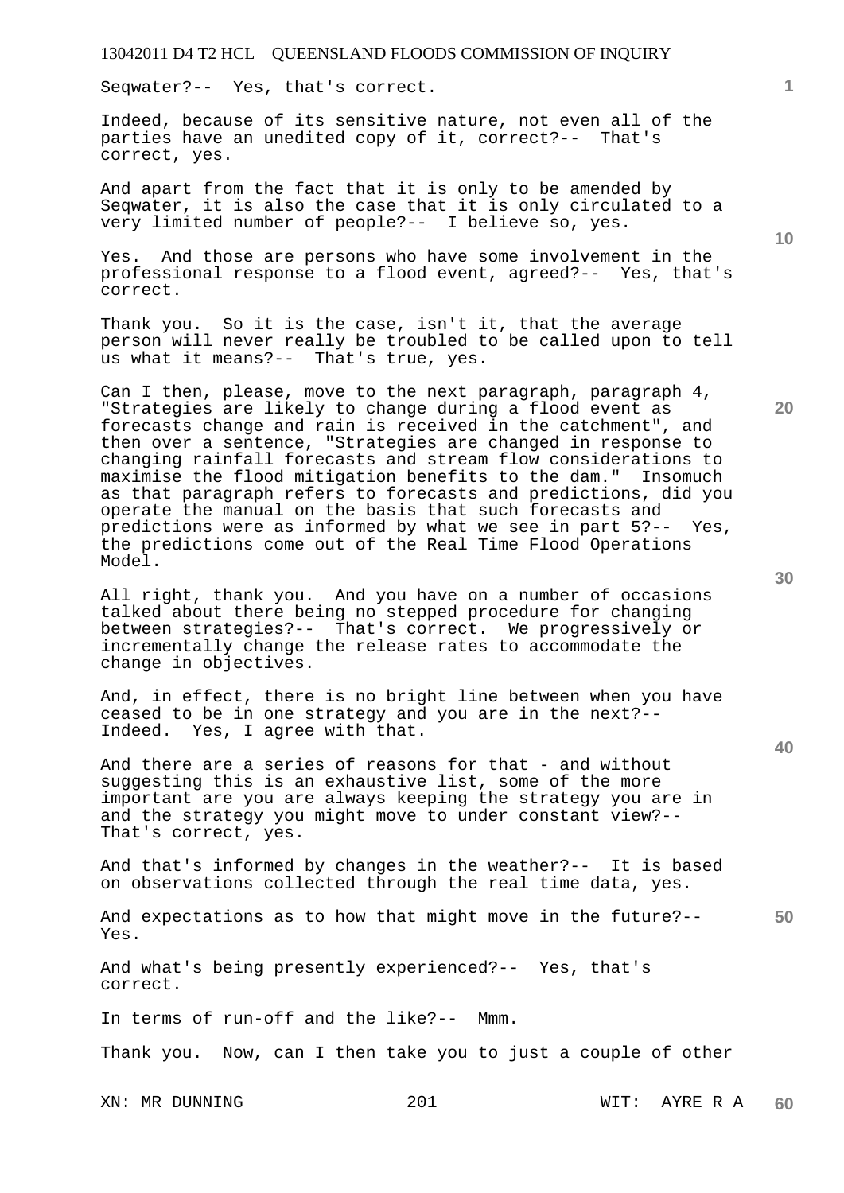Seqwater?-- Yes, that's correct.

Indeed, because of its sensitive nature, not even all of the parties have an unedited copy of it, correct?-- That's correct, yes.

And apart from the fact that it is only to be amended by Seqwater, it is also the case that it is only circulated to a very limited number of people?-- I believe so, yes.

Yes. And those are persons who have some involvement in the professional response to a flood event, agreed?-- Yes, that's correct.

Thank you. So it is the case, isn't it, that the average person will never really be troubled to be called upon to tell us what it means?-- That's true, yes.

Can I then, please, move to the next paragraph, paragraph 4, "Strategies are likely to change during a flood event as forecasts change and rain is received in the catchment", and then over a sentence, "Strategies are changed in response to changing rainfall forecasts and stream flow considerations to maximise the flood mitigation benefits to the dam." Insomuch as that paragraph refers to forecasts and predictions, did you operate the manual on the basis that such forecasts and predictions were as informed by what we see in part 5?-- Yes, the predictions come out of the Real Time Flood Operations Model.

All right, thank you. And you have on a number of occasions talked about there being no stepped procedure for changing between strategies?-- That's correct. We progressively or incrementally change the release rates to accommodate the change in objectives.

And, in effect, there is no bright line between when you have ceased to be in one strategy and you are in the next?-- Indeed. Yes, I agree with that.

And there are a series of reasons for that - and without suggesting this is an exhaustive list, some of the more important are you are always keeping the strategy you are in and the strategy you might move to under constant view?-- That's correct, yes.

And that's informed by changes in the weather?-- It is based on observations collected through the real time data, yes.

And expectations as to how that might move in the future?-- Yes.

And what's being presently experienced?-- Yes, that's correct.

In terms of run-off and the like?-- Mmm.

Thank you. Now, can I then take you to just a couple of other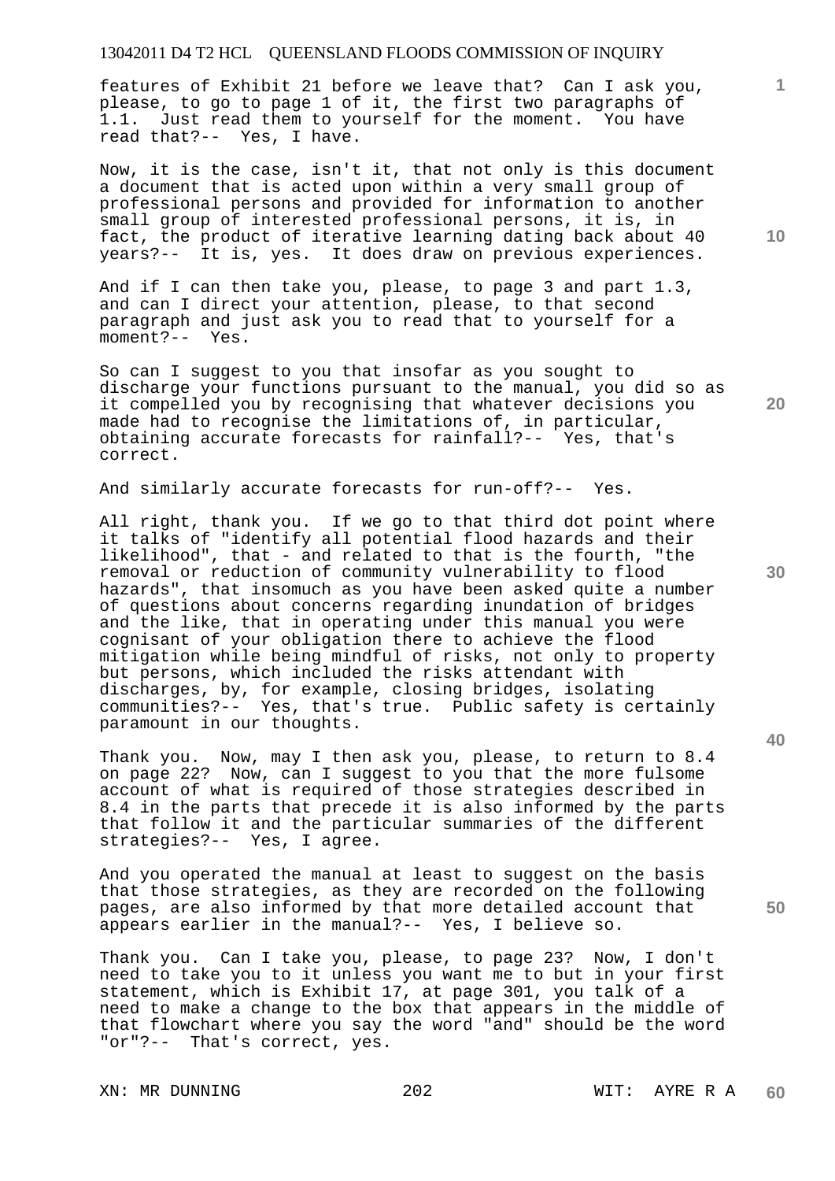features of Exhibit 21 before we leave that? Can I ask you, please, to go to page 1 of it, the first two paragraphs of 1.1. Just read them to yourself for the moment. You have read that?-- Yes, I have.

Now, it is the case, isn't it, that not only is this document a document that is acted upon within a very small group of professional persons and provided for information to another small group of interested professional persons, it is, in fact, the product of iterative learning dating back about 40 years?-- It is, yes. It does draw on previous experiences.

And if I can then take you, please, to page 3 and part 1.3, and can I direct your attention, please, to that second paragraph and just ask you to read that to yourself for a moment?-- Yes.

So can I suggest to you that insofar as you sought to discharge your functions pursuant to the manual, you did so as it compelled you by recognising that whatever decisions you made had to recognise the limitations of, in particular, obtaining accurate forecasts for rainfall?-- Yes, that's correct.

And similarly accurate forecasts for run-off?-- Yes.

All right, thank you. If we go to that third dot point where it talks of "identify all potential flood hazards and their likelihood", that - and related to that is the fourth, "the removal or reduction of community vulnerability to flood hazards", that insomuch as you have been asked quite a number of questions about concerns regarding inundation of bridges and the like, that in operating under this manual you were cognisant of your obligation there to achieve the flood mitigation while being mindful of risks, not only to property but persons, which included the risks attendant with discharges, by, for example, closing bridges, isolating communities?-- Yes, that's true. Public safety is certainly paramount in our thoughts.

Thank you. Now, may I then ask you, please, to return to 8.4 on page 22? Now, can I suggest to you that the more fulsome account of what is required of those strategies described in 8.4 in the parts that precede it is also informed by the parts that follow it and the particular summaries of the different strategies?-- Yes, I agree.

And you operated the manual at least to suggest on the basis that those strategies, as they are recorded on the following pages, are also informed by that more detailed account that appears earlier in the manual?-- Yes, I believe so.

Thank you. Can I take you, please, to page 23? Now, I don't need to take you to it unless you want me to but in your first statement, which is Exhibit 17, at page 301, you talk of a need to make a change to the box that appears in the middle of that flowchart where you say the word "and" should be the word "or"?-- That's correct, yes.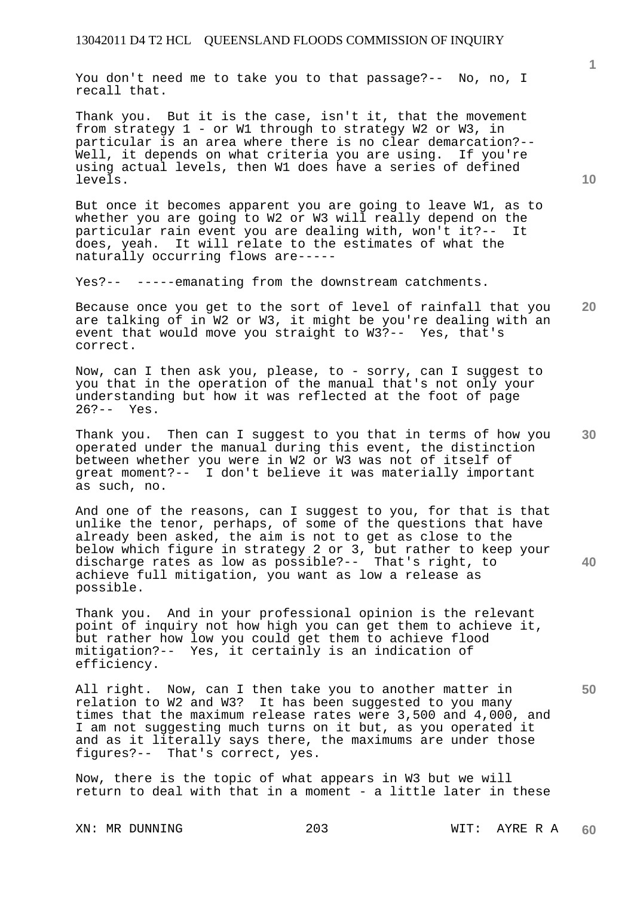You don't need me to take you to that passage?-- No, no, I recall that.

Thank you. But it is the case, isn't it, that the movement from strategy 1 - or W1 through to strategy W2 or W3, in particular is an area where there is no clear demarcation?-- Well, it depends on what criteria you are using. If you're using actual levels, then W1 does have a series of defined levels.

But once it becomes apparent you are going to leave W1, as to whether you are going to W2 or W3 will really depend on the particular rain event you are dealing with, won't it?-- It does, yeah. It will relate to the estimates of what the naturally occurring flows are-----

Yes?-- -----emanating from the downstream catchments.

Because once you get to the sort of level of rainfall that you are talking of in W2 or W3, it might be you're dealing with an event that would move you straight to W3?-- Yes, that's correct.

Now, can I then ask you, please, to - sorry, can I suggest to you that in the operation of the manual that's not only your understanding but how it was reflected at the foot of page 26?-- Yes.

Thank you. Then can I suggest to you that in terms of how you operated under the manual during this event, the distinction between whether you were in W2 or W3 was not of itself of great moment?-- I don't believe it was materially important as such, no.

And one of the reasons, can I suggest to you, for that is that unlike the tenor, perhaps, of some of the questions that have already been asked, the aim is not to get as close to the below which figure in strategy 2 or 3, but rather to keep your discharge rates as low as possible?-- That's right, to achieve full mitigation, you want as low a release as possible.

Thank you. And in your professional opinion is the relevant point of inquiry not how high you can get them to achieve it, but rather how low you could get them to achieve flood mitigation?-- Yes, it certainly is an indication of efficiency.

All right. Now, can I then take you to another matter in relation to W2 and W3? It has been suggested to you many times that the maximum release rates were 3,500 and 4,000, and I am not suggesting much turns on it but, as you operated it and as it literally says there, the maximums are under those figures?-- That's correct, yes.

Now, there is the topic of what appears in W3 but we will return to deal with that in a moment - a little later in these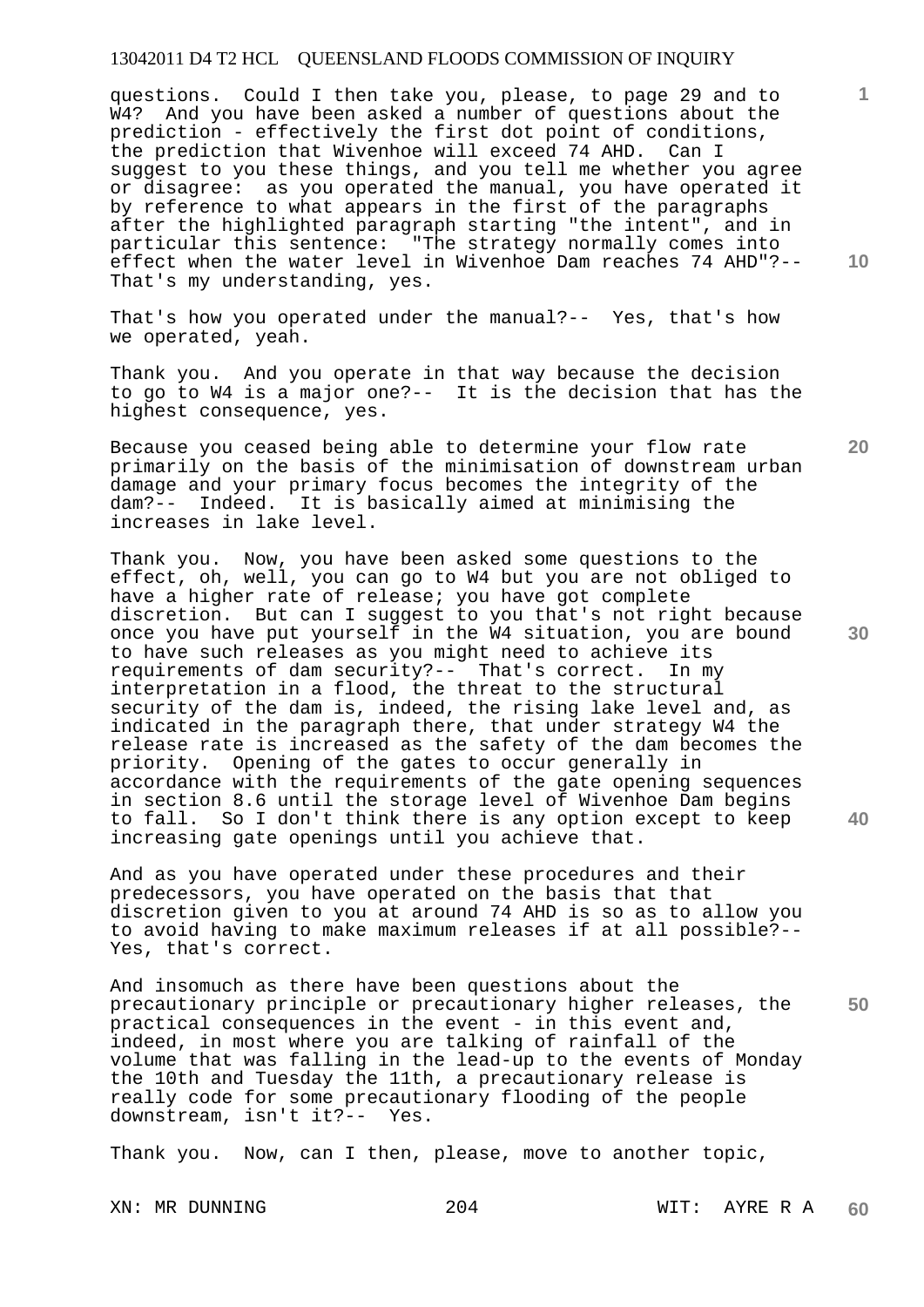questions. Could I then take you, please, to page 29 and to W4? And you have been asked a number of questions about the prediction - effectively the first dot point of conditions, the prediction that Wivenhoe will exceed 74 AHD. Can I suggest to you these things, and you tell me whether you agree or disagree: as you operated the manual, you have operated it by reference to what appears in the first of the paragraphs after the highlighted paragraph starting "the intent", and in particular this sentence: "The strategy normally comes into effect when the water level in Wivenhoe Dam reaches 74 AHD"?-- That's my understanding, yes.

That's how you operated under the manual?-- Yes, that's how we operated, yeah.

Thank you. And you operate in that way because the decision to go to W4 is a major one?-- It is the decision that has the highest consequence, yes.

Because you ceased being able to determine your flow rate primarily on the basis of the minimisation of downstream urban damage and your primary focus becomes the integrity of the dam?-- Indeed. It is basically aimed at minimising the increases in lake level.

Thank you. Now, you have been asked some questions to the effect, oh, well, you can go to W4 but you are not obliged to have a higher rate of release; you have got complete discretion. But can I suggest to you that's not right because once you have put yourself in the W4 situation, you are bound to have such releases as you might need to achieve its requirements of dam security?-- That's correct. In my interpretation in a flood, the threat to the structural security of the dam is, indeed, the rising lake level and, as indicated in the paragraph there, that under strategy W4 the release rate is increased as the safety of the dam becomes the priority. Opening of the gates to occur generally in accordance with the requirements of the gate opening sequences in section 8.6 until the storage level of Wivenhoe Dam begins to fall. So I don't think there is any option except to keep increasing gate openings until you achieve that.

And as you have operated under these procedures and their predecessors, you have operated on the basis that that discretion given to you at around 74 AHD is so as to allow you to avoid having to make maximum releases if at all possible?-- Yes, that's correct.

And insomuch as there have been questions about the precautionary principle or precautionary higher releases, the practical consequences in the event - in this event and, indeed, in most where you are talking of rainfall of the volume that was falling in the lead-up to the events of Monday the 10th and Tuesday the 11th, a precautionary release is really code for some precautionary flooding of the people downstream, isn't it?-- Yes.

Thank you. Now, can I then, please, move to another topic,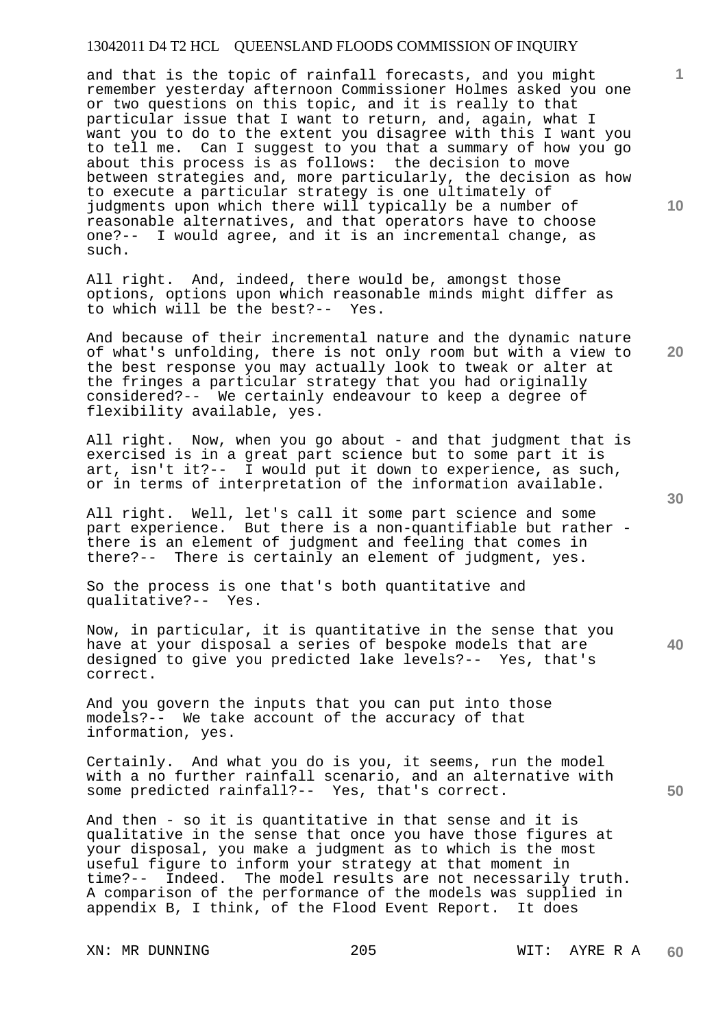and that is the topic of rainfall forecasts, and you might remember yesterday afternoon Commissioner Holmes asked you one or two questions on this topic, and it is really to that particular issue that I want to return, and, again, what I want you to do to the extent you disagree with this I want you to tell me. Can I suggest to you that a summary of how you go about this process is as follows: the decision to move between strategies and, more particularly, the decision as how to execute a particular strategy is one ultimately of judgments upon which there will typically be a number of reasonable alternatives, and that operators have to choose one?-- I would agree, and it is an incremental change, as such.

All right. And, indeed, there would be, amongst those options, options upon which reasonable minds might differ as to which will be the best?-- Yes.

And because of their incremental nature and the dynamic nature of what's unfolding, there is not only room but with a view to the best response you may actually look to tweak or alter at the fringes a particular strategy that you had originally considered?-- We certainly endeavour to keep a degree of flexibility available, yes.

All right. Now, when you go about - and that judgment that is exercised is in a great part science but to some part it is art, isn't it?-- I would put it down to experience, as such, or in terms of interpretation of the information available.

All right. Well, let's call it some part science and some part experience. But there is a non-quantifiable but rather - there is an element of judgment and feeling that comes in there?-- There is certainly an element of judgment, yes.

So the process is one that's both quantitative and qualitative?-- Yes.

Now, in particular, it is quantitative in the sense that you have at your disposal a series of bespoke models that are designed to give you predicted lake levels?-- Yes, that's correct.

And you govern the inputs that you can put into those models?-- We take account of the accuracy of that information, yes.

Certainly. And what you do is you, it seems, run the model with a no further rainfall scenario, and an alternative with some predicted rainfall?-- Yes, that's correct.

And then - so it is quantitative in that sense and it is qualitative in the sense that once you have those figures at your disposal, you make a judgment as to which is the most useful figure to inform your strategy at that moment in time?-- Indeed. The model results are not necessarily truth. A comparison of the performance of the models was supplied in appendix B, I think, of the Flood Event Report. It does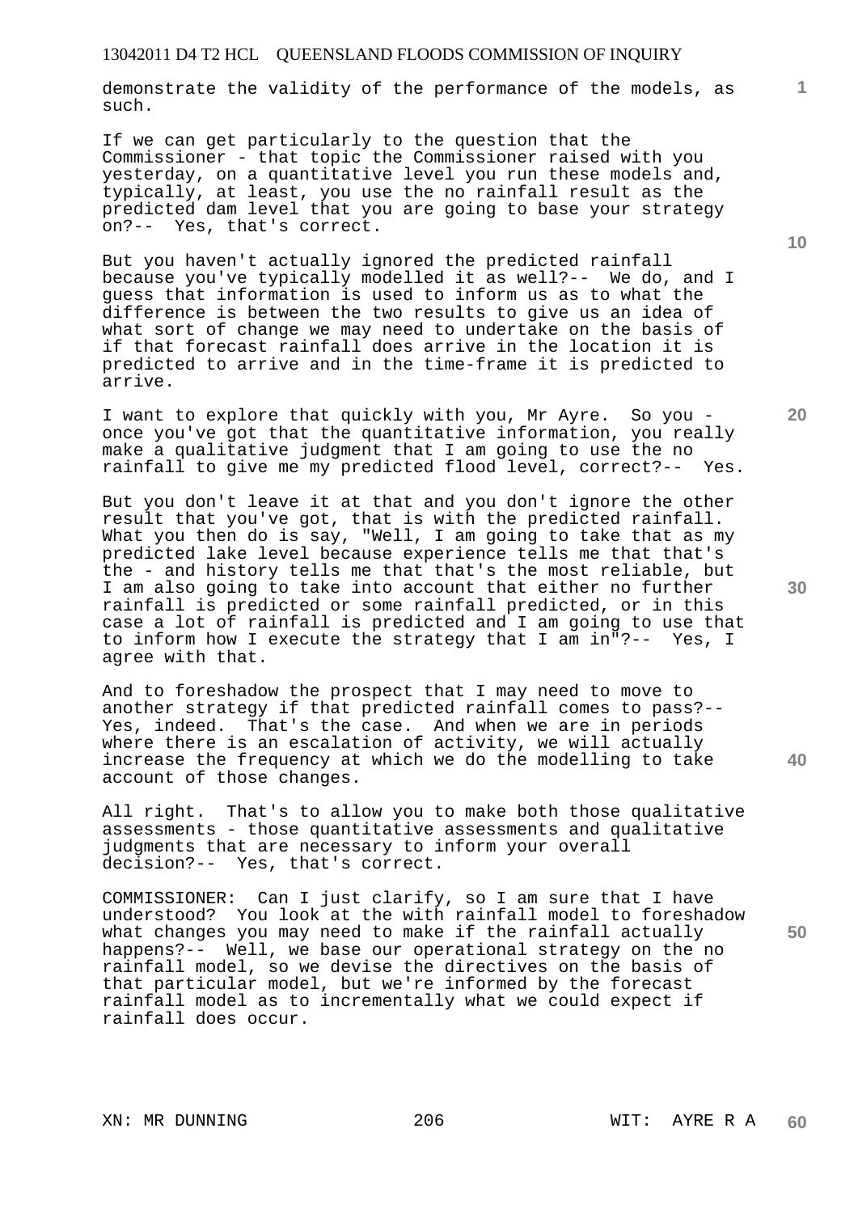demonstrate the validity of the performance of the models, as such.

If we can get particularly to the question that the Commissioner - that topic the Commissioner raised with you yesterday, on a quantitative level you run these models and, typically, at least, you use the no rainfall result as the predicted dam level that you are going to base your strategy on?-- Yes, that's correct.

But you haven't actually ignored the predicted rainfall because you've typically modelled it as well?-- We do, and I guess that information is used to inform us as to what the difference is between the two results to give us an idea of what sort of change we may need to undertake on the basis of if that forecast rainfall does arrive in the location it is predicted to arrive and in the time-frame it is predicted to arrive.

I want to explore that quickly with you, Mr Ayre. So you - once you've got that the quantitative information, you really make a qualitative judgment that I am going to use the no rainfall to give me my predicted flood level, correct?-- Yes.

But you don't leave it at that and you don't ignore the other result that you've got, that is with the predicted rainfall. What you then do is say, "Well, I am going to take that as my predicted lake level because experience tells me that that's the - and history tells me that that's the most reliable, but I am also going to take into account that either no further rainfall is predicted or some rainfall predicted, or in this case a lot of rainfall is predicted and I am going to use that to inform how I execute the strategy that I am in"?-- Yes, I agree with that.

And to foreshadow the prospect that I may need to move to another strategy if that predicted rainfall comes to pass?-- Yes, indeed. That's the case. And when we are in periods where there is an escalation of activity, we will actually increase the frequency at which we do the modelling to take account of those changes.

All right. That's to allow you to make both those qualitative assessments - those quantitative assessments and qualitative judgments that are necessary to inform your overall decision?-- Yes, that's correct.

COMMISSIONER: Can I just clarify, so I am sure that I have understood? You look at the with rainfall model to foreshadow what changes you may need to make if the rainfall actually happens?-- Well, we base our operational strategy on the no rainfall model, so we devise the directives on the basis of that particular model, but we're informed by the forecast rainfall model as to incrementally what we could expect if rainfall does occur.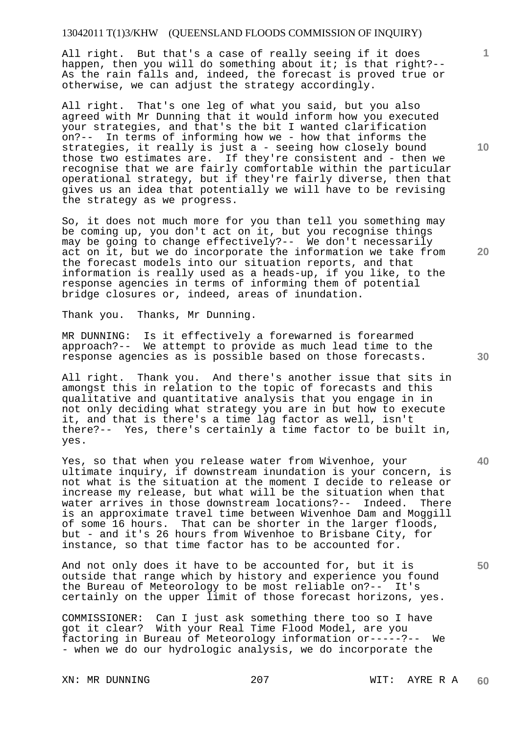All right. But that's a case of really seeing if it does happen, then you will do something about it; is that right?-- As the rain falls and, indeed, the forecast is proved true or otherwise, we can adjust the strategy accordingly.

All right. That's one leg of what you said, but you also agreed with Mr Dunning that it would inform how you executed your strategies, and that's the bit I wanted clarification on?-- In terms of informing how we - how that informs the strategies, it really is just a - seeing how closely bound those two estimates are. If they're consistent and - then we recognise that we are fairly comfortable within the particular operational strategy, but if they're fairly diverse, then that gives us an idea that potentially we will have to be revising the strategy as we progress.

So, it does not much more for you than tell you something may be coming up, you don't act on it, but you recognise things may be going to change effectively?-- We don't necessarily act on it, but we do incorporate the information we take from the forecast models into our situation reports, and that information is really used as a heads-up, if you like, to the response agencies in terms of informing them of potential bridge closures or, indeed, areas of inundation.

Thank you. Thanks, Mr Dunning.

MR DUNNING: Is it effectively a forewarned is forearmed approach?-- We attempt to provide as much lead time to the response agencies as is possible based on those forecasts.

All right. Thank you. And there's another issue that sits in amongst this in relation to the topic of forecasts and this qualitative and quantitative analysis that you engage in in not only deciding what strategy you are in but how to execute it, and that is there's a time lag factor as well, isn't there?-- Yes, there's certainly a time factor to be built in, yes.

Yes, so that when you release water from Wivenhoe, your ultimate inquiry, if downstream inundation is your concern, is not what is the situation at the moment I decide to release or increase my release, but what will be the situation when that water arrives in those downstream locations?-- Indeed. There is an approximate travel time between Wivenhoe Dam and Moggill of some 16 hours. That can be shorter in the larger floods, but - and it's 26 hours from Wivenhoe to Brisbane City, for instance, so that time factor has to be accounted for.

And not only does it have to be accounted for, but it is outside that range which by history and experience you found the Bureau of Meteorology to be most reliable on?-- It's certainly on the upper limit of those forecast horizons, yes.

COMMISSIONER: Can I just ask something there too so I have got it clear? With your Real Time Flood Model, are you factoring in Bureau of Meteorology information or-----?-- We - when we do our hydrologic analysis, we do incorporate the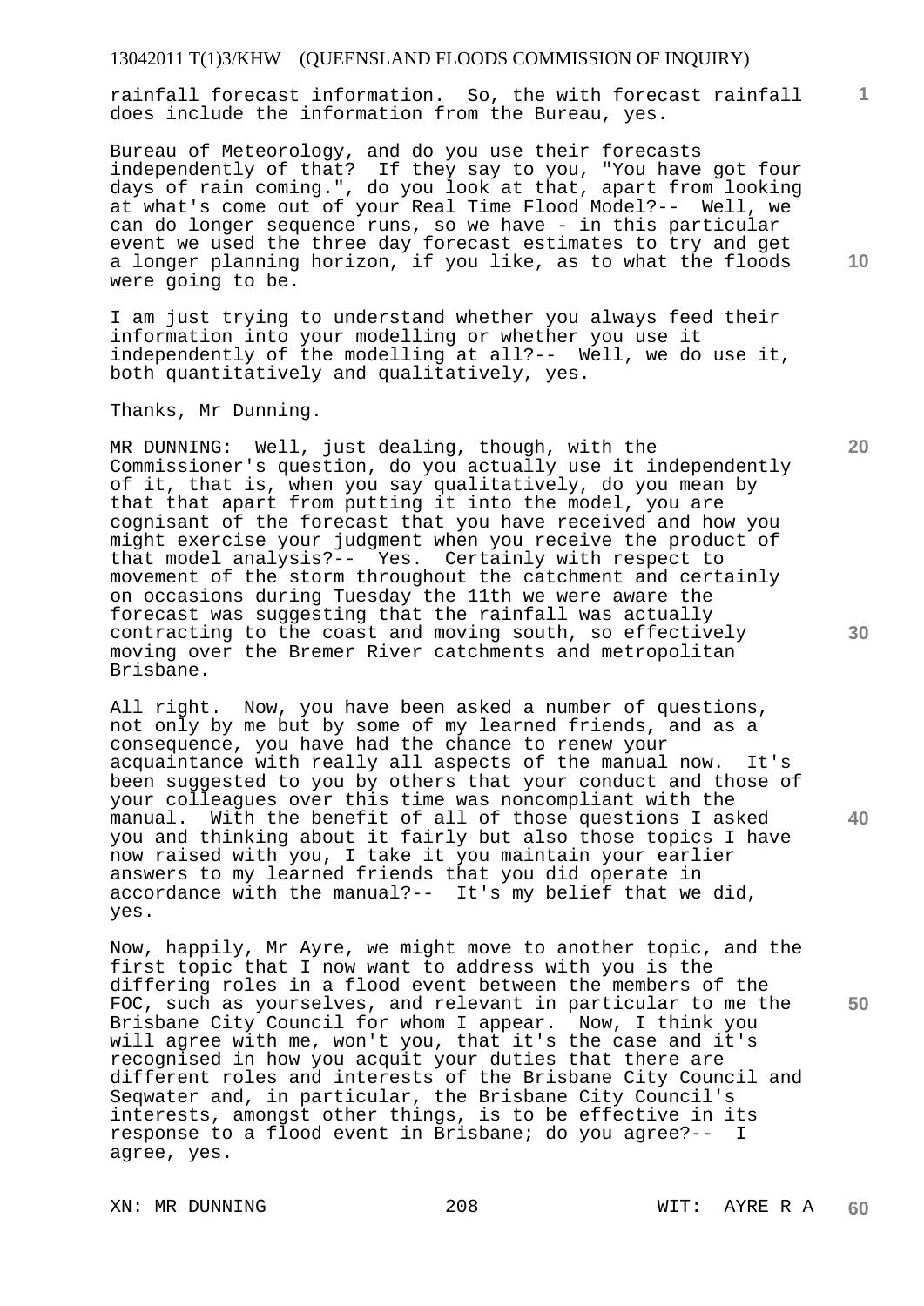rainfall forecast information. So, the with forecast rainfall does include the information from the Bureau, yes.

Bureau of Meteorology, and do you use their forecasts independently of that? If they say to you, "You have got four days of rain coming.", do you look at that, apart from looking at what's come out of your Real Time Flood Model?-- Well, we can do longer sequence runs, so we have - in this particular event we used the three day forecast estimates to try and get a longer planning horizon, if you like, as to what the floods were going to be.

I am just trying to understand whether you always feed their information into your modelling or whether you use it independently of the modelling at all?-- Well, we do use it, both quantitatively and qualitatively, yes.

Thanks, Mr Dunning.

MR DUNNING: Well, just dealing, though, with the Commissioner's question, do you actually use it independently of it, that is, when you say qualitatively, do you mean by that that apart from putting it into the model, you are cognisant of the forecast that you have received and how you might exercise your judgment when you receive the product of that model analysis?-- Yes. Certainly with respect to movement of the storm throughout the catchment and certainly on occasions during Tuesday the 11th we were aware the forecast was suggesting that the rainfall was actually contracting to the coast and moving south, so effectively moving over the Bremer River catchments and metropolitan Brisbane.

All right. Now, you have been asked a number of questions, not only by me but by some of my learned friends, and as a consequence, you have had the chance to renew your acquaintance with really all aspects of the manual now. It's been suggested to you by others that your conduct and those of your colleagues over this time was noncompliant with the manual. With the benefit of all of those questions I asked you and thinking about it fairly but also those topics I have now raised with you, I take it you maintain your earlier answers to my learned friends that you did operate in accordance with the manual?-- It's my belief that we did, yes.

Now, happily, Mr Ayre, we might move to another topic, and the first topic that I now want to address with you is the differing roles in a flood event between the members of the FOC, such as yourselves, and relevant in particular to me the Brisbane City Council for whom I appear. Now, I think you will agree with me, won't you, that it's the case and it's recognised in how you acquit your duties that there are different roles and interests of the Brisbane City Council and Seqwater and, in particular, the Brisbane City Council's interests, amongst other things, is to be effective in its response to a flood event in Brisbane; do you agree?-- I agree, yes.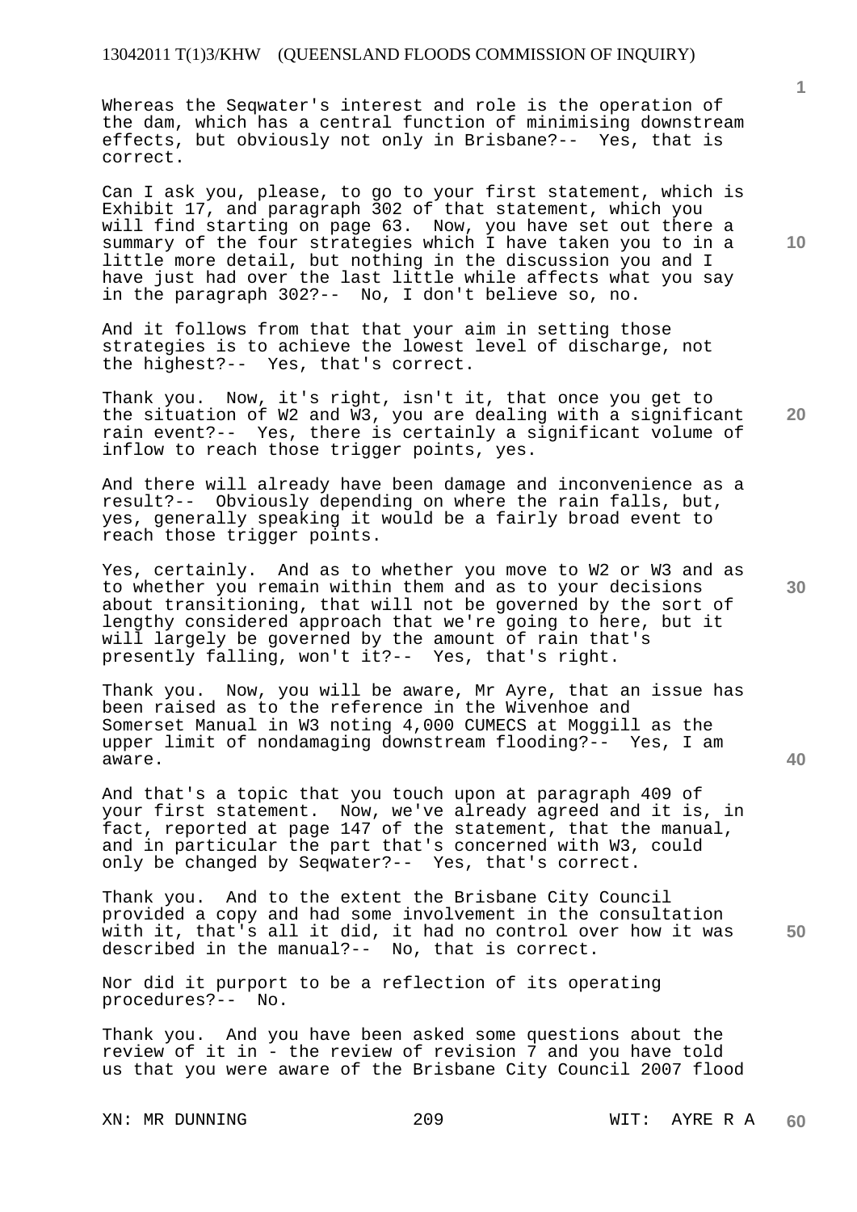Whereas the Seqwater's interest and role is the operation of the dam, which has a central function of minimising downstream effects, but obviously not only in Brisbane?-- Yes, that is correct.

Can I ask you, please, to go to your first statement, which is Exhibit 17, and paragraph 302 of that statement, which you will find starting on page 63. Now, you have set out there a summary of the four strategies which I have taken you to in a little more detail, but nothing in the discussion you and I have just had over the last little while affects what you say in the paragraph 302?-- No, I don't believe so, no.

And it follows from that that your aim in setting those strategies is to achieve the lowest level of discharge, not the highest?-- Yes, that's correct.

Thank you. Now, it's right, isn't it, that once you get to the situation of W2 and W3, you are dealing with a significant rain event?-- Yes, there is certainly a significant volume of inflow to reach those trigger points, yes.

And there will already have been damage and inconvenience as a result?-- Obviously depending on where the rain falls, but, yes, generally speaking it would be a fairly broad event to reach those trigger points.

Yes, certainly. And as to whether you move to W2 or W3 and as to whether you remain within them and as to your decisions about transitioning, that will not be governed by the sort of lengthy considered approach that we're going to here, but it will largely be governed by the amount of rain that's presently falling, won't it?-- Yes, that's right.

Thank you. Now, you will be aware, Mr Ayre, that an issue has been raised as to the reference in the Wivenhoe and Somerset Manual in W3 noting 4,000 CUMECS at Moggill as the upper limit of nondamaging downstream flooding?-- Yes, I am aware.

And that's a topic that you touch upon at paragraph 409 of your first statement. Now, we've already agreed and it is, in fact, reported at page 147 of the statement, that the manual, and in particular the part that's concerned with W3, could only be changed by Seqwater?-- Yes, that's correct.

Thank you. And to the extent the Brisbane City Council provided a copy and had some involvement in the consultation with it, that's all it did, it had no control over how it was described in the manual?-- No, that is correct.

Nor did it purport to be a reflection of its operating procedures?-- No.

Thank you. And you have been asked some questions about the review of it in - the review of revision 7 and you have told us that you were aware of the Brisbane City Council 2007 flood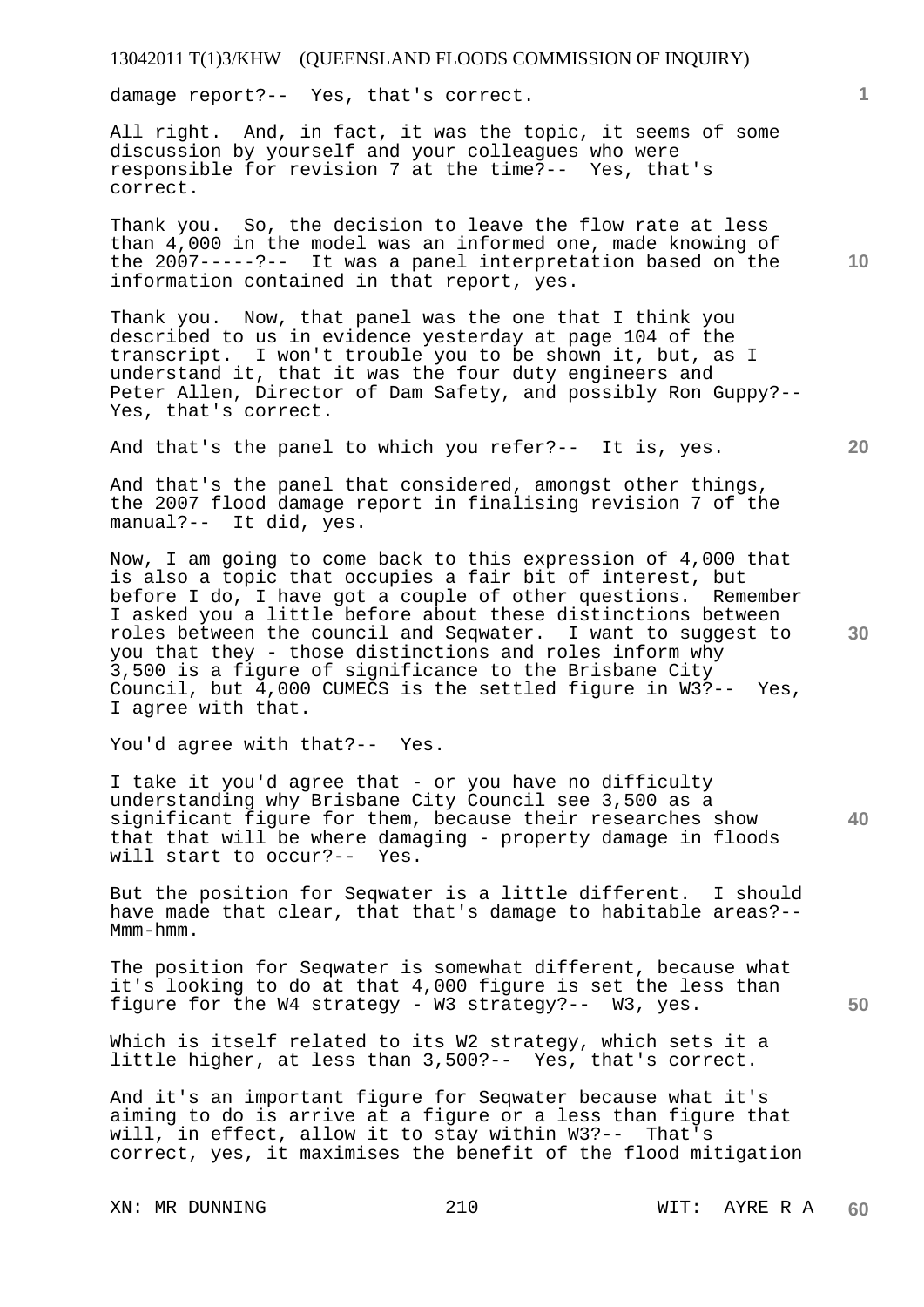damage report?-- Yes, that's correct.

All right. And, in fact, it was the topic, it seems of some discussion by yourself and your colleagues who were responsible for revision 7 at the time?-- Yes, that's correct.

Thank you. So, the decision to leave the flow rate at less than 4,000 in the model was an informed one, made knowing of the 2007-----?-- It was a panel interpretation based on the information contained in that report, yes.

Thank you. Now, that panel was the one that I think you described to us in evidence yesterday at page 104 of the transcript. I won't trouble you to be shown it, but, as I understand it, that it was the four duty engineers and Peter Allen, Director of Dam Safety, and possibly Ron Guppy?-- Yes, that's correct.

And that's the panel to which you refer?-- It is, yes.

And that's the panel that considered, amongst other things, the 2007 flood damage report in finalising revision 7 of the manual?-- It did, yes.

Now, I am going to come back to this expression of 4,000 that is also a topic that occupies a fair bit of interest, but before I do, I have got a couple of other questions. Remember I asked you a little before about these distinctions between roles between the council and Seqwater. I want to suggest to you that they - those distinctions and roles inform why 3,500 is a figure of significance to the Brisbane City Council, but 4,000 CUMECS is the settled figure in W3?-- Yes, I agree with that.

You'd agree with that?-- Yes.

I take it you'd agree that - or you have no difficulty understanding why Brisbane City Council see 3,500 as a significant figure for them, because their researches show that that will be where damaging - property damage in floods will start to occur?-- Yes.

But the position for Seqwater is a little different. I should have made that clear, that that's damage to habitable areas?-- Mmm-hmm.

The position for Seqwater is somewhat different, because what it's looking to do at that 4,000 figure is set the less than figure for the W4 strategy - W3 strategy?-- W3, yes.

Which is itself related to its W2 strategy, which sets it a little higher, at less than 3,500?-- Yes, that's correct.

And it's an important figure for Seqwater because what it's aiming to do is arrive at a figure or a less than figure that will, in effect, allow it to stay within W3?-- That's correct, yes, it maximises the benefit of the flood mitigation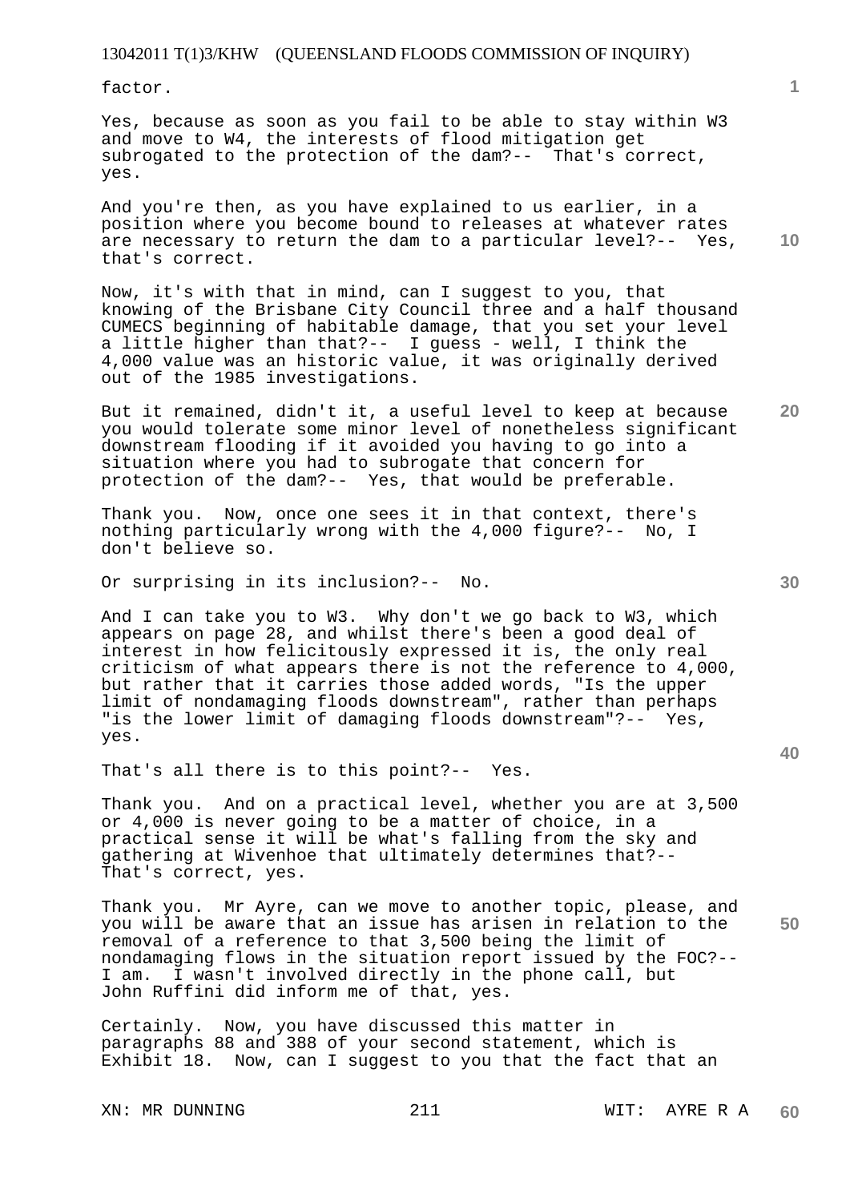factor.

Yes, because as soon as you fail to be able to stay within W3 and move to W4, the interests of flood mitigation get subrogated to the protection of the dam?-- That's correct, yes.

And you're then, as you have explained to us earlier, in a position where you become bound to releases at whatever rates are necessary to return the dam to a particular level?-- Yes, that's correct.

Now, it's with that in mind, can I suggest to you, that knowing of the Brisbane City Council three and a half thousand CUMECS beginning of habitable damage, that you set your level a little higher than that?-- I guess - well, I think the 4,000 value was an historic value, it was originally derived out of the 1985 investigations.

But it remained, didn't it, a useful level to keep at because you would tolerate some minor level of nonetheless significant downstream flooding if it avoided you having to go into a situation where you had to subrogate that concern for protection of the dam?-- Yes, that would be preferable.

Thank you. Now, once one sees it in that context, there's nothing particularly wrong with the 4,000 figure?-- No, I don't believe so.

Or surprising in its inclusion?-- No.

And I can take you to W3. Why don't we go back to W3, which appears on page 28, and whilst there's been a good deal of interest in how felicitously expressed it is, the only real criticism of what appears there is not the reference to 4,000, but rather that it carries those added words, "Is the upper limit of nondamaging floods downstream", rather than perhaps "is the lower limit of damaging floods downstream"?-- Yes, yes.

That's all there is to this point?-- Yes.

Thank you. And on a practical level, whether you are at 3,500 or 4,000 is never going to be a matter of choice, in a practical sense it will be what's falling from the sky and gathering at Wivenhoe that ultimately determines that?-- That's correct, yes.

Thank you. Mr Ayre, can we move to another topic, please, and you will be aware that an issue has arisen in relation to the removal of a reference to that 3,500 being the limit of nondamaging flows in the situation report issued by the FOC?-- I am. I wasn't involved directly in the phone call, but John Ruffini did inform me of that, yes.

Certainly. Now, you have discussed this matter in paragraphs 88 and 388 of your second statement, which is Exhibit 18. Now, can I suggest to you that the fact that an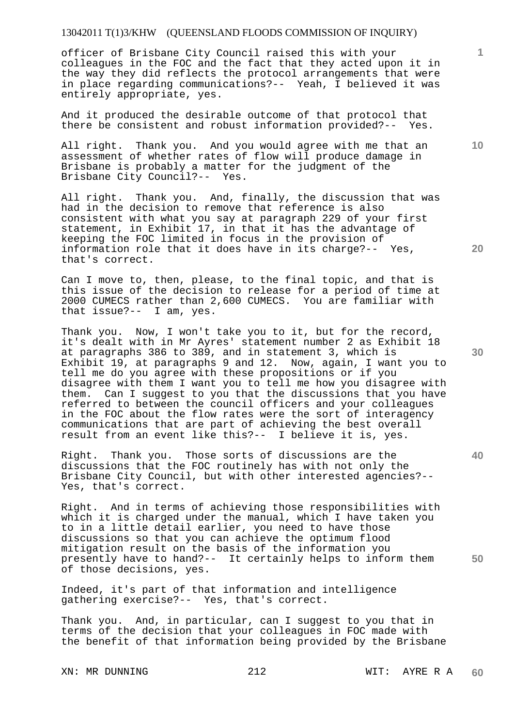officer of Brisbane City Council raised this with your colleagues in the FOC and the fact that they acted upon it in the way they did reflects the protocol arrangements that were in place regarding communications?-- Yeah, I believed it was entirely appropriate, yes.

And it produced the desirable outcome of that protocol that there be consistent and robust information provided?-- Yes.

All right. Thank you. And you would agree with me that an assessment of whether rates of flow will produce damage in Brisbane is probably a matter for the judgment of the Brisbane City Council?-- Yes.

All right. Thank you. And, finally, the discussion that was had in the decision to remove that reference is also consistent with what you say at paragraph 229 of your first statement, in Exhibit 17, in that it has the advantage of keeping the FOC limited in focus in the provision of information role that it does have in its charge?-- Yes, that's correct.

Can I move to, then, please, to the final topic, and that is this issue of the decision to release for a period of time at 2000 CUMECS rather than 2,600 CUMECS. You are familiar with that issue?-- I am, yes.

Thank you. Now, I won't take you to it, but for the record, it's dealt with in Mr Ayres' statement number 2 as Exhibit 18 at paragraphs 386 to 389, and in statement 3, which is Exhibit 19, at paragraphs 9 and 12. Now, again, I want you to tell me do you agree with these propositions or if you disagree with them I want you to tell me how you disagree with them. Can I suggest to you that the discussions that you have referred to between the council officers and your colleagues in the FOC about the flow rates were the sort of interagency communications that are part of achieving the best overall result from an event like this?-- I believe it is, yes.

Right. Thank you. Those sorts of discussions are the discussions that the FOC routinely has with not only the Brisbane City Council, but with other interested agencies?-- Yes, that's correct.

Right. And in terms of achieving those responsibilities with which it is charged under the manual, which I have taken you to in a little detail earlier, you need to have those discussions so that you can achieve the optimum flood mitigation result on the basis of the information you presently have to hand?-- It certainly helps to inform them of those decisions, yes.

Indeed, it's part of that information and intelligence gathering exercise?-- Yes, that's correct.

Thank you. And, in particular, can I suggest to you that in terms of the decision that your colleagues in FOC made with the benefit of that information being provided by the Brisbane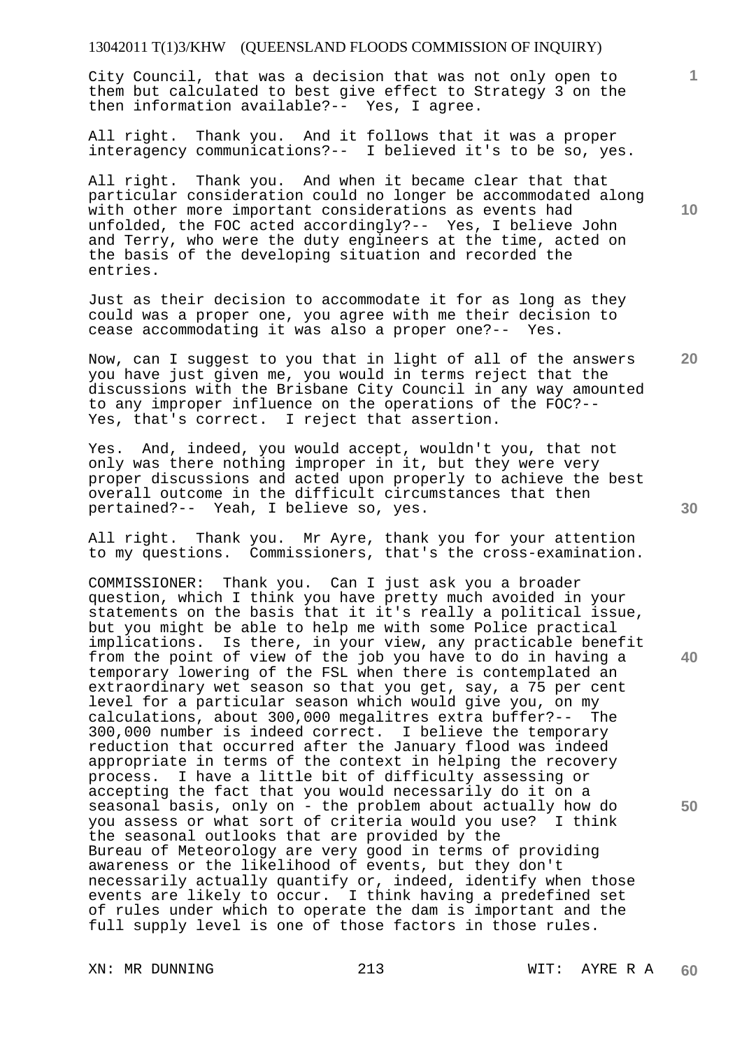City Council, that was a decision that was not only open to them but calculated to best give effect to Strategy 3 on the then information available?-- Yes, I agree.

All right. Thank you. And it follows that it was a proper interagency communications?-- I believed it's to be so, yes.

All right. Thank you. And when it became clear that that particular consideration could no longer be accommodated along with other more important considerations as events had unfolded, the FOC acted accordingly?-- Yes, I believe John and Terry, who were the duty engineers at the time, acted on the basis of the developing situation and recorded the entries.

Just as their decision to accommodate it for as long as they could was a proper one, you agree with me their decision to cease accommodating it was also a proper one?-- Yes.

Now, can I suggest to you that in light of all of the answers you have just given me, you would in terms reject that the discussions with the Brisbane City Council in any way amounted to any improper influence on the operations of the FOC?-- Yes, that's correct. I reject that assertion.

Yes. And, indeed, you would accept, wouldn't you, that not only was there nothing improper in it, but they were very proper discussions and acted upon properly to achieve the best overall outcome in the difficult circumstances that then pertained?-- Yeah, I believe so, yes.

All right. Thank you. Mr Ayre, thank you for your attention to my questions. Commissioners, that's the cross-examination.

COMMISSIONER: Thank you. Can I just ask you a broader question, which I think you have pretty much avoided in your statements on the basis that it it's really a political issue, but you might be able to help me with some Police practical implications. Is there, in your view, any practicable benefit from the point of view of the job you have to do in having a temporary lowering of the FSL when there is contemplated an extraordinary wet season so that you get, say, a 75 per cent level for a particular season which would give you, on my calculations, about 300,000 megalitres extra buffer?-- The 300,000 number is indeed correct. I believe the temporary reduction that occurred after the January flood was indeed appropriate in terms of the context in helping the recovery process. I have a little bit of difficulty assessing or accepting the fact that you would necessarily do it on a seasonal basis, only on - the problem about actually how do you assess or what sort of criteria would you use? I think the seasonal outlooks that are provided by the Bureau of Meteorology are very good in terms of providing awareness or the likelihood of events, but they don't necessarily actually quantify or, indeed, identify when those events are likely to occur. I think having a predefined set of rules under which to operate the dam is important and the full supply level is one of those factors in those rules.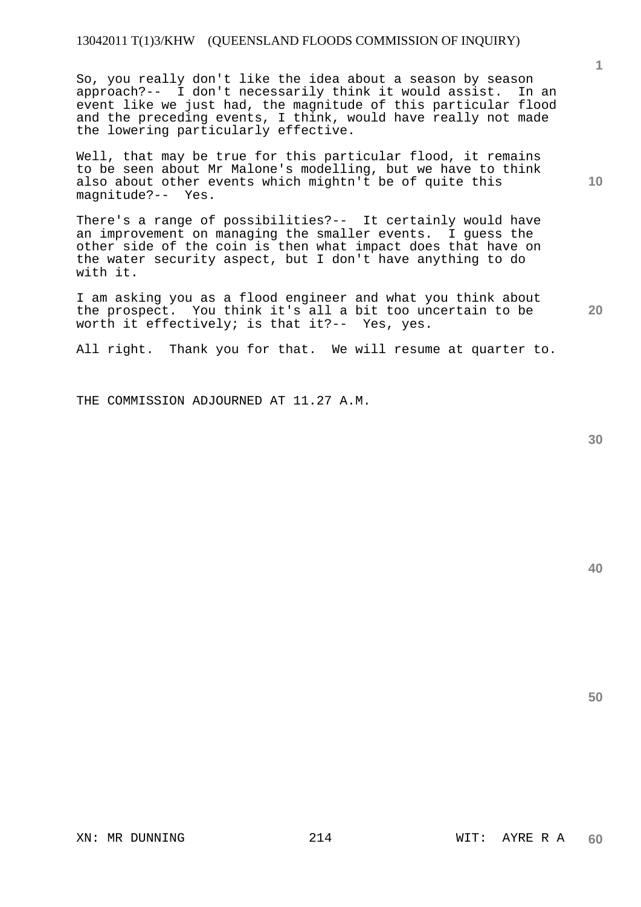So, you really don't like the idea about a season by season approach?-- I don't necessarily think it would assist. In an event like we just had, the magnitude of this particular flood and the preceding events, I think, would have really not made the lowering particularly effective.

Well, that may be true for this particular flood, it remains to be seen about Mr Malone's modelling, but we have to think also about other events which mightn't be of quite this magnitude?-- Yes.

There's a range of possibilities?-- It certainly would have an improvement on managing the smaller events. I guess the other side of the coin is then what impact does that have on the water security aspect, but I don't have anything to do with it.

I am asking you as a flood engineer and what you think about the prospect. You think it's all a bit too uncertain to be worth it effectively; is that it?-- Yes, yes.

All right. Thank you for that. We will resume at quarter to.

THE COMMISSION ADJOURNED AT 11.27 A.M.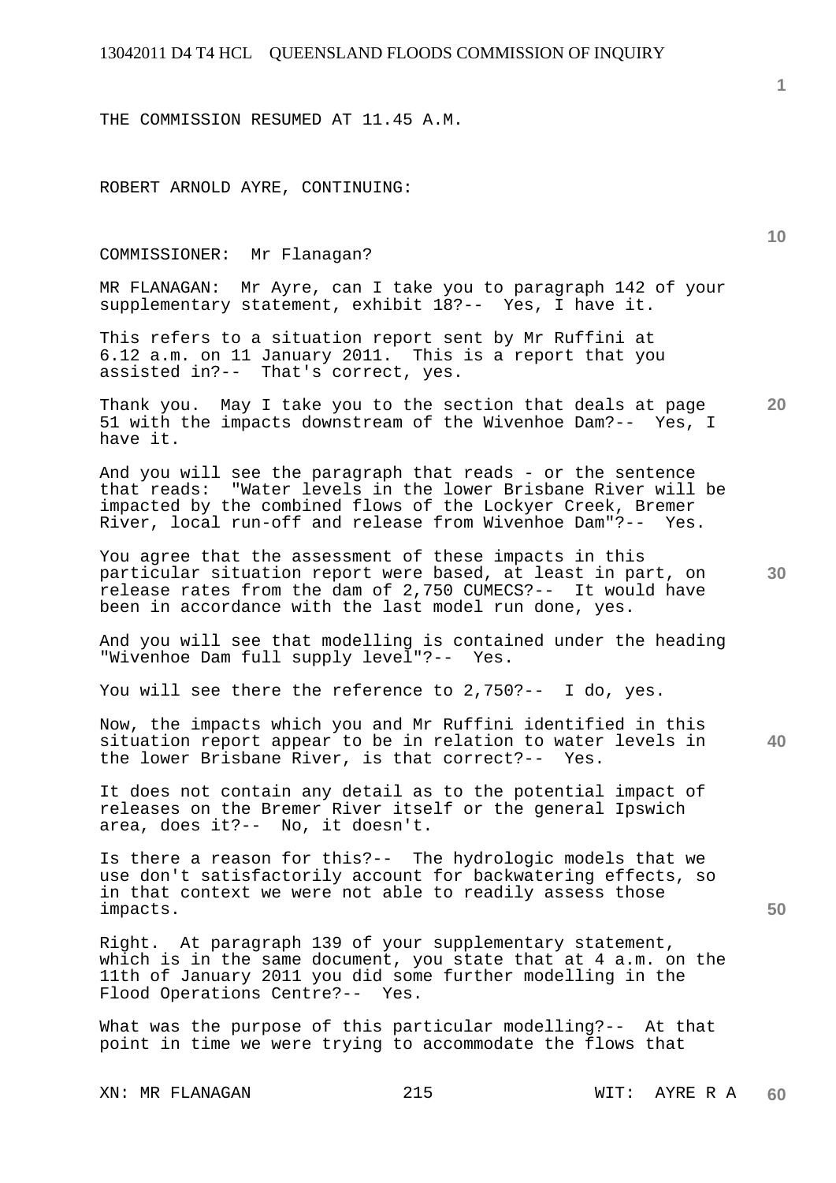THE COMMISSION RESUMED AT 11.45 A.M.

ROBERT ARNOLD AYRE, CONTINUING:

COMMISSIONER: Mr Flanagan?

MR FLANAGAN: Mr Ayre, can I take you to paragraph 142 of your supplementary statement, exhibit 18?-- Yes, I have it.

This refers to a situation report sent by Mr Ruffini at 6.12 a.m. on 11 January 2011. This is a report that you assisted in?-- That's correct, yes.

Thank you. May I take you to the section that deals at page 51 with the impacts downstream of the Wivenhoe Dam?-- Yes, I have it.

And you will see the paragraph that reads - or the sentence that reads: "Water levels in the lower Brisbane River will be impacted by the combined flows of the Lockyer Creek, Bremer River, local run-off and release from Wivenhoe Dam"?-- Yes.

You agree that the assessment of these impacts in this particular situation report were based, at least in part, on release rates from the dam of 2,750 CUMECS?-- It would have been in accordance with the last model run done, yes.

And you will see that modelling is contained under the heading "Wivenhoe Dam full supply level"?-- Yes.

You will see there the reference to 2,750?-- I do, yes.

Now, the impacts which you and Mr Ruffini identified in this situation report appear to be in relation to water levels in the lower Brisbane River, is that correct?-- Yes.

It does not contain any detail as to the potential impact of releases on the Bremer River itself or the general Ipswich area, does it?-- No, it doesn't.

Is there a reason for this?-- The hydrologic models that we use don't satisfactorily account for backwatering effects, so in that context we were not able to readily assess those impacts.

Right. At paragraph 139 of your supplementary statement, which is in the same document, you state that at 4 a.m. on the 11th of January 2011 you did some further modelling in the Flood Operations Centre?-- Yes.

What was the purpose of this particular modelling?-- At that point in time we were trying to accommodate the flows that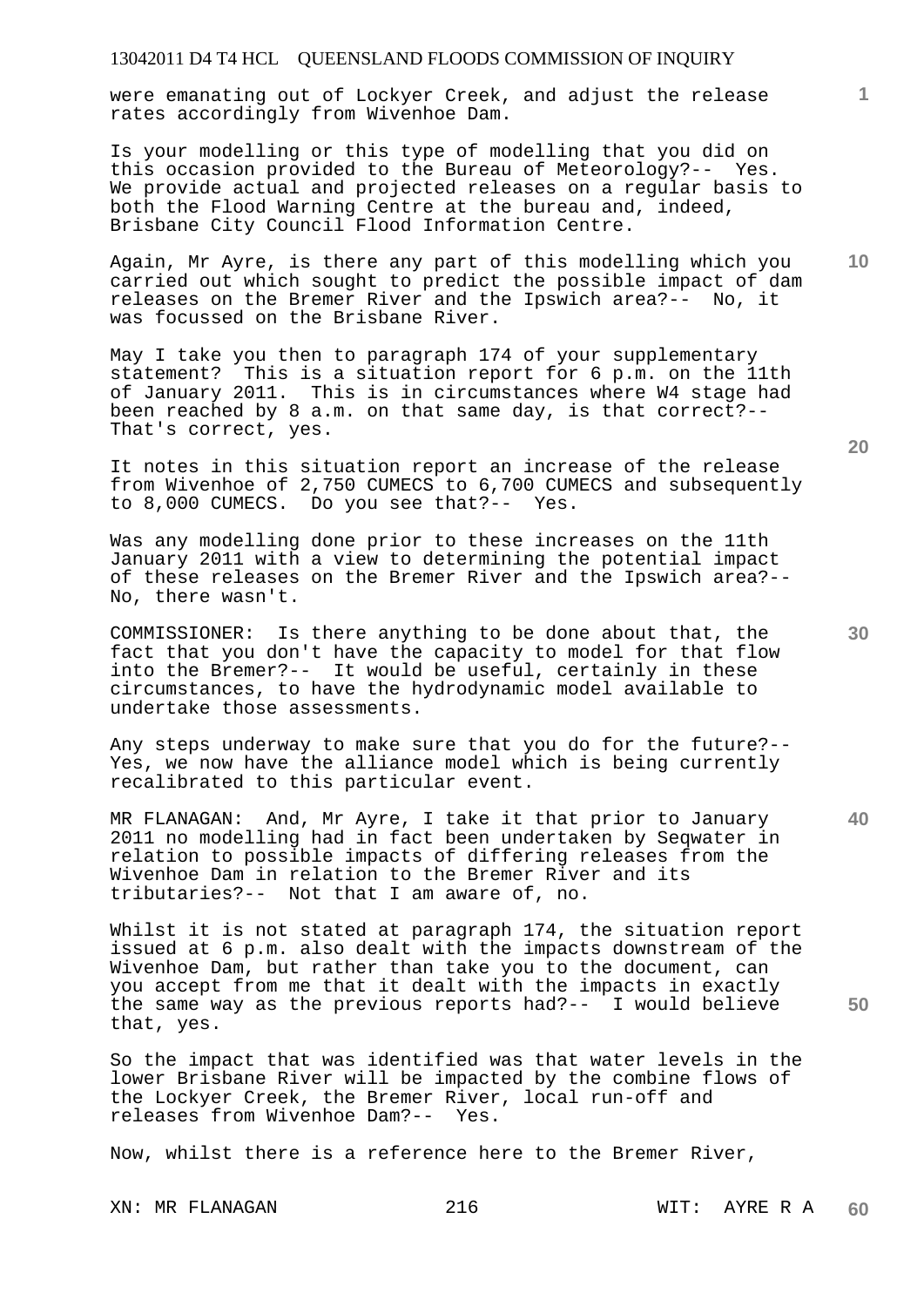were emanating out of Lockyer Creek, and adjust the release rates accordingly from Wivenhoe Dam.

Is your modelling or this type of modelling that you did on this occasion provided to the Bureau of Meteorology?-- Yes. We provide actual and projected releases on a regular basis to both the Flood Warning Centre at the bureau and, indeed, Brisbane City Council Flood Information Centre.

Again, Mr Ayre, is there any part of this modelling which you carried out which sought to predict the possible impact of dam releases on the Bremer River and the Ipswich area?-- No, it was focussed on the Brisbane River.

May I take you then to paragraph 174 of your supplementary statement? This is a situation report for 6 p.m. on the 11th of January 2011. This is in circumstances where W4 stage had been reached by 8 a.m. on that same day, is that correct?-- That's correct, yes.

It notes in this situation report an increase of the release from Wivenhoe of 2,750 CUMECS to 6,700 CUMECS and subsequently to 8,000 CUMECS. Do you see that?-- Yes.

Was any modelling done prior to these increases on the 11th January 2011 with a view to determining the potential impact of these releases on the Bremer River and the Ipswich area?-- No, there wasn't.

COMMISSIONER: Is there anything to be done about that, the fact that you don't have the capacity to model for that flow into the Bremer?-- It would be useful, certainly in these circumstances, to have the hydrodynamic model available to undertake those assessments.

Any steps underway to make sure that you do for the future?-- Yes, we now have the alliance model which is being currently recalibrated to this particular event.

MR FLANAGAN: And, Mr Ayre, I take it that prior to January 2011 no modelling had in fact been undertaken by Seqwater in relation to possible impacts of differing releases from the Wivenhoe Dam in relation to the Bremer River and its tributaries?-- Not that I am aware of, no.

Whilst it is not stated at paragraph 174, the situation report issued at 6 p.m. also dealt with the impacts downstream of the Wivenhoe Dam, but rather than take you to the document, can you accept from me that it dealt with the impacts in exactly the same way as the previous reports had?-- I would believe that, yes.

So the impact that was identified was that water levels in the lower Brisbane River will be impacted by the combine flows of the Lockyer Creek, the Bremer River, local run-off and releases from Wivenhoe Dam?-- Yes.

Now, whilst there is a reference here to the Bremer River,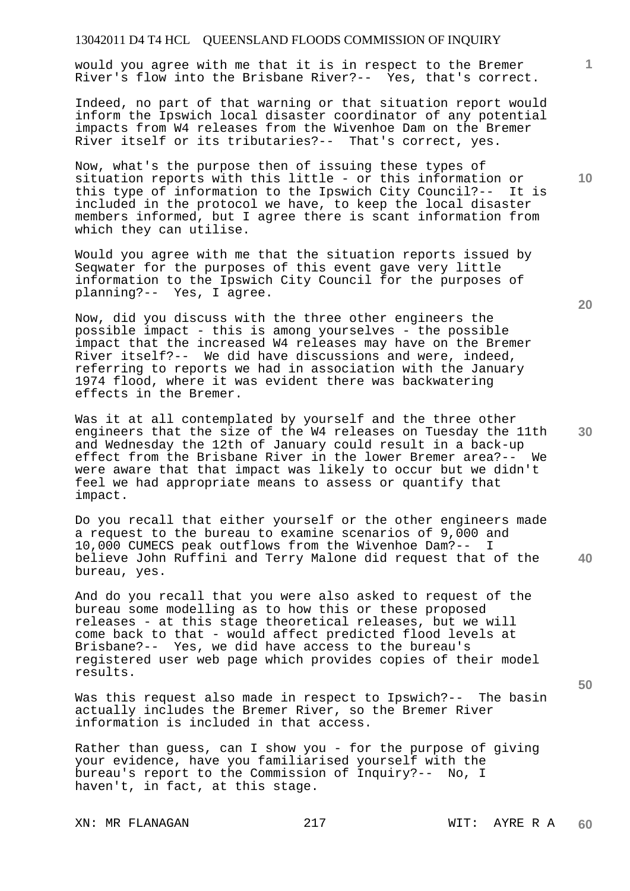would you agree with me that it is in respect to the Bremer River's flow into the Brisbane River?-- Yes, that's correct.

Indeed, no part of that warning or that situation report would inform the Ipswich local disaster coordinator of any potential impacts from W4 releases from the Wivenhoe Dam on the Bremer River itself or its tributaries?-- That's correct, yes.

Now, what's the purpose then of issuing these types of situation reports with this little - or this information or this type of information to the Ipswich City Council?-- It is included in the protocol we have, to keep the local disaster members informed, but I agree there is scant information from which they can utilise.

Would you agree with me that the situation reports issued by Seqwater for the purposes of this event gave very little information to the Ipswich City Council for the purposes of planning?-- Yes, I agree.

Now, did you discuss with the three other engineers the possible impact - this is among yourselves - the possible impact that the increased W4 releases may have on the Bremer River itself?-- We did have discussions and were, indeed, referring to reports we had in association with the January 1974 flood, where it was evident there was backwatering effects in the Bremer.

Was it at all contemplated by yourself and the three other engineers that the size of the W4 releases on Tuesday the 11th and Wednesday the 12th of January could result in a back-up effect from the Brisbane River in the lower Bremer area?-- We were aware that that impact was likely to occur but we didn't feel we had appropriate means to assess or quantify that impact.

Do you recall that either yourself or the other engineers made a request to the bureau to examine scenarios of 9,000 and 10,000 CUMECS peak outflows from the Wivenhoe Dam?-- I believe John Ruffini and Terry Malone did request that of the bureau, yes.

And do you recall that you were also asked to request of the bureau some modelling as to how this or these proposed releases - at this stage theoretical releases, but we will come back to that - would affect predicted flood levels at Brisbane?-- Yes, we did have access to the bureau's registered user web page which provides copies of their model results.

Was this request also made in respect to Ipswich?-- The basin actually includes the Bremer River, so the Bremer River information is included in that access.

Rather than guess, can I show you - for the purpose of giving your evidence, have you familiarised yourself with the bureau's report to the Commission of Inquiry?-- No, I haven't, in fact, at this stage.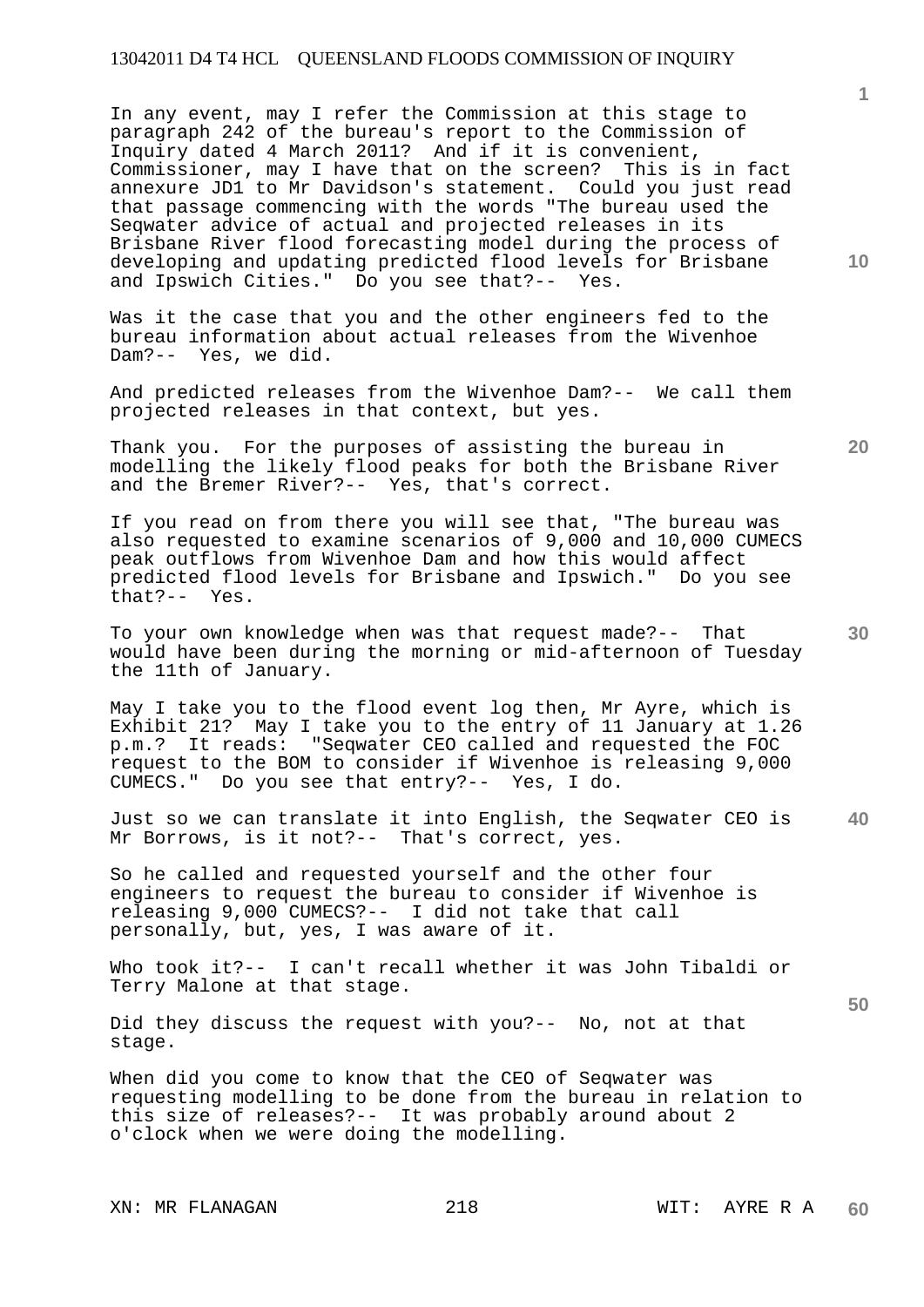In any event, may I refer the Commission at this stage to paragraph 242 of the bureau's report to the Commission of Inquiry dated 4 March 2011? And if it is convenient, Commissioner, may I have that on the screen? This is in fact annexure JD1 to Mr Davidson's statement. Could you just read that passage commencing with the words "The bureau used the Seqwater advice of actual and projected releases in its Brisbane River flood forecasting model during the process of developing and updating predicted flood levels for Brisbane and Ipswich Cities." Do you see that?-- Yes.

Was it the case that you and the other engineers fed to the bureau information about actual releases from the Wivenhoe Dam?-- Yes, we did.

And predicted releases from the Wivenhoe Dam?-- We call them projected releases in that context, but yes.

Thank you. For the purposes of assisting the bureau in modelling the likely flood peaks for both the Brisbane River and the Bremer River?-- Yes, that's correct.

If you read on from there you will see that, "The bureau was also requested to examine scenarios of 9,000 and 10,000 CUMECS peak outflows from Wivenhoe Dam and how this would affect predicted flood levels for Brisbane and Ipswich." Do you see that?-- Yes.

To your own knowledge when was that request made?-- That would have been during the morning or mid-afternoon of Tuesday the 11th of January.

May I take you to the flood event log then, Mr Ayre, which is Exhibit 21? May I take you to the entry of 11 January at 1.26 p.m.? It reads: "Seqwater CEO called and requested the FOC request to the BOM to consider if Wivenhoe is releasing 9,000 CUMECS." Do you see that entry?-- Yes, I do.

Just so we can translate it into English, the Seqwater CEO is Mr Borrows, is it not?-- That's correct, yes.

So he called and requested yourself and the other four engineers to request the bureau to consider if Wivenhoe is releasing 9,000 CUMECS?-- I did not take that call personally, but, yes, I was aware of it.

Who took it?-- I can't recall whether it was John Tibaldi or Terry Malone at that stage.

Did they discuss the request with you?-- No, not at that stage.

When did you come to know that the CEO of Seqwater was requesting modelling to be done from the bureau in relation to this size of releases?-- It was probably around about 2 o'clock when we were doing the modelling.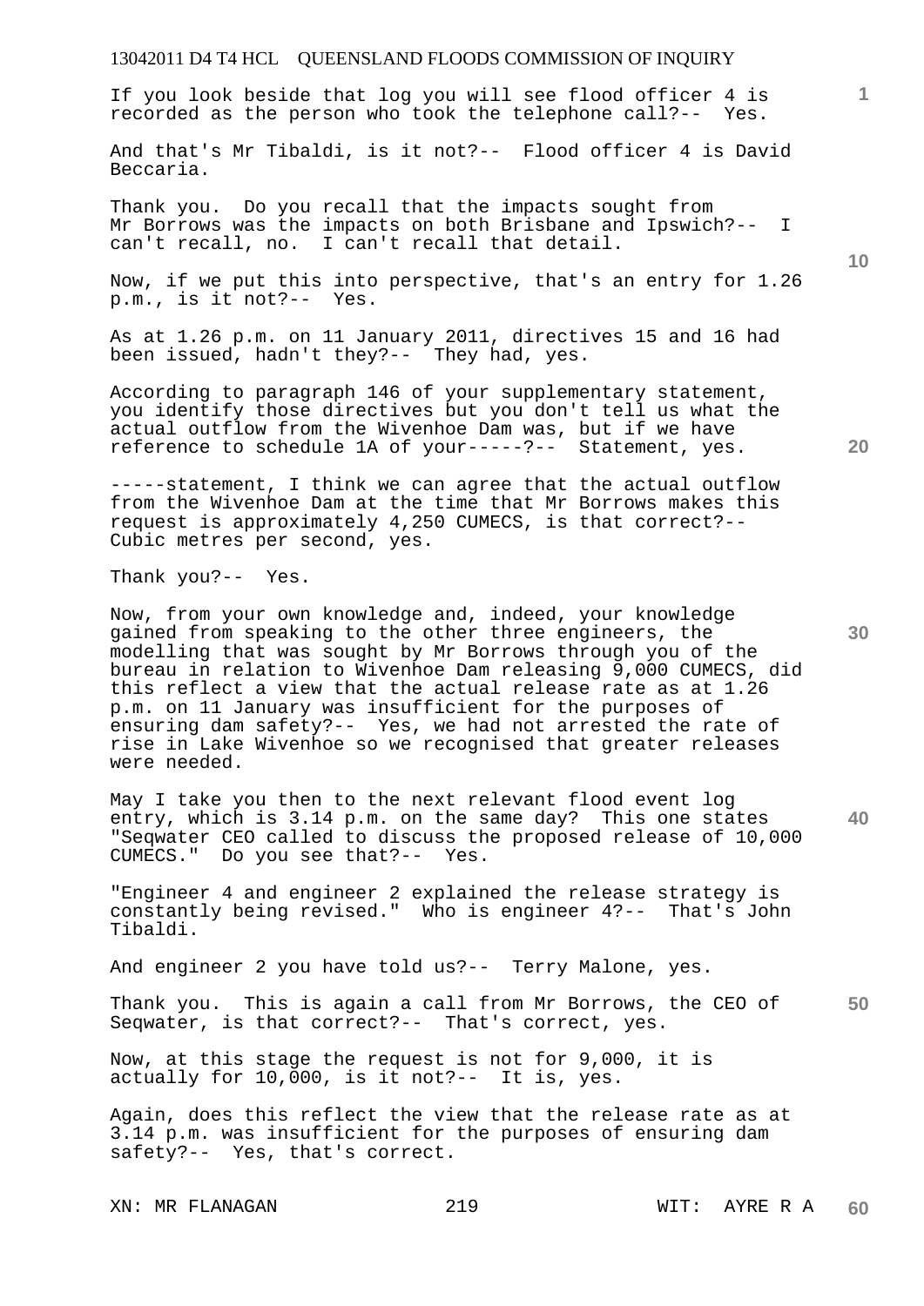If you look beside that log you will see flood officer 4 is recorded as the person who took the telephone call?-- Yes.

And that's Mr Tibaldi, is it not?-- Flood officer 4 is David Beccaria.

Thank you. Do you recall that the impacts sought from Mr Borrows was the impacts on both Brisbane and Ipswich?-- I can't recall, no. I can't recall that detail.

Now, if we put this into perspective, that's an entry for 1.26 p.m., is it not?-- Yes.

As at 1.26 p.m. on 11 January 2011, directives 15 and 16 had been issued, hadn't they?-- They had, yes.

According to paragraph 146 of your supplementary statement, you identify those directives but you don't tell us what the actual outflow from the Wivenhoe Dam was, but if we have reference to schedule 1A of your-----?-- Statement, yes.

-----statement, I think we can agree that the actual outflow from the Wivenhoe Dam at the time that Mr Borrows makes this request is approximately 4,250 CUMECS, is that correct?-- Cubic metres per second, yes.

Thank you?-- Yes.

Now, from your own knowledge and, indeed, your knowledge gained from speaking to the other three engineers, the modelling that was sought by Mr Borrows through you of the bureau in relation to Wivenhoe Dam releasing 9,000 CUMECS, did this reflect a view that the actual release rate as at 1.26 p.m. on 11 January was insufficient for the purposes of ensuring dam safety?-- Yes, we had not arrested the rate of rise in Lake Wivenhoe so we recognised that greater releases were needed.

May I take you then to the next relevant flood event log entry, which is 3.14 p.m. on the same day? This one states "Seqwater CEO called to discuss the proposed release of 10,000 CUMECS." Do you see that?-- Yes.

"Engineer 4 and engineer 2 explained the release strategy is constantly being revised." Who is engineer 4?-- That's John Tibaldi.

And engineer 2 you have told us?-- Terry Malone, yes.

Thank you. This is again a call from Mr Borrows, the CEO of Seqwater, is that correct?-- That's correct, yes.

Now, at this stage the request is not for 9,000, it is actually for 10,000, is it not?-- It is, yes.

Again, does this reflect the view that the release rate as at 3.14 p.m. was insufficient for the purposes of ensuring dam safety?-- Yes, that's correct.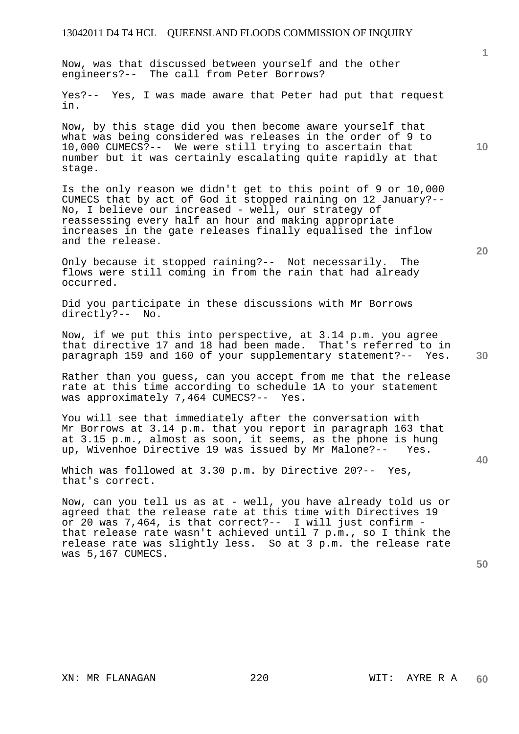Now, was that discussed between yourself and the other engineers?-- The call from Peter Borrows?

Yes?-- Yes, I was made aware that Peter had put that request in.

Now, by this stage did you then become aware yourself that what was being considered was releases in the order of 9 to 10,000 CUMECS?-- We were still trying to ascertain that number but it was certainly escalating quite rapidly at that stage.

Is the only reason we didn't get to this point of 9 or 10,000 CUMECS that by act of God it stopped raining on 12 January?-- No, I believe our increased - well, our strategy of reassessing every half an hour and making appropriate increases in the gate releases finally equalised the inflow and the release.

Only because it stopped raining?-- Not necessarily. The flows were still coming in from the rain that had already occurred.

Did you participate in these discussions with Mr Borrows directly?-- No.

Now, if we put this into perspective, at 3.14 p.m. you agree that directive 17 and 18 had been made. That's referred to in paragraph 159 and 160 of your supplementary statement?-- Yes.

Rather than you guess, can you accept from me that the release rate at this time according to schedule 1A to your statement was approximately 7,464 CUMECS?-- Yes.

You will see that immediately after the conversation with Mr Borrows at 3.14 p.m. that you report in paragraph 163 that at 3.15 p.m., almost as soon, it seems, as the phone is hung up, Wivenhoe Directive 19 was issued by Mr Malone?-- Yes.

Which was followed at 3.30 p.m. by Directive 20?-- Yes, that's correct.

Now, can you tell us as at - well, you have already told us or agreed that the release rate at this time with Directives 19 or 20 was 7,464, is that correct?-- I will just confirm - that release rate wasn't achieved until 7 p.m., so I think the release rate was slightly less. So at 3 p.m. the release rate was 5,167 CUMECS.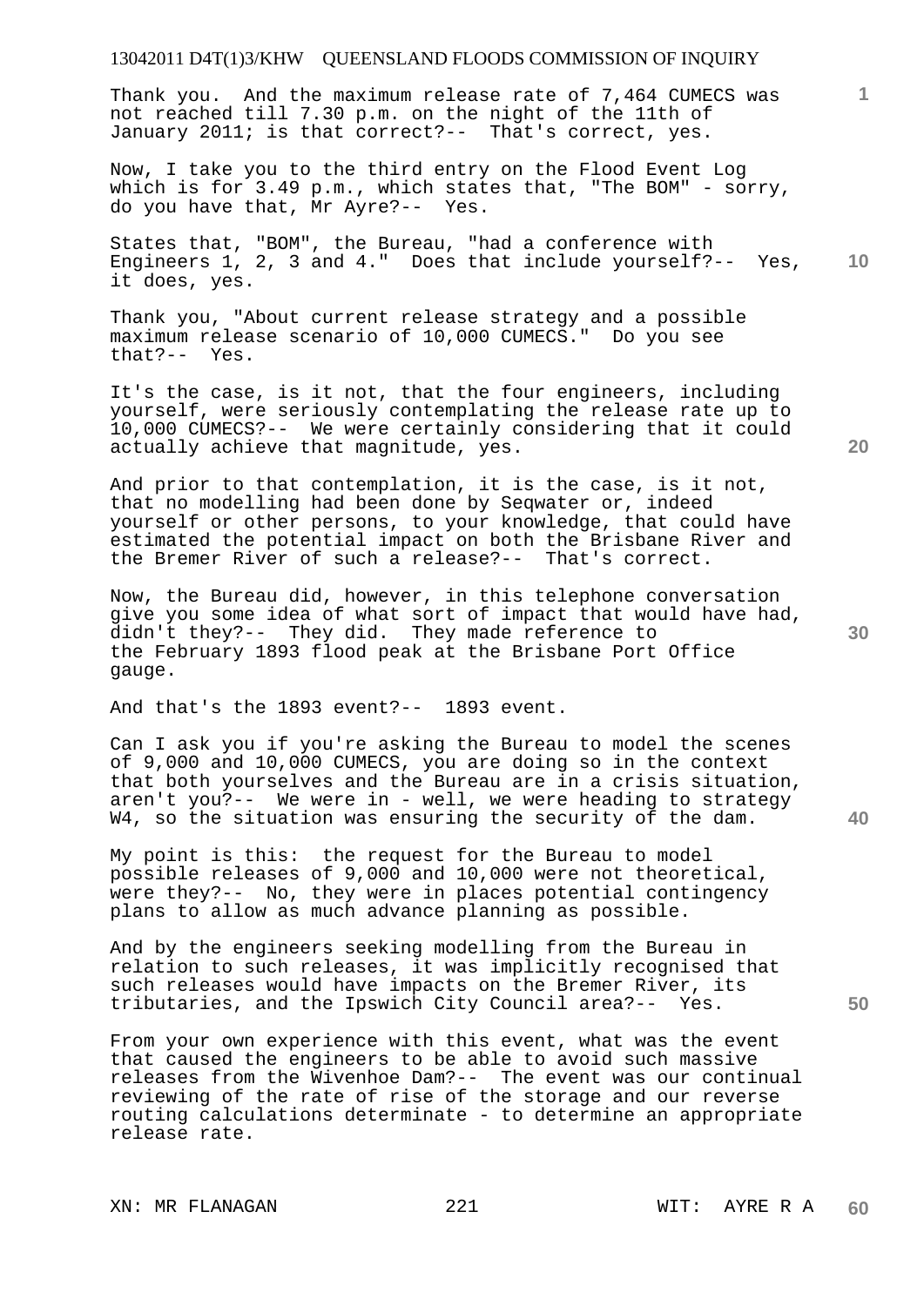Thank you. And the maximum release rate of 7,464 CUMECS was not reached till 7.30 p.m. on the night of the 11th of January 2011; is that correct?-- That's correct, yes.

Now, I take you to the third entry on the Flood Event Log which is for 3.49 p.m., which states that, "The BOM" - sorry, do you have that, Mr Ayre?-- Yes.

States that, "BOM", the Bureau, "had a conference with Engineers 1, 2, 3 and 4." Does that include yourself?-- Yes, it does, yes.

Thank you, "About current release strategy and a possible maximum release scenario of 10,000 CUMECS." Do you see that?-- Yes.

It's the case, is it not, that the four engineers, including yourself, were seriously contemplating the release rate up to 10,000 CUMECS?-- We were certainly considering that it could actually achieve that magnitude, yes.

And prior to that contemplation, it is the case, is it not, that no modelling had been done by Seqwater or, indeed yourself or other persons, to your knowledge, that could have estimated the potential impact on both the Brisbane River and the Bremer River of such a release?-- That's correct.

Now, the Bureau did, however, in this telephone conversation give you some idea of what sort of impact that would have had, didn't they?-- They did. They made reference to the February 1893 flood peak at the Brisbane Port Office gauge.

And that's the 1893 event?-- 1893 event.

Can I ask you if you're asking the Bureau to model the scenes of 9,000 and 10,000 CUMECS, you are doing so in the context that both yourselves and the Bureau are in a crisis situation, aren't you?-- We were in - well, we were heading to strategy W4, so the situation was ensuring the security of the dam.

My point is this: the request for the Bureau to model possible releases of 9,000 and 10,000 were not theoretical, were they?-- No, they were in places potential contingency plans to allow as much advance planning as possible.

And by the engineers seeking modelling from the Bureau in relation to such releases, it was implicitly recognised that such releases would have impacts on the Bremer River, its tributaries, and the Ipswich City Council area?-- Yes.

From your own experience with this event, what was the event that caused the engineers to be able to avoid such massive releases from the Wivenhoe Dam?-- The event was our continual reviewing of the rate of rise of the storage and our reverse routing calculations determinate - to determine an appropriate release rate.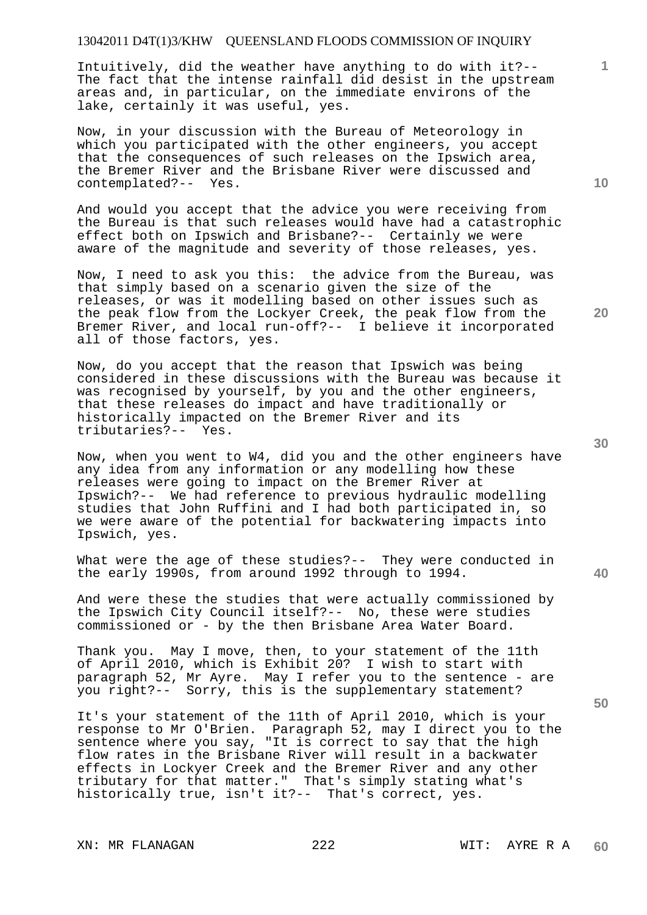Intuitively, did the weather have anything to do with it?-- The fact that the intense rainfall did desist in the upstream areas and, in particular, on the immediate environs of the lake, certainly it was useful, yes.

Now, in your discussion with the Bureau of Meteorology in which you participated with the other engineers, you accept that the consequences of such releases on the Ipswich area, the Bremer River and the Brisbane River were discussed and contemplated?-- Yes.

And would you accept that the advice you were receiving from the Bureau is that such releases would have had a catastrophic effect both on Ipswich and Brisbane?-- Certainly we were aware of the magnitude and severity of those releases, yes.

Now, I need to ask you this: the advice from the Bureau, was that simply based on a scenario given the size of the releases, or was it modelling based on other issues such as the peak flow from the Lockyer Creek, the peak flow from the Bremer River, and local run-off?-- I believe it incorporated all of those factors, yes.

Now, do you accept that the reason that Ipswich was being considered in these discussions with the Bureau was because it was recognised by yourself, by you and the other engineers, that these releases do impact and have traditionally or historically impacted on the Bremer River and its tributaries?-- Yes.

Now, when you went to W4, did you and the other engineers have any idea from any information or any modelling how these releases were going to impact on the Bremer River at Ipswich?-- We had reference to previous hydraulic modelling studies that John Ruffini and I had both participated in, so we were aware of the potential for backwatering impacts into Ipswich, yes.

What were the age of these studies?-- They were conducted in the early 1990s, from around 1992 through to 1994.

And were these the studies that were actually commissioned by the Ipswich City Council itself?-- No, these were studies commissioned or - by the then Brisbane Area Water Board.

Thank you. May I move, then, to your statement of the 11th of April 2010, which is Exhibit 20? I wish to start with paragraph 52, Mr Ayre. May I refer you to the sentence - are you right?-- Sorry, this is the supplementary statement?

It's your statement of the 11th of April 2010, which is your response to Mr O'Brien. Paragraph 52, may I direct you to the sentence where you say, "It is correct to say that the high flow rates in the Brisbane River will result in a backwater effects in Lockyer Creek and the Bremer River and any other tributary for that matter." That's simply stating what's historically true, isn't it?-- That's correct, yes.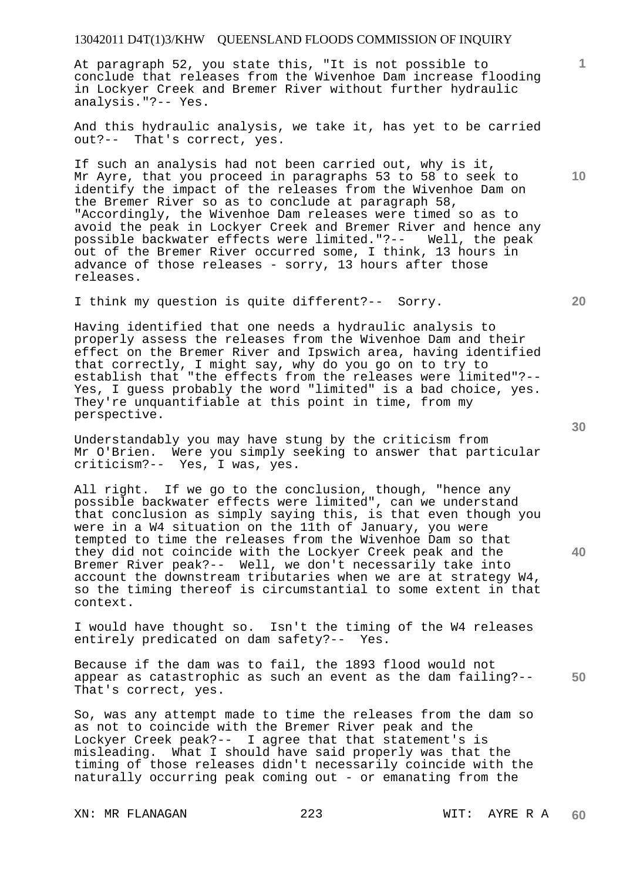At paragraph 52, you state this, "It is not possible to conclude that releases from the Wivenhoe Dam increase flooding in Lockyer Creek and Bremer River without further hydraulic analysis."?-- Yes.

And this hydraulic analysis, we take it, has yet to be carried out?-- That's correct, yes.

If such an analysis had not been carried out, why is it, Mr Ayre, that you proceed in paragraphs 53 to 58 to seek to identify the impact of the releases from the Wivenhoe Dam on the Bremer River so as to conclude at paragraph 58, "Accordingly, the Wivenhoe Dam releases were timed so as to avoid the peak in Lockyer Creek and Bremer River and hence any possible backwater effects were limited."?-- Well, the peak out of the Bremer River occurred some, I think, 13 hours in advance of those releases - sorry, 13 hours after those releases.

I think my question is quite different?-- Sorry.

Having identified that one needs a hydraulic analysis to properly assess the releases from the Wivenhoe Dam and their effect on the Bremer River and Ipswich area, having identified that correctly, I might say, why do you go on to try to establish that "the effects from the releases were limited"?-- Yes, I guess probably the word "limited" is a bad choice, yes. They're unquantifiable at this point in time, from my perspective.

Understandably you may have stung by the criticism from Mr O'Brien. Were you simply seeking to answer that particular criticism?-- Yes, I was, yes.

All right. If we go to the conclusion, though, "hence any possible backwater effects were limited", can we understand that conclusion as simply saying this, is that even though you were in a W4 situation on the 11th of January, you were tempted to time the releases from the Wivenhoe Dam so that they did not coincide with the Lockyer Creek peak and the Bremer River peak?-- Well, we don't necessarily take into account the downstream tributaries when we are at strategy W4, so the timing thereof is circumstantial to some extent in that context.

I would have thought so. Isn't the timing of the W4 releases entirely predicated on dam safety?-- Yes.

Because if the dam was to fail, the 1893 flood would not appear as catastrophic as such an event as the dam failing?-- That's correct, yes.

So, was any attempt made to time the releases from the dam so as not to coincide with the Bremer River peak and the Lockyer Creek peak?-- I agree that that statement's is misleading. What I should have said properly was that the timing of those releases didn't necessarily coincide with the naturally occurring peak coming out - or emanating from the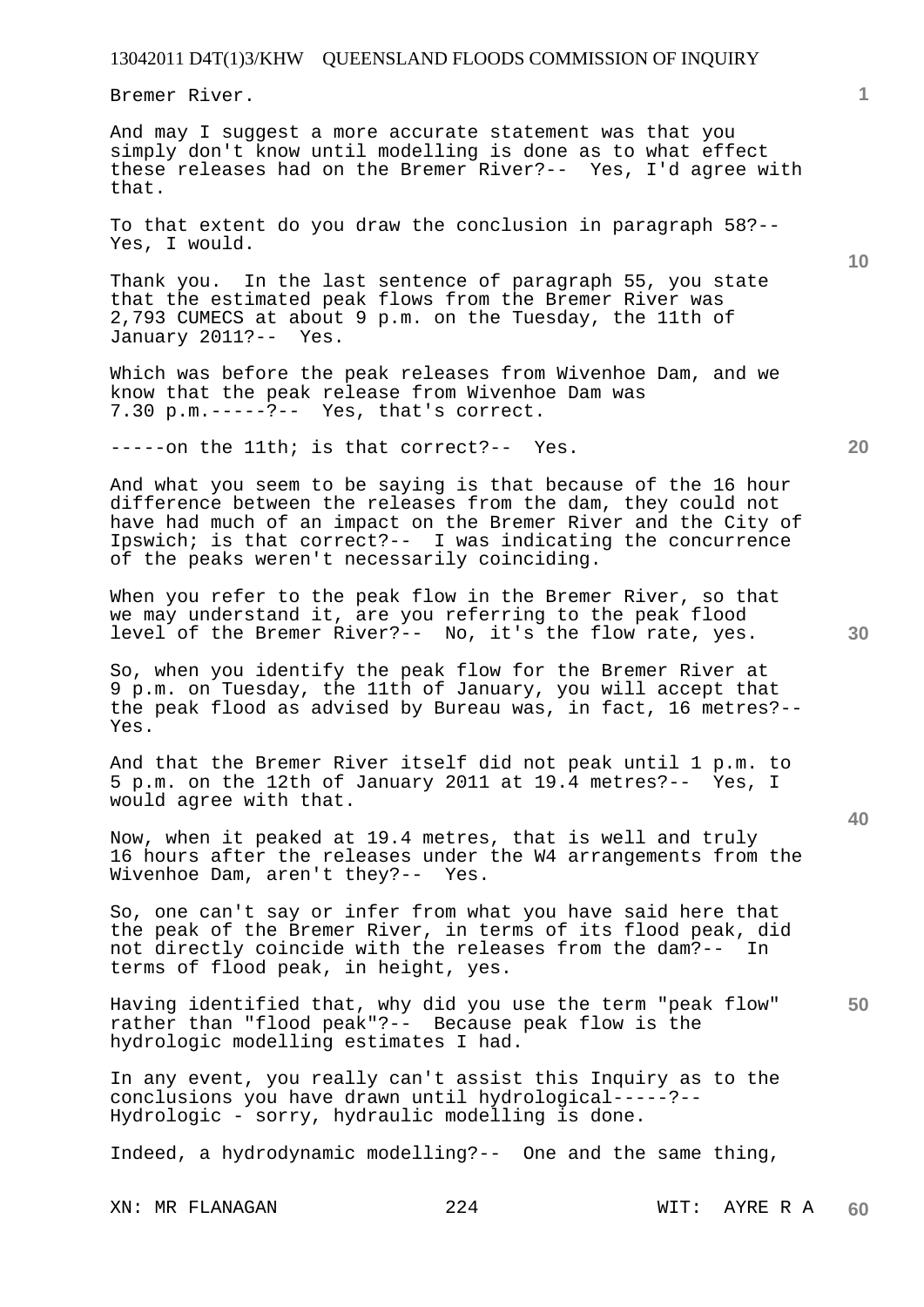Bremer River.

And may I suggest a more accurate statement was that you simply don't know until modelling is done as to what effect these releases had on the Bremer River?-- Yes, I'd agree with that.

To that extent do you draw the conclusion in paragraph 58?-- Yes, I would.

Thank you. In the last sentence of paragraph 55, you state that the estimated peak flows from the Bremer River was 2,793 CUMECS at about 9 p.m. on the Tuesday, the 11th of January 2011?-- Yes.

Which was before the peak releases from Wivenhoe Dam, and we know that the peak release from Wivenhoe Dam was 7.30 p.m.-----?-- Yes, that's correct.

-----on the 11th; is that correct?-- Yes.

And what you seem to be saying is that because of the 16 hour difference between the releases from the dam, they could not have had much of an impact on the Bremer River and the City of Ipswich; is that correct?-- I was indicating the concurrence of the peaks weren't necessarily coinciding.

When you refer to the peak flow in the Bremer River, so that we may understand it, are you referring to the peak flood level of the Bremer River?-- No, it's the flow rate, yes.

So, when you identify the peak flow for the Bremer River at 9 p.m. on Tuesday, the 11th of January, you will accept that the peak flood as advised by Bureau was, in fact, 16 metres?-- Yes.

And that the Bremer River itself did not peak until 1 p.m. to 5 p.m. on the 12th of January 2011 at 19.4 metres?-- Yes, I would agree with that.

Now, when it peaked at 19.4 metres, that is well and truly 16 hours after the releases under the W4 arrangements from the Wivenhoe Dam, aren't they?-- Yes.

So, one can't say or infer from what you have said here that the peak of the Bremer River, in terms of its flood peak, did not directly coincide with the releases from the dam?-- In terms of flood peak, in height, yes.

Having identified that, why did you use the term "peak flow" rather than "flood peak"?-- Because peak flow is the hydrologic modelling estimates I had.

In any event, you really can't assist this Inquiry as to the conclusions you have drawn until hydrological-----?-- Hydrologic - sorry, hydraulic modelling is done.

Indeed, a hydrodynamic modelling?-- One and the same thing,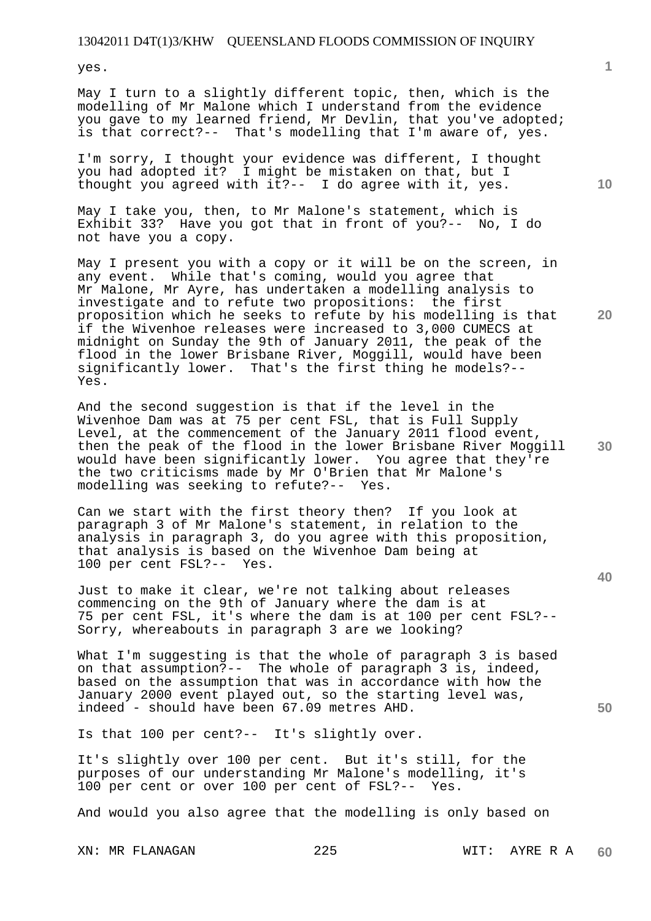yes.

May I turn to a slightly different topic, then, which is the modelling of Mr Malone which I understand from the evidence you gave to my learned friend, Mr Devlin, that you've adopted; is that correct?-- That's modelling that I'm aware of, yes.

I'm sorry, I thought your evidence was different, I thought you had adopted it? I might be mistaken on that, but I thought you agreed with it?-- I do agree with it, yes.

May I take you, then, to Mr Malone's statement, which is Exhibit 33? Have you got that in front of you?-- No, I do not have you a copy.

May I present you with a copy or it will be on the screen, in any event. While that's coming, would you agree that Mr Malone, Mr Ayre, has undertaken a modelling analysis to investigate and to refute two propositions: the first proposition which he seeks to refute by his modelling is that if the Wivenhoe releases were increased to 3,000 CUMECS at midnight on Sunday the 9th of January 2011, the peak of the flood in the lower Brisbane River, Moggill, would have been significantly lower. That's the first thing he models?-- Yes.

And the second suggestion is that if the level in the Wivenhoe Dam was at 75 per cent FSL, that is Full Supply Level, at the commencement of the January 2011 flood event, then the peak of the flood in the lower Brisbane River Moggill would have been significantly lower. You agree that they're the two criticisms made by Mr O'Brien that Mr Malone's modelling was seeking to refute?-- Yes.

Can we start with the first theory then? If you look at paragraph 3 of Mr Malone's statement, in relation to the analysis in paragraph 3, do you agree with this proposition, that analysis is based on the Wivenhoe Dam being at 100 per cent FSL?-- Yes.

Just to make it clear, we're not talking about releases commencing on the 9th of January where the dam is at 75 per cent FSL, it's where the dam is at 100 per cent FSL?-- Sorry, whereabouts in paragraph 3 are we looking?

What I'm suggesting is that the whole of paragraph 3 is based on that assumption?-- The whole of paragraph 3 is, indeed, based on the assumption that was in accordance with how the January 2000 event played out, so the starting level was, indeed - should have been 67.09 metres AHD.

Is that 100 per cent?-- It's slightly over.

It's slightly over 100 per cent. But it's still, for the purposes of our understanding Mr Malone's modelling, it's 100 per cent or over 100 per cent of FSL?-- Yes.

And would you also agree that the modelling is only based on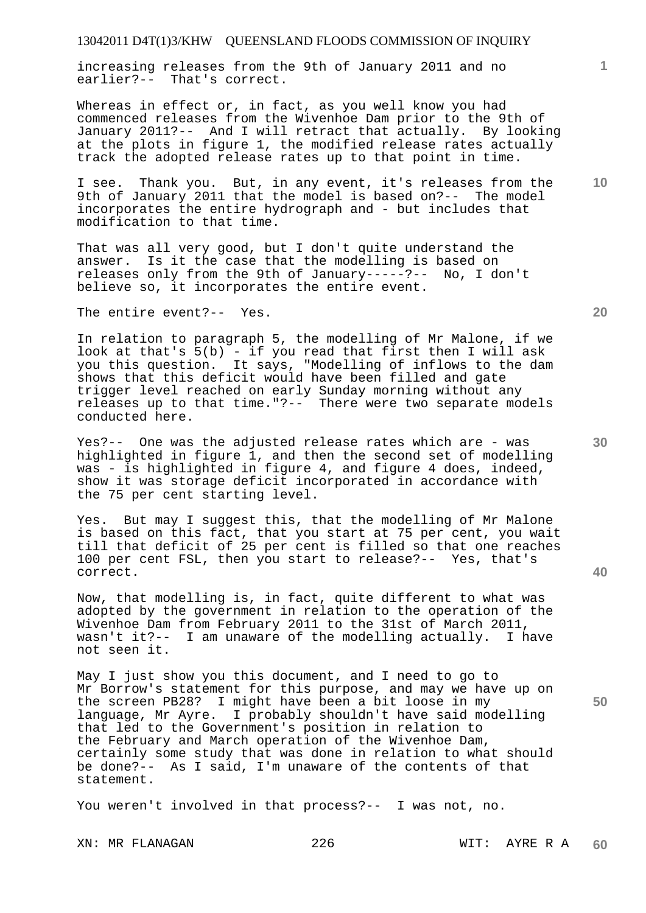increasing releases from the 9th of January 2011 and no earlier?-- That's correct.

Whereas in effect or, in fact, as you well know you had commenced releases from the Wivenhoe Dam prior to the 9th of January 2011?-- And I will retract that actually. By looking at the plots in figure 1, the modified release rates actually track the adopted release rates up to that point in time.

I see. Thank you. But, in any event, it's releases from the 9th of January 2011 that the model is based on?-- The model incorporates the entire hydrograph and - but includes that modification to that time.

That was all very good, but I don't quite understand the answer. Is it the case that the modelling is based on releases only from the 9th of January-----?-- No, I don't believe so, it incorporates the entire event.

The entire event?-- Yes.

In relation to paragraph 5, the modelling of Mr Malone, if we look at that's 5(b) - if you read that first then I will ask you this question. It says, "Modelling of inflows to the dam shows that this deficit would have been filled and gate trigger level reached on early Sunday morning without any releases up to that time."?-- There were two separate models conducted here.

Yes?-- One was the adjusted release rates which are - was highlighted in figure 1, and then the second set of modelling was - is highlighted in figure 4, and figure 4 does, indeed, show it was storage deficit incorporated in accordance with the 75 per cent starting level.

Yes. But may I suggest this, that the modelling of Mr Malone is based on this fact, that you start at 75 per cent, you wait till that deficit of 25 per cent is filled so that one reaches 100 per cent FSL, then you start to release?-- Yes, that's correct.

Now, that modelling is, in fact, quite different to what was adopted by the government in relation to the operation of the Wivenhoe Dam from February 2011 to the 31st of March 2011, wasn't it?-- I am unaware of the modelling actually. I have not seen it.

May I just show you this document, and I need to go to Mr Borrow's statement for this purpose, and may we have up on the screen PB28? I might have been a bit loose in my language, Mr Ayre. I probably shouldn't have said modelling that led to the Government's position in relation to the February and March operation of the Wivenhoe Dam, certainly some study that was done in relation to what should be done?-- As I said, I'm unaware of the contents of that statement.

You weren't involved in that process?-- I was not, no.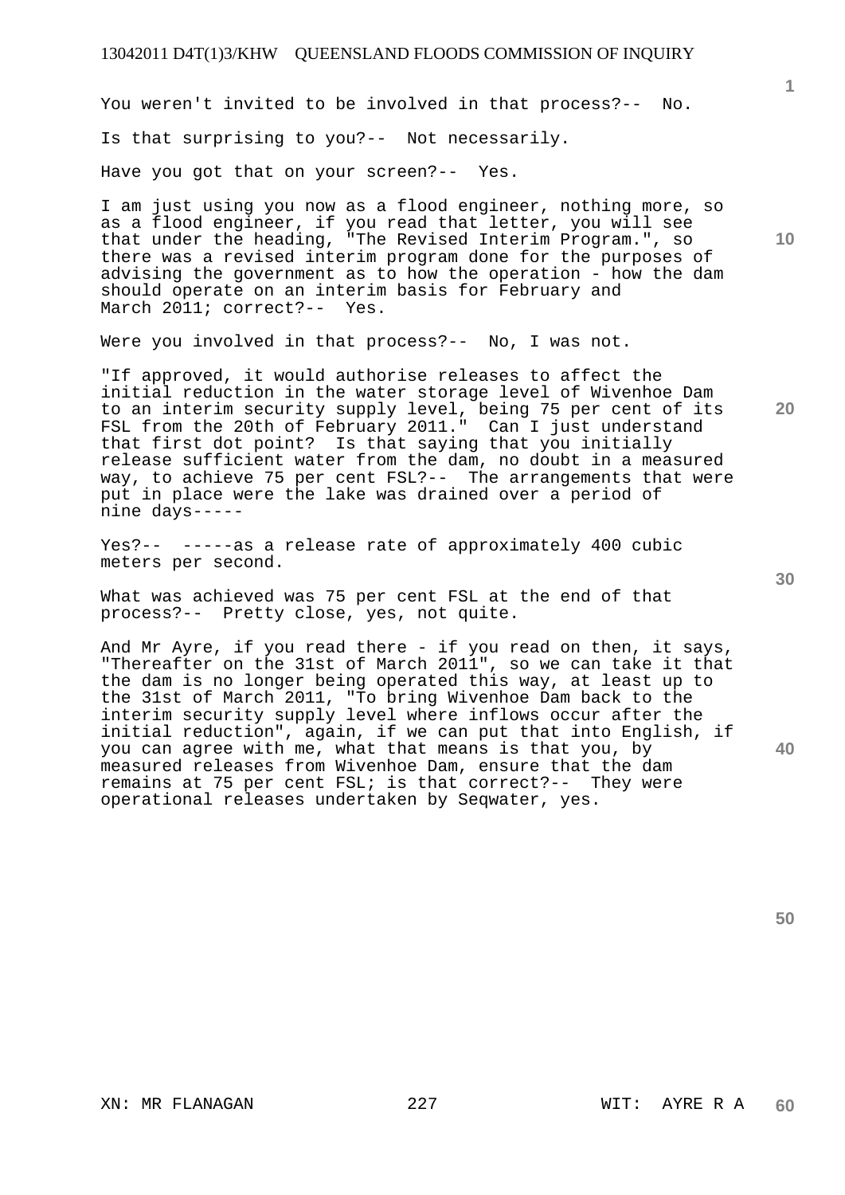You weren't invited to be involved in that process?-- No.

Is that surprising to you?-- Not necessarily.

Have you got that on your screen?-- Yes.

I am just using you now as a flood engineer, nothing more, so as a flood engineer, if you read that letter, you will see that under the heading, "The Revised Interim Program.", so there was a revised interim program done for the purposes of advising the government as to how the operation - how the dam should operate on an interim basis for February and March 2011; correct?-- Yes.

Were you involved in that process?-- No, I was not.

"If approved, it would authorise releases to affect the initial reduction in the water storage level of Wivenhoe Dam to an interim security supply level, being 75 per cent of its FSL from the 20th of February 2011." Can I just understand that first dot point? Is that saying that you initially release sufficient water from the dam, no doubt in a measured way, to achieve 75 per cent FSL?-- The arrangements that were put in place were the lake was drained over a period of nine days-----

Yes?-- -----as a release rate of approximately 400 cubic meters per second.

What was achieved was 75 per cent FSL at the end of that process?-- Pretty close, yes, not quite.

And Mr Ayre, if you read there - if you read on then, it says, "Thereafter on the 31st of March 2011", so we can take it that the dam is no longer being operated this way, at least up to the 31st of March 2011, "To bring Wivenhoe Dam back to the interim security supply level where inflows occur after the initial reduction", again, if we can put that into English, if you can agree with me, what that means is that you, by measured releases from Wivenhoe Dam, ensure that the dam remains at 75 per cent FSL; is that correct?-- They were operational releases undertaken by Seqwater, yes.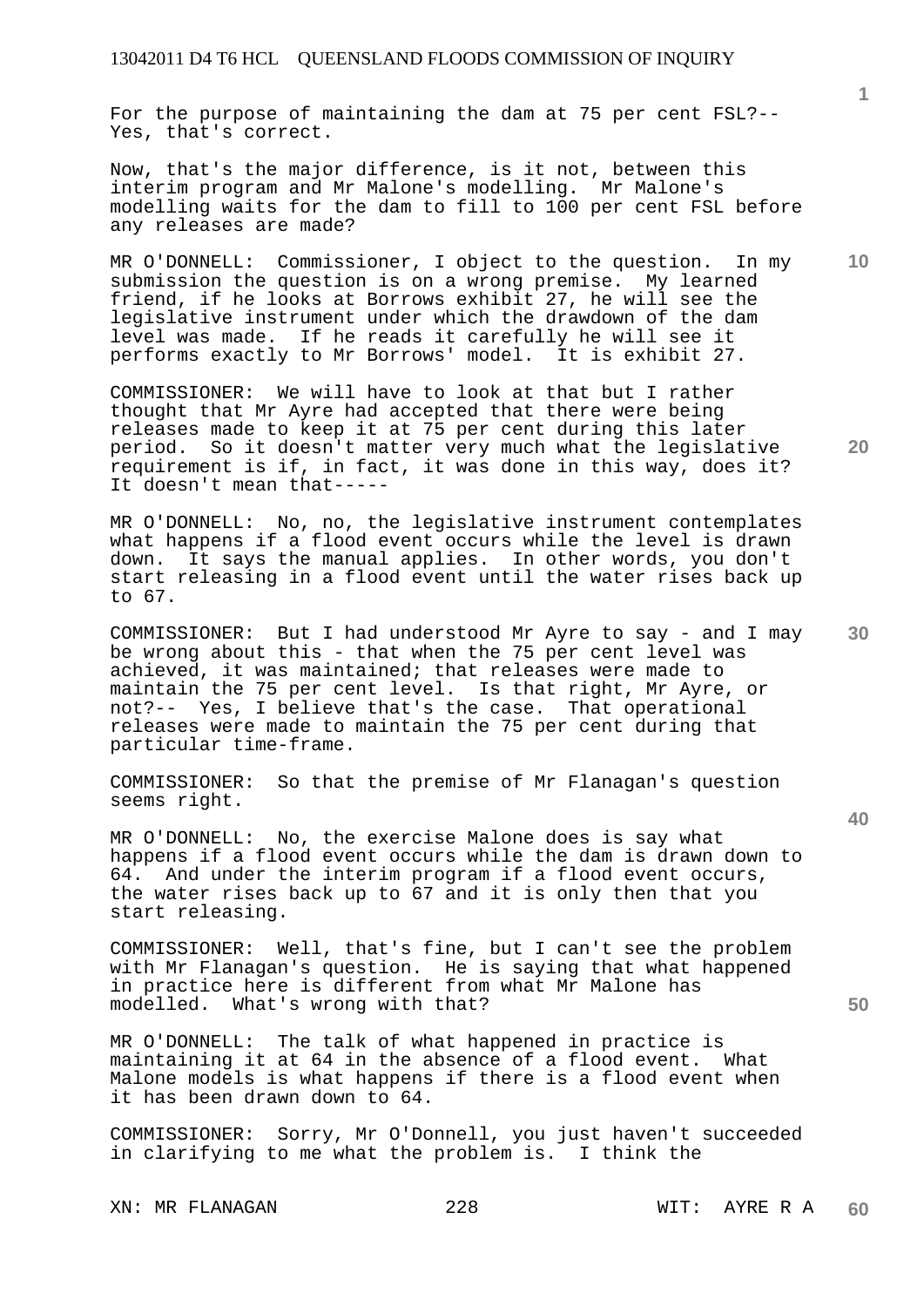For the purpose of maintaining the dam at 75 per cent FSL?-- Yes, that's correct.

Now, that's the major difference, is it not, between this interim program and Mr Malone's modelling. Mr Malone's modelling waits for the dam to fill to 100 per cent FSL before any releases are made?

MR O'DONNELL: Commissioner, I object to the question. In my submission the question is on a wrong premise. My learned friend, if he looks at Borrows exhibit 27, he will see the legislative instrument under which the drawdown of the dam level was made. If he reads it carefully he will see it performs exactly to Mr Borrows' model. It is exhibit 27.

COMMISSIONER: We will have to look at that but I rather thought that Mr Ayre had accepted that there were being releases made to keep it at 75 per cent during this later period. So it doesn't matter very much what the legislative requirement is if, in fact, it was done in this way, does it? It doesn't mean that-----

MR O'DONNELL: No, no, the legislative instrument contemplates what happens if a flood event occurs while the level is drawn down. It says the manual applies. In other words, you don't start releasing in a flood event until the water rises back up to 67.

COMMISSIONER: But I had understood Mr Ayre to say - and I may be wrong about this - that when the 75 per cent level was achieved, it was maintained; that releases were made to maintain the 75 per cent level. Is that right, Mr Ayre, or not?-- Yes, I believe that's the case. That operational releases were made to maintain the 75 per cent during that particular time-frame.

COMMISSIONER: So that the premise of Mr Flanagan's question seems right.

MR O'DONNELL: No, the exercise Malone does is say what happens if a flood event occurs while the dam is drawn down to 64. And under the interim program if a flood event occurs, the water rises back up to 67 and it is only then that you start releasing.

COMMISSIONER: Well, that's fine, but I can't see the problem with Mr Flanagan's question. He is saying that what happened in practice here is different from what Mr Malone has modelled. What's wrong with that?

MR O'DONNELL: The talk of what happened in practice is maintaining it at 64 in the absence of a flood event. What Malone models is what happens if there is a flood event when it has been drawn down to 64.

COMMISSIONER: Sorry, Mr O'Donnell, you just haven't succeeded in clarifying to me what the problem is. I think the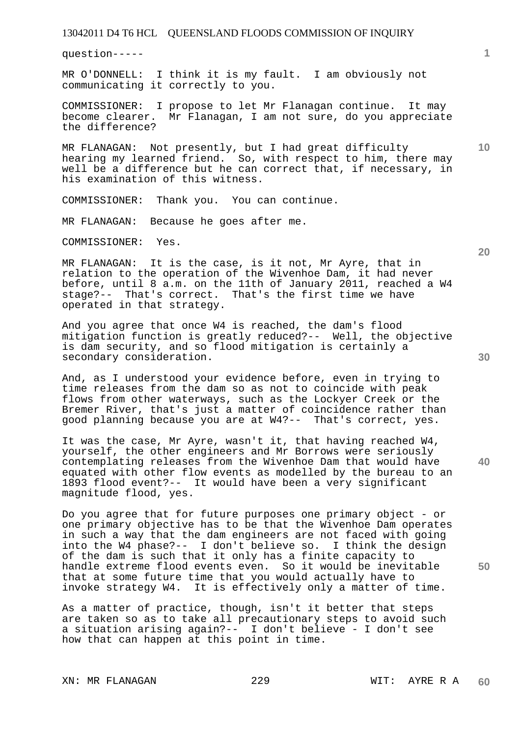question-----

MR O'DONNELL: I think it is my fault. I am obviously not communicating it correctly to you.

COMMISSIONER: I propose to let Mr Flanagan continue. It may become clearer. Mr Flanagan, I am not sure, do you appreciate the difference?

MR FLANAGAN: Not presently, but I had great difficulty hearing my learned friend. So, with respect to him, there may well be a difference but he can correct that, if necessary, in his examination of this witness.

COMMISSIONER: Thank you. You can continue.

MR FLANAGAN: Because he goes after me.

COMMISSIONER: Yes.

MR FLANAGAN: It is the case, is it not, Mr Ayre, that in relation to the operation of the Wivenhoe Dam, it had never before, until 8 a.m. on the 11th of January 2011, reached a W4 stage?-- That's correct. That's the first time we have operated in that strategy.

And you agree that once W4 is reached, the dam's flood mitigation function is greatly reduced?-- Well, the objective is dam security, and so flood mitigation is certainly a secondary consideration.

And, as I understood your evidence before, even in trying to time releases from the dam so as not to coincide with peak flows from other waterways, such as the Lockyer Creek or the Bremer River, that's just a matter of coincidence rather than good planning because you are at W4?-- That's correct, yes.

It was the case, Mr Ayre, wasn't it, that having reached W4, yourself, the other engineers and Mr Borrows were seriously contemplating releases from the Wivenhoe Dam that would have equated with other flow events as modelled by the bureau to an 1893 flood event?-- It would have been a very significant magnitude flood, yes.

Do you agree that for future purposes one primary object - or one primary objective has to be that the Wivenhoe Dam operates in such a way that the dam engineers are not faced with going into the W4 phase?-- I don't believe so. I think the design of the dam is such that it only has a finite capacity to handle extreme flood events even. So it would be inevitable that at some future time that you would actually have to invoke strategy W4. It is effectively only a matter of time.

As a matter of practice, though, isn't it better that steps are taken so as to take all precautionary steps to avoid such a situation arising again?-- I don't believe - I don't see how that can happen at this point in time.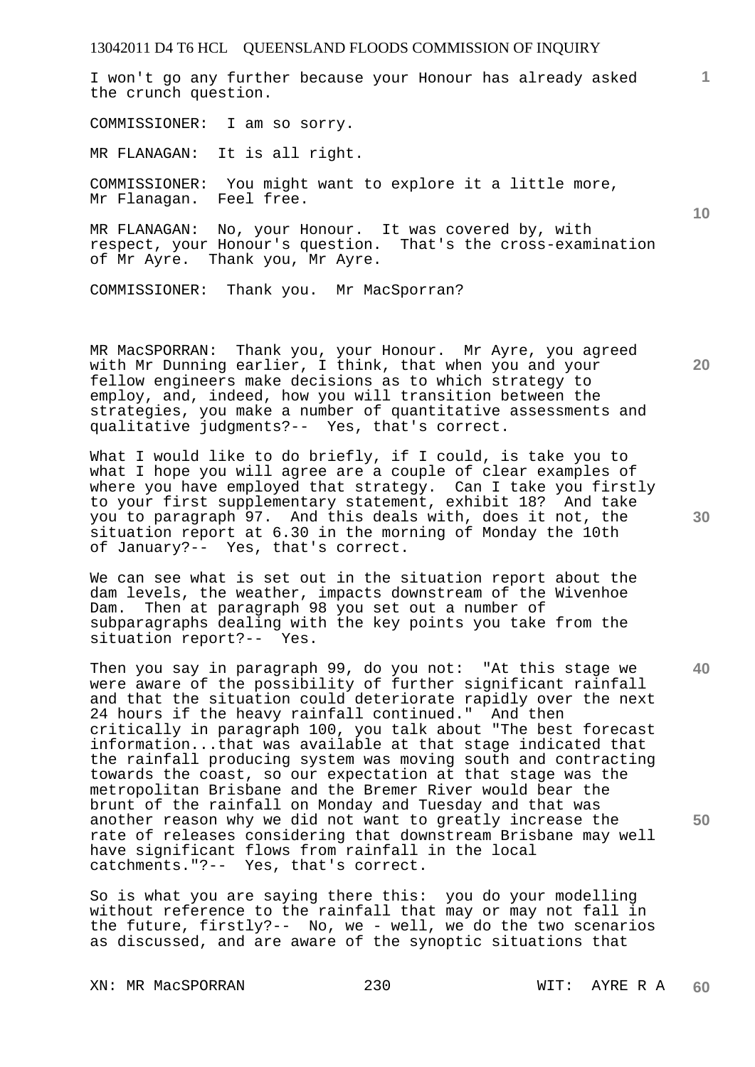I won't go any further because your Honour has already asked the crunch question.

COMMISSIONER: I am so sorry.

MR FLANAGAN: It is all right.

COMMISSIONER: You might want to explore it a little more, Mr Flanagan. Feel free.

MR FLANAGAN: No, your Honour. It was covered by, with respect, your Honour's question. That's the cross-examination of Mr Ayre. Thank you, Mr Ayre.

COMMISSIONER: Thank you. Mr MacSporran?

MR MacSPORRAN: Thank you, your Honour. Mr Ayre, you agreed with Mr Dunning earlier, I think, that when you and your fellow engineers make decisions as to which strategy to employ, and, indeed, how you will transition between the strategies, you make a number of quantitative assessments and qualitative judgments?-- Yes, that's correct.

What I would like to do briefly, if I could, is take you to what I hope you will agree are a couple of clear examples of where you have employed that strategy. Can I take you firstly to your first supplementary statement, exhibit 18? And take you to paragraph 97. And this deals with, does it not, the situation report at 6.30 in the morning of Monday the 10th of January?-- Yes, that's correct.

We can see what is set out in the situation report about the dam levels, the weather, impacts downstream of the Wivenhoe Dam. Then at paragraph 98 you set out a number of subparagraphs dealing with the key points you take from the situation report?-- Yes.

Then you say in paragraph 99, do you not: "At this stage we were aware of the possibility of further significant rainfall and that the situation could deteriorate rapidly over the next 24 hours if the heavy rainfall continued." And then critically in paragraph 100, you talk about "The best forecast information...that was available at that stage indicated that the rainfall producing system was moving south and contracting towards the coast, so our expectation at that stage was the metropolitan Brisbane and the Bremer River would bear the brunt of the rainfall on Monday and Tuesday and that was another reason why we did not want to greatly increase the rate of releases considering that downstream Brisbane may well have significant flows from rainfall in the local catchments."?-- Yes, that's correct.

So is what you are saying there this: you do your modelling without reference to the rainfall that may or may not fall in the future, firstly?-- No, we - well, we do the two scenarios as discussed, and are aware of the synoptic situations that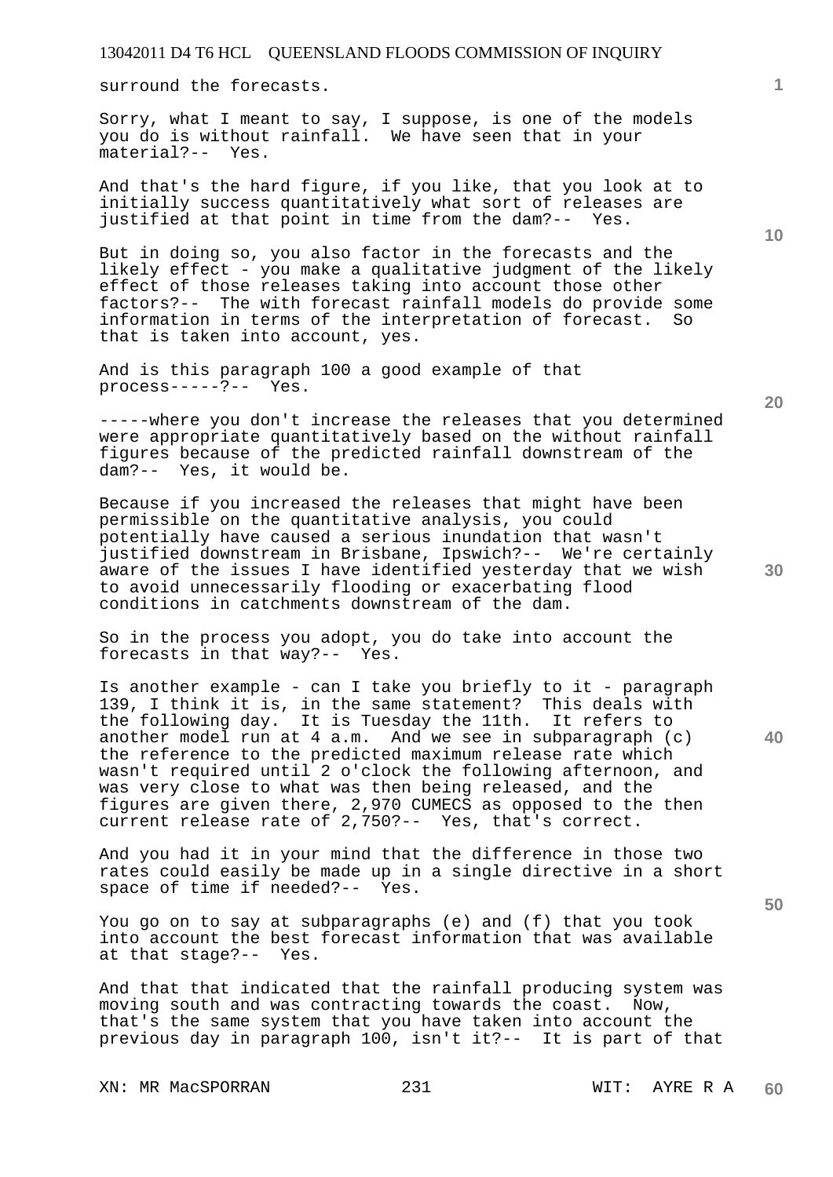surround the forecasts.

Sorry, what I meant to say, I suppose, is one of the models you do is without rainfall. We have seen that in your material?-- Yes.

And that's the hard figure, if you like, that you look at to initially success quantitatively what sort of releases are justified at that point in time from the dam?-- Yes.

But in doing so, you also factor in the forecasts and the likely effect - you make a qualitative judgment of the likely effect of those releases taking into account those other factors?-- The with forecast rainfall models do provide some information in terms of the interpretation of forecast. So that is taken into account, yes.

And is this paragraph 100 a good example of that process-----?-- Yes.

-----where you don't increase the releases that you determined were appropriate quantitatively based on the without rainfall figures because of the predicted rainfall downstream of the dam?-- Yes, it would be.

Because if you increased the releases that might have been permissible on the quantitative analysis, you could potentially have caused a serious inundation that wasn't justified downstream in Brisbane, Ipswich?-- We're certainly aware of the issues I have identified yesterday that we wish to avoid unnecessarily flooding or exacerbating flood conditions in catchments downstream of the dam.

So in the process you adopt, you do take into account the forecasts in that way?-- Yes.

Is another example - can I take you briefly to it - paragraph 139, I think it is, in the same statement? This deals with the following day. It is Tuesday the 11th. It refers to another model run at 4 a.m. And we see in subparagraph (c) the reference to the predicted maximum release rate which wasn't required until 2 o'clock the following afternoon, and was very close to what was then being released, and the figures are given there, 2,970 CUMECS as opposed to the then current release rate of 2,750?-- Yes, that's correct.

And you had it in your mind that the difference in those two rates could easily be made up in a single directive in a short space of time if needed?-- Yes.

You go on to say at subparagraphs (e) and (f) that you took into account the best forecast information that was available at that stage?-- Yes.

And that that indicated that the rainfall producing system was moving south and was contracting towards the coast. Now, that's the same system that you have taken into account the previous day in paragraph 100, isn't it?-- It is part of that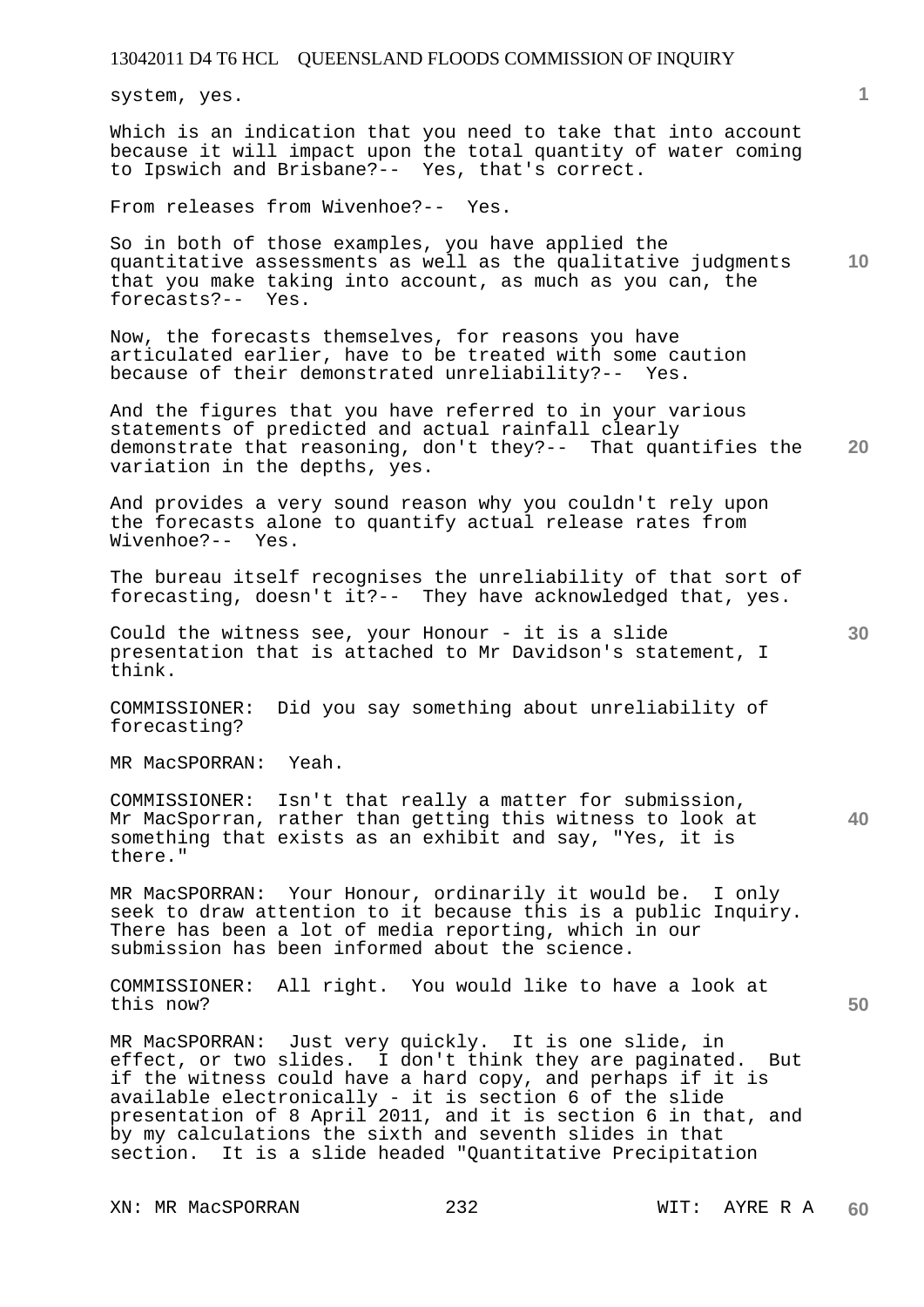system, yes.

Which is an indication that you need to take that into account because it will impact upon the total quantity of water coming to Ipswich and Brisbane?-- Yes, that's correct.

From releases from Wivenhoe?-- Yes.

So in both of those examples, you have applied the quantitative assessments as well as the qualitative judgments that you make taking into account, as much as you can, the forecasts?-- Yes.

Now, the forecasts themselves, for reasons you have articulated earlier, have to be treated with some caution because of their demonstrated unreliability?-- Yes.

And the figures that you have referred to in your various statements of predicted and actual rainfall clearly demonstrate that reasoning, don't they?-- That quantifies the variation in the depths, yes.

And provides a very sound reason why you couldn't rely upon the forecasts alone to quantify actual release rates from Wivenhoe?-- Yes.

The bureau itself recognises the unreliability of that sort of forecasting, doesn't it?-- They have acknowledged that, yes.

Could the witness see, your Honour - it is a slide presentation that is attached to Mr Davidson's statement, I think.

COMMISSIONER: Did you say something about unreliability of forecasting?

MR MacSPORRAN: Yeah.

COMMISSIONER: Isn't that really a matter for submission, Mr MacSporran, rather than getting this witness to look at something that exists as an exhibit and say, "Yes, it is there."

MR MacSPORRAN: Your Honour, ordinarily it would be. I only seek to draw attention to it because this is a public Inquiry. There has been a lot of media reporting, which in our submission has been informed about the science.

COMMISSIONER: All right. You would like to have a look at this now?

MR MacSPORRAN: Just very quickly. It is one slide, in effect, or two slides. I don't think they are paginated. But if the witness could have a hard copy, and perhaps if it is available electronically - it is section 6 of the slide presentation of 8 April 2011, and it is section 6 in that, and by my calculations the sixth and seventh slides in that section. It is a slide headed "Quantitative Precipitation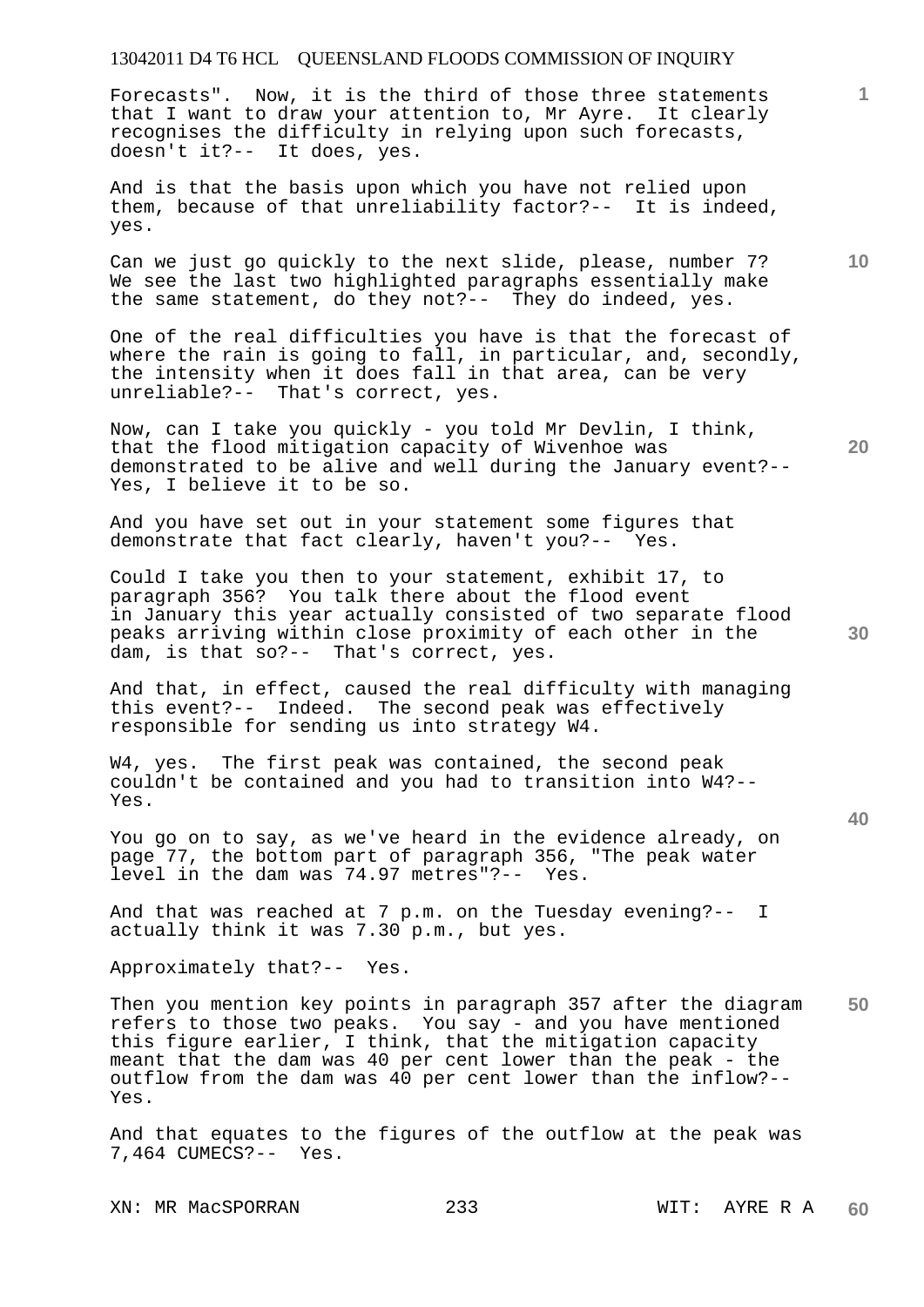Forecasts". Now, it is the third of those three statements that I want to draw your attention to, Mr Ayre. It clearly recognises the difficulty in relying upon such forecasts, doesn't it?-- It does, yes.

And is that the basis upon which you have not relied upon them, because of that unreliability factor?-- It is indeed, yes.

Can we just go quickly to the next slide, please, number 7? We see the last two highlighted paragraphs essentially make the same statement, do they not?-- They do indeed, yes.

One of the real difficulties you have is that the forecast of where the rain is going to fall, in particular, and, secondly, the intensity when it does fall in that area, can be very unreliable?-- That's correct, yes.

Now, can I take you quickly - you told Mr Devlin, I think, that the flood mitigation capacity of Wivenhoe was demonstrated to be alive and well during the January event?-- Yes, I believe it to be so.

And you have set out in your statement some figures that demonstrate that fact clearly, haven't you?-- Yes.

Could I take you then to your statement, exhibit 17, to paragraph 356? You talk there about the flood event in January this year actually consisted of two separate flood peaks arriving within close proximity of each other in the dam, is that so?-- That's correct, yes.

And that, in effect, caused the real difficulty with managing this event?-- Indeed. The second peak was effectively responsible for sending us into strategy W4.

W4, yes. The first peak was contained, the second peak couldn't be contained and you had to transition into W4?-- Yes.

You go on to say, as we've heard in the evidence already, on page 77, the bottom part of paragraph 356, "The peak water level in the dam was 74.97 metres"?-- Yes.

And that was reached at 7 p.m. on the Tuesday evening?-- I actually think it was 7.30 p.m., but yes.

Approximately that?-- Yes.

Then you mention key points in paragraph 357 after the diagram refers to those two peaks. You say - and you have mentioned this figure earlier, I think, that the mitigation capacity meant that the dam was 40 per cent lower than the peak - the outflow from the dam was 40 per cent lower than the inflow?-- Yes.

And that equates to the figures of the outflow at the peak was 7,464 CUMECS?-- Yes.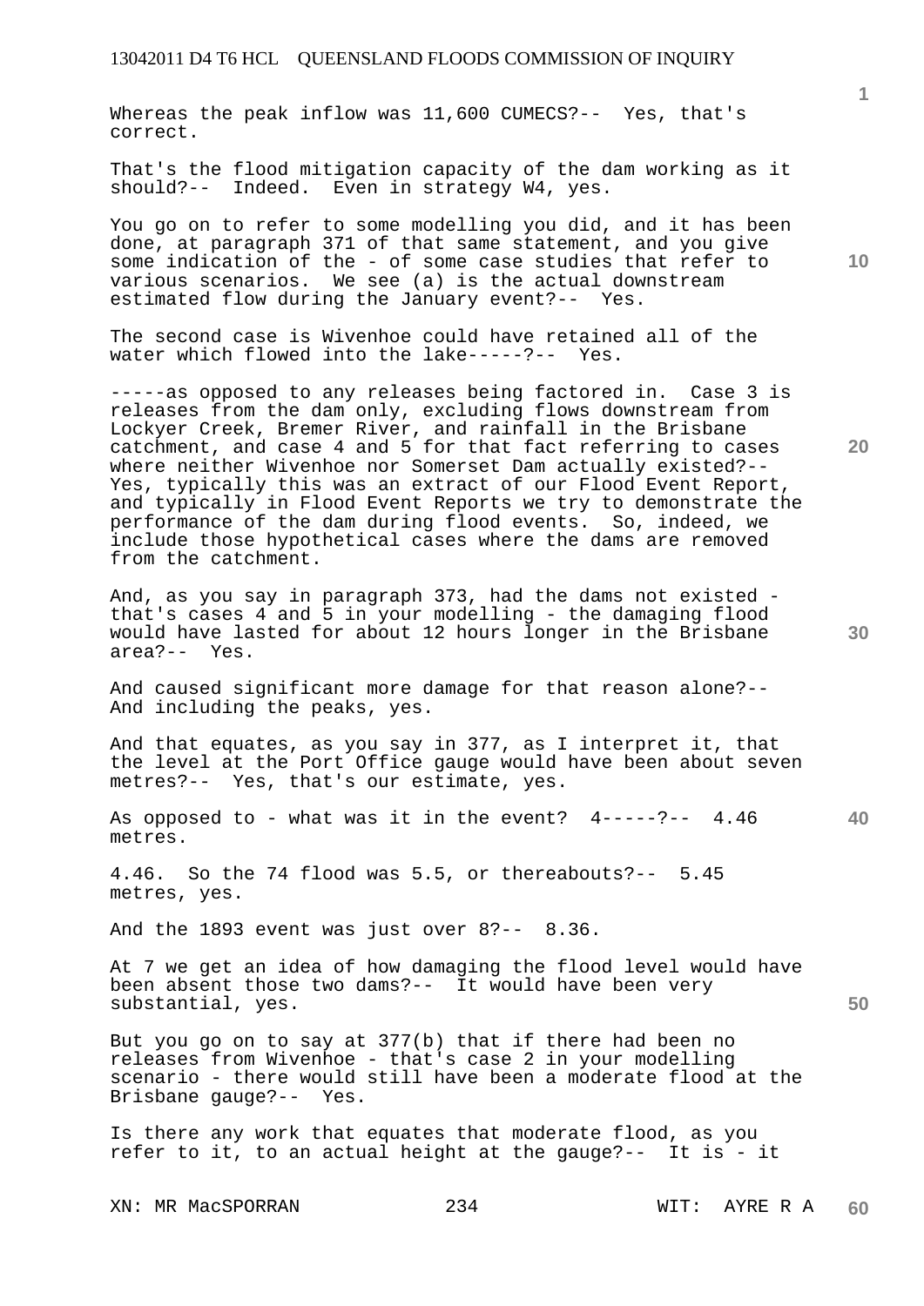Whereas the peak inflow was 11,600 CUMECS?-- Yes, that's correct.

That's the flood mitigation capacity of the dam working as it should?-- Indeed. Even in strategy W4, yes.

You go on to refer to some modelling you did, and it has been done, at paragraph 371 of that same statement, and you give some indication of the - of some case studies that refer to various scenarios. We see (a) is the actual downstream estimated flow during the January event?-- Yes.

The second case is Wivenhoe could have retained all of the water which flowed into the lake-----?-- Yes.

-----as opposed to any releases being factored in. Case 3 is releases from the dam only, excluding flows downstream from Lockyer Creek, Bremer River, and rainfall in the Brisbane catchment, and case 4 and 5 for that fact referring to cases where neither Wivenhoe nor Somerset Dam actually existed?-- Yes, typically this was an extract of our Flood Event Report, and typically in Flood Event Reports we try to demonstrate the performance of the dam during flood events. So, indeed, we include those hypothetical cases where the dams are removed from the catchment.

And, as you say in paragraph 373, had the dams not existed - that's cases 4 and 5 in your modelling - the damaging flood would have lasted for about 12 hours longer in the Brisbane area?-- Yes.

And caused significant more damage for that reason alone?-- And including the peaks, yes.

And that equates, as you say in 377, as I interpret it, that the level at the Port Office gauge would have been about seven metres?-- Yes, that's our estimate, yes.

As opposed to - what was it in the event? 4-----?-- 4.46 metres.

4.46. So the 74 flood was 5.5, or thereabouts?-- 5.45 metres, yes.

And the 1893 event was just over 8?-- 8.36.

At 7 we get an idea of how damaging the flood level would have been absent those two dams?-- It would have been very substantial, yes.

But you go on to say at 377(b) that if there had been no releases from Wivenhoe - that's case 2 in your modelling scenario - there would still have been a moderate flood at the Brisbane gauge?-- Yes.

Is there any work that equates that moderate flood, as you refer to it, to an actual height at the gauge?-- It is - it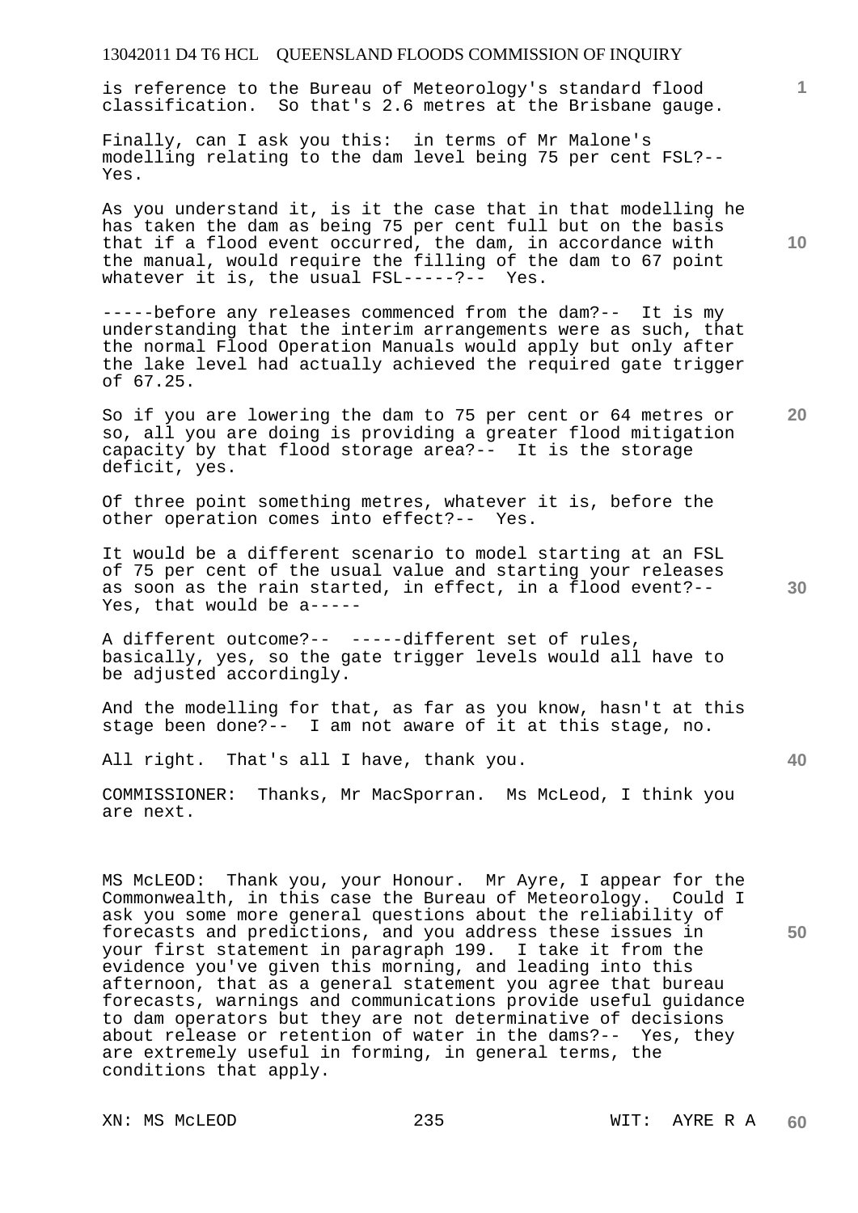is reference to the Bureau of Meteorology's standard flood classification. So that's 2.6 metres at the Brisbane gauge.

Finally, can I ask you this: in terms of Mr Malone's modelling relating to the dam level being 75 per cent FSL?-- Yes.

As you understand it, is it the case that in that modelling he has taken the dam as being 75 per cent full but on the basis that if a flood event occurred, the dam, in accordance with the manual, would require the filling of the dam to 67 point whatever it is, the usual FSL-----?-- Yes.

-----before any releases commenced from the dam?-- It is my understanding that the interim arrangements were as such, that the normal Flood Operation Manuals would apply but only after the lake level had actually achieved the required gate trigger of 67.25.

So if you are lowering the dam to 75 per cent or 64 metres or so, all you are doing is providing a greater flood mitigation capacity by that flood storage area?-- It is the storage deficit, yes.

Of three point something metres, whatever it is, before the other operation comes into effect?-- Yes.

It would be a different scenario to model starting at an FSL of 75 per cent of the usual value and starting your releases as soon as the rain started, in effect, in a flood event?-- Yes, that would be a-----

A different outcome?-- -----different set of rules, basically, yes, so the gate trigger levels would all have to be adjusted accordingly.

And the modelling for that, as far as you know, hasn't at this stage been done?-- I am not aware of it at this stage, no.

All right. That's all I have, thank you.

COMMISSIONER: Thanks, Mr MacSporran. Ms McLeod, I think you are next.

MS McLEOD: Thank you, your Honour. Mr Ayre, I appear for the Commonwealth, in this case the Bureau of Meteorology. Could I ask you some more general questions about the reliability of forecasts and predictions, and you address these issues in your first statement in paragraph 199. I take it from the evidence you've given this morning, and leading into this afternoon, that as a general statement you agree that bureau forecasts, warnings and communications provide useful guidance to dam operators but they are not determinative of decisions about release or retention of water in the dams?-- Yes, they are extremely useful in forming, in general terms, the conditions that apply.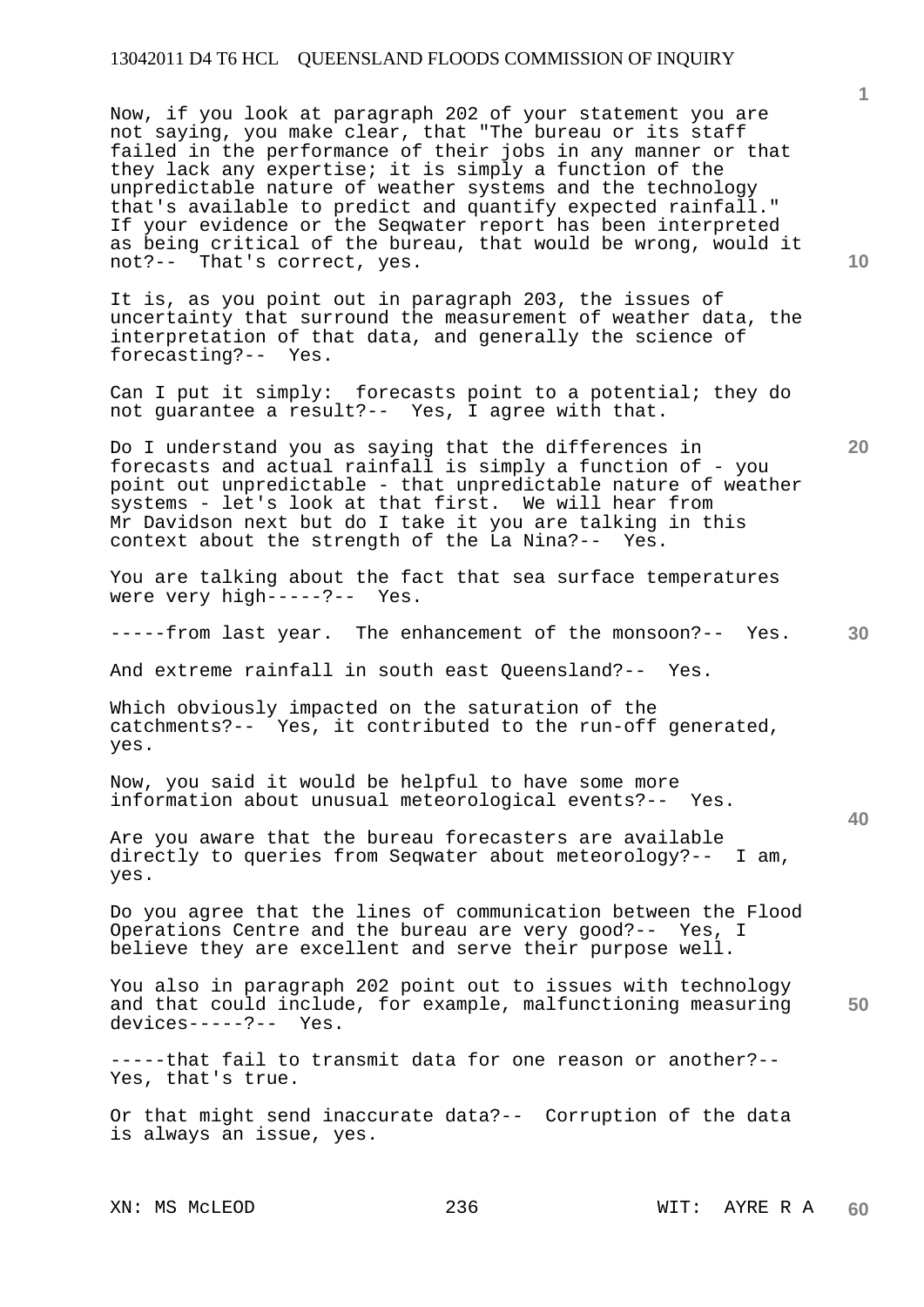Now, if you look at paragraph 202 of your statement you are not saying, you make clear, that "The bureau or its staff failed in the performance of their jobs in any manner or that they lack any expertise; it is simply a function of the unpredictable nature of weather systems and the technology that's available to predict and quantify expected rainfall." If your evidence or the Seqwater report has been interpreted as being critical of the bureau, that would be wrong, would it not?-- That's correct, yes.

It is, as you point out in paragraph 203, the issues of uncertainty that surround the measurement of weather data, the interpretation of that data, and generally the science of forecasting?-- Yes.

Can I put it simply: forecasts point to a potential; they do not guarantee a result?-- Yes, I agree with that.

Do I understand you as saying that the differences in forecasts and actual rainfall is simply a function of - you point out unpredictable - that unpredictable nature of weather systems - let's look at that first. We will hear from Mr Davidson next but do I take it you are talking in this context about the strength of the La Nina?-- Yes.

You are talking about the fact that sea surface temperatures were very high-----?-- Yes.

-----from last year. The enhancement of the monsoon?-- Yes.

And extreme rainfall in south east Queensland?-- Yes.

Which obviously impacted on the saturation of the catchments?-- Yes, it contributed to the run-off generated, yes.

Now, you said it would be helpful to have some more information about unusual meteorological events?-- Yes.

Are you aware that the bureau forecasters are available directly to queries from Seqwater about meteorology?-- I am, yes.

Do you agree that the lines of communication between the Flood Operations Centre and the bureau are very good?-- Yes, I believe they are excellent and serve their purpose well.

You also in paragraph 202 point out to issues with technology and that could include, for example, malfunctioning measuring devices-----?-- Yes.

-----that fail to transmit data for one reason or another?-- Yes, that's true.

Or that might send inaccurate data?-- Corruption of the data is always an issue, yes.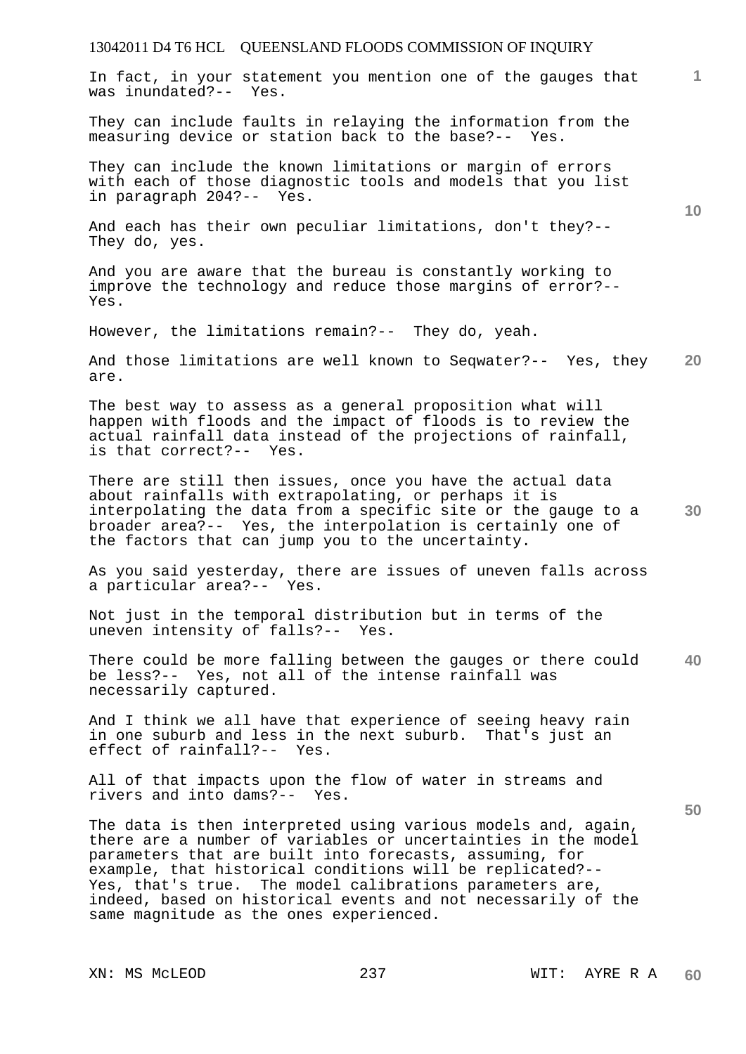In fact, in your statement you mention one of the gauges that was inundated?-- Yes.

They can include faults in relaying the information from the measuring device or station back to the base?-- Yes.

They can include the known limitations or margin of errors with each of those diagnostic tools and models that you list in paragraph 204?-- Yes.

And each has their own peculiar limitations, don't they?-- They do, yes.

And you are aware that the bureau is constantly working to improve the technology and reduce those margins of error?-- Yes.

However, the limitations remain?-- They do, yeah.

And those limitations are well known to Seqwater?-- Yes, they are.

The best way to assess as a general proposition what will happen with floods and the impact of floods is to review the actual rainfall data instead of the projections of rainfall, is that correct?-- Yes.

There are still then issues, once you have the actual data about rainfalls with extrapolating, or perhaps it is interpolating the data from a specific site or the gauge to a broader area?-- Yes, the interpolation is certainly one of the factors that can jump you to the uncertainty.

As you said yesterday, there are issues of uneven falls across a particular area?-- Yes.

Not just in the temporal distribution but in terms of the uneven intensity of falls?-- Yes.

There could be more falling between the gauges or there could be less?-- Yes, not all of the intense rainfall was necessarily captured.

And I think we all have that experience of seeing heavy rain in one suburb and less in the next suburb. That's just an effect of rainfall?-- Yes.

All of that impacts upon the flow of water in streams and rivers and into dams?-- Yes.

The data is then interpreted using various models and, again, there are a number of variables or uncertainties in the model parameters that are built into forecasts, assuming, for example, that historical conditions will be replicated?-- Yes, that's true. The model calibrations parameters are, indeed, based on historical events and not necessarily of the same magnitude as the ones experienced.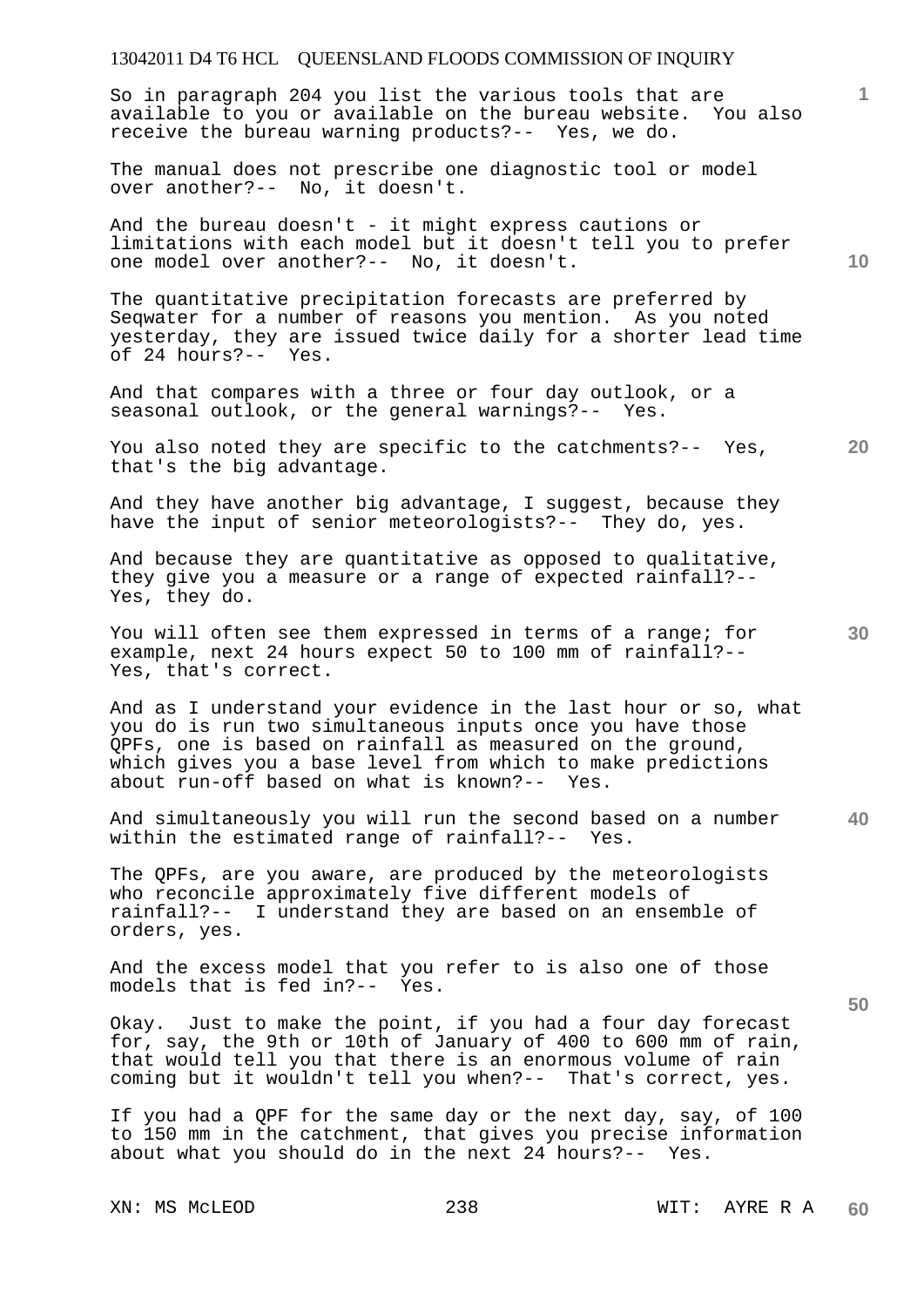So in paragraph 204 you list the various tools that are available to you or available on the bureau website. You also receive the bureau warning products?-- Yes, we do.

The manual does not prescribe one diagnostic tool or model over another?-- No, it doesn't.

And the bureau doesn't - it might express cautions or limitations with each model but it doesn't tell you to prefer one model over another?-- No, it doesn't.

The quantitative precipitation forecasts are preferred by Seqwater for a number of reasons you mention. As you noted yesterday, they are issued twice daily for a shorter lead time of 24 hours?-- Yes.

And that compares with a three or four day outlook, or a seasonal outlook, or the general warnings?-- Yes.

You also noted they are specific to the catchments?-- Yes, that's the big advantage.

And they have another big advantage, I suggest, because they have the input of senior meteorologists?-- They do, yes.

And because they are quantitative as opposed to qualitative, they give you a measure or a range of expected rainfall?-- Yes, they do.

You will often see them expressed in terms of a range; for example, next 24 hours expect 50 to 100 mm of rainfall?-- Yes, that's correct.

And as I understand your evidence in the last hour or so, what you do is run two simultaneous inputs once you have those QPFs, one is based on rainfall as measured on the ground, which gives you a base level from which to make predictions about run-off based on what is known?-- Yes.

And simultaneously you will run the second based on a number within the estimated range of rainfall?-- Yes.

The QPFs, are you aware, are produced by the meteorologists who reconcile approximately five different models of rainfall?-- I understand they are based on an ensemble of orders, yes.

And the excess model that you refer to is also one of those models that is fed in?-- Yes.

Okay. Just to make the point, if you had a four day forecast for, say, the 9th or 10th of January of 400 to 600 mm of rain, that would tell you that there is an enormous volume of rain coming but it wouldn't tell you when?-- That's correct, yes.

If you had a QPF for the same day or the next day, say, of 100 to 150 mm in the catchment, that gives you precise information about what you should do in the next 24 hours?-- Yes.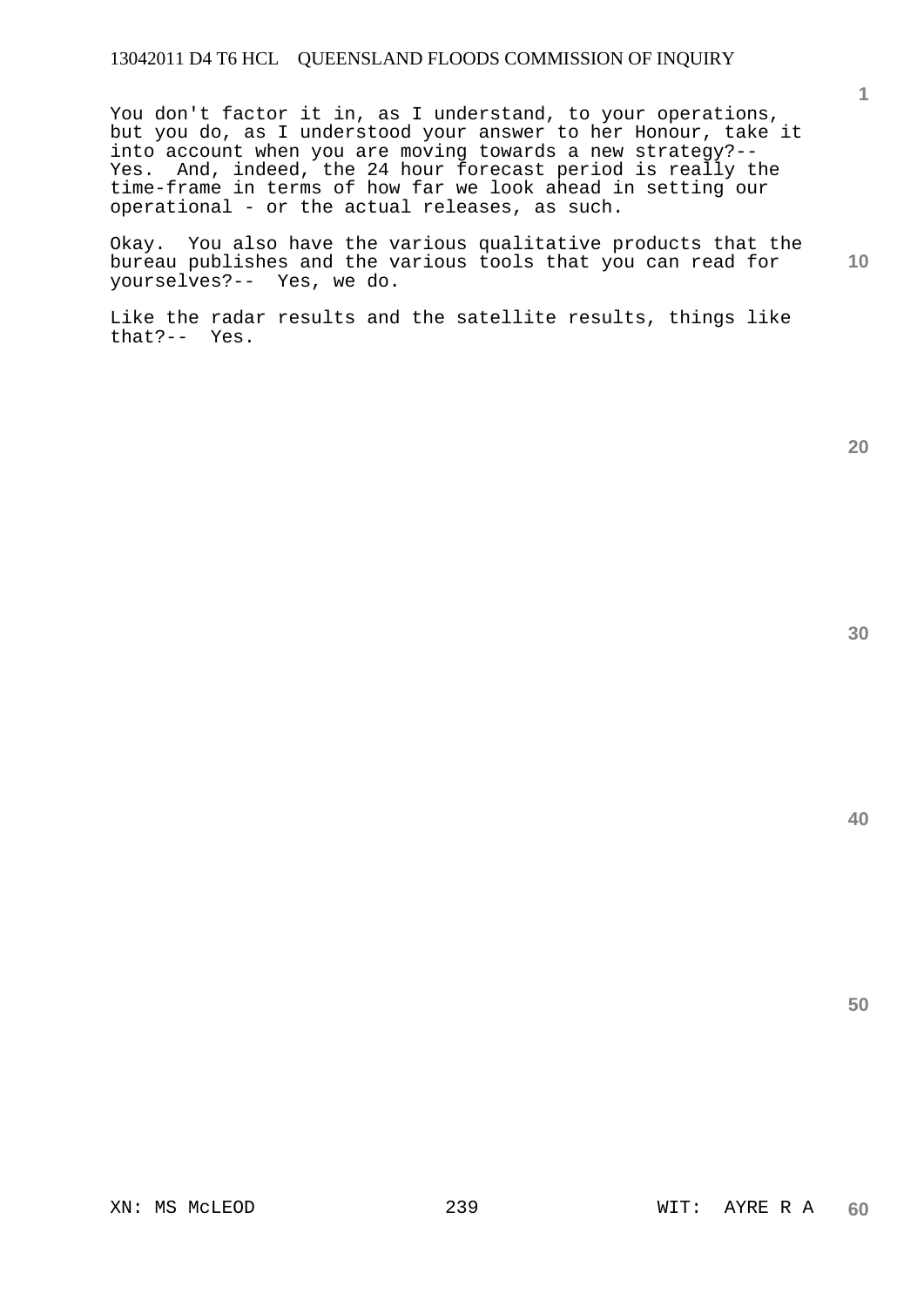You don't factor it in, as I understand, to your operations, but you do, as I understood your answer to her Honour, take it into account when you are moving towards a new strategy?-- Yes. And, indeed, the 24 hour forecast period is really the time-frame in terms of how far we look ahead in setting our operational - or the actual releases, as such.

Okay. You also have the various qualitative products that the bureau publishes and the various tools that you can read for yourselves?-- Yes, we do.

Like the radar results and the satellite results, things like that?-- Yes.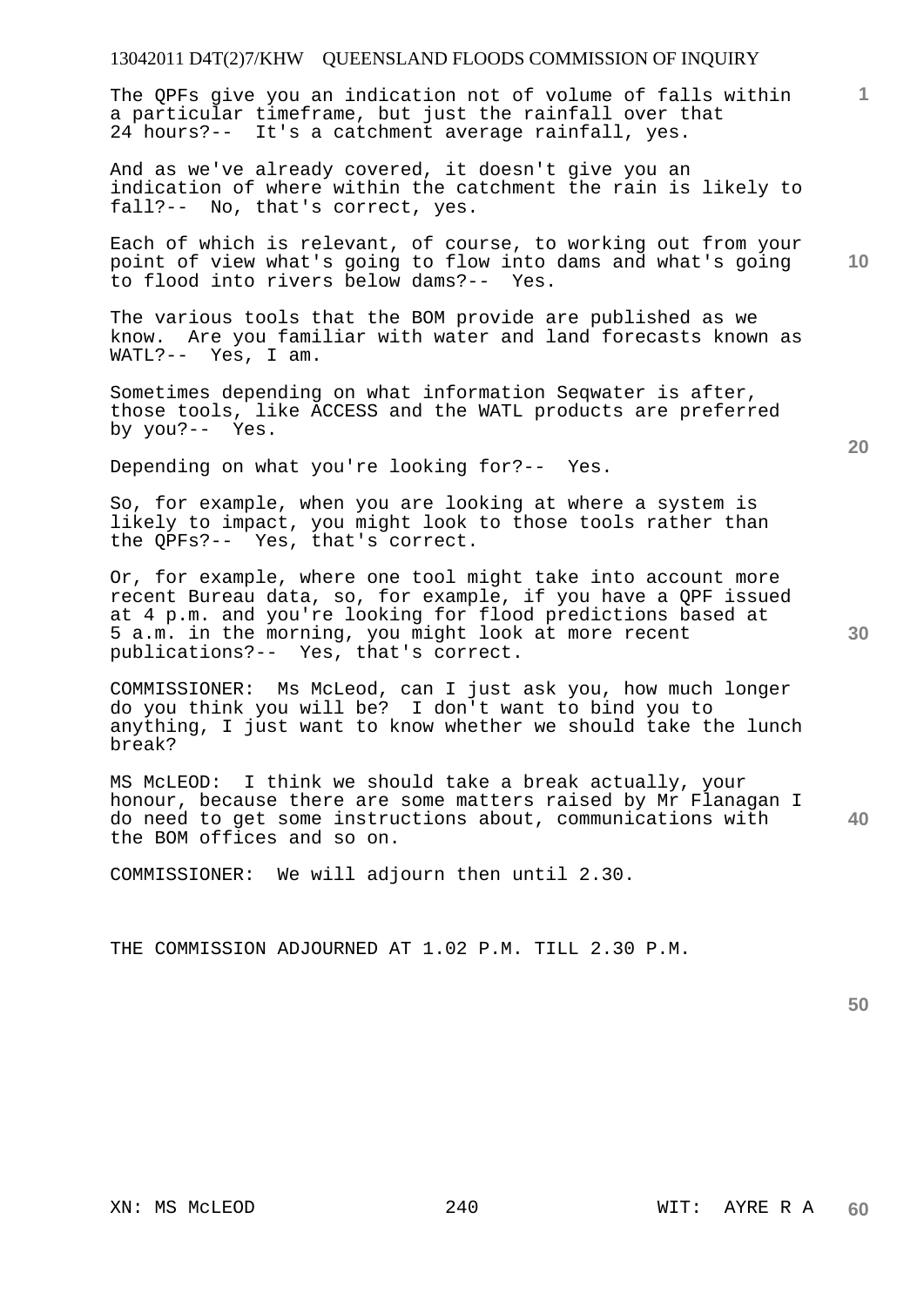The QPFs give you an indication not of volume of falls within a particular timeframe, but just the rainfall over that 24 hours?-- It's a catchment average rainfall, yes.

And as we've already covered, it doesn't give you an indication of where within the catchment the rain is likely to fall?-- No, that's correct, yes.

Each of which is relevant, of course, to working out from your point of view what's going to flow into dams and what's going to flood into rivers below dams?-- Yes.

The various tools that the BOM provide are published as we know. Are you familiar with water and land forecasts known as WATL?-- Yes, I am.

Sometimes depending on what information Seqwater is after, those tools, like ACCESS and the WATL products are preferred by you?-- Yes.

Depending on what you're looking for?-- Yes.

So, for example, when you are looking at where a system is likely to impact, you might look to those tools rather than the QPFs?-- Yes, that's correct.

Or, for example, where one tool might take into account more recent Bureau data, so, for example, if you have a QPF issued at 4 p.m. and you're looking for flood predictions based at 5 a.m. in the morning, you might look at more recent publications?-- Yes, that's correct.

COMMISSIONER: Ms McLeod, can I just ask you, how much longer do you think you will be? I don't want to bind you to anything, I just want to know whether we should take the lunch break?

MS McLEOD: I think we should take a break actually, your honour, because there are some matters raised by Mr Flanagan I do need to get some instructions about, communications with the BOM offices and so on.

COMMISSIONER: We will adjourn then until 2.30.

THE COMMISSION ADJOURNED AT 1.02 P.M. TILL 2.30 P.M.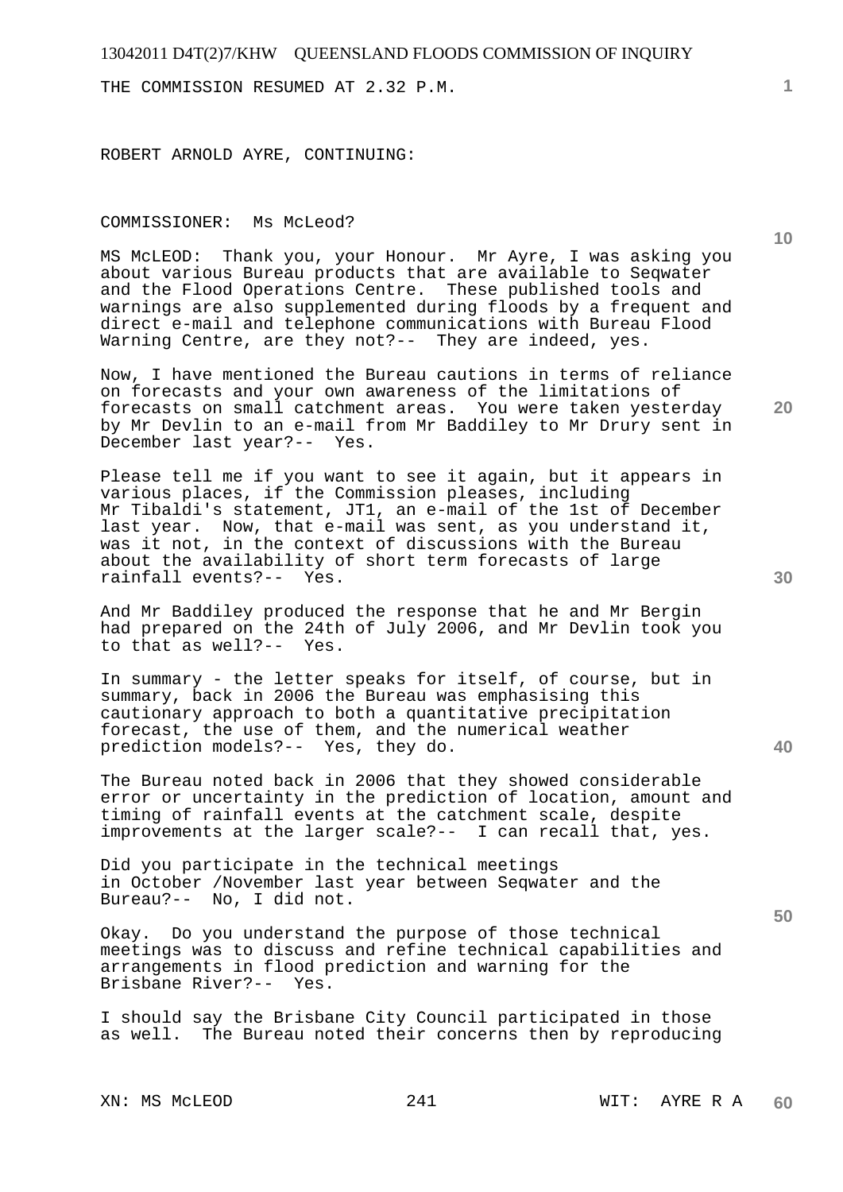THE COMMISSION RESUMED AT 2.32 P.M.

ROBERT ARNOLD AYRE, CONTINUING:

COMMISSIONER: Ms McLeod?

MS McLEOD: Thank you, your Honour. Mr Ayre, I was asking you about various Bureau products that are available to Seqwater and the Flood Operations Centre. These published tools and warnings are also supplemented during floods by a frequent and direct e-mail and telephone communications with Bureau Flood Warning Centre, are they not?-- They are indeed, yes.

Now, I have mentioned the Bureau cautions in terms of reliance on forecasts and your own awareness of the limitations of forecasts on small catchment areas. You were taken yesterday by Mr Devlin to an e-mail from Mr Baddiley to Mr Drury sent in December last year?-- Yes.

Please tell me if you want to see it again, but it appears in various places, if the Commission pleases, including Mr Tibaldi's statement, JT1, an e-mail of the 1st of December last year. Now, that e-mail was sent, as you understand it, was it not, in the context of discussions with the Bureau about the availability of short term forecasts of large rainfall events?-- Yes.

And Mr Baddiley produced the response that he and Mr Bergin had prepared on the 24th of July 2006, and Mr Devlin took you to that as well?-- Yes.

In summary - the letter speaks for itself, of course, but in summary, back in 2006 the Bureau was emphasising this cautionary approach to both a quantitative precipitation forecast, the use of them, and the numerical weather prediction models?-- Yes, they do.

The Bureau noted back in 2006 that they showed considerable error or uncertainty in the prediction of location, amount and timing of rainfall events at the catchment scale, despite improvements at the larger scale?-- I can recall that, yes.

Did you participate in the technical meetings in October /November last year between Seqwater and the Bureau?-- No, I did not.

Okay. Do you understand the purpose of those technical meetings was to discuss and refine technical capabilities and arrangements in flood prediction and warning for the Brisbane River?-- Yes.

I should say the Brisbane City Council participated in those as well. The Bureau noted their concerns then by reproducing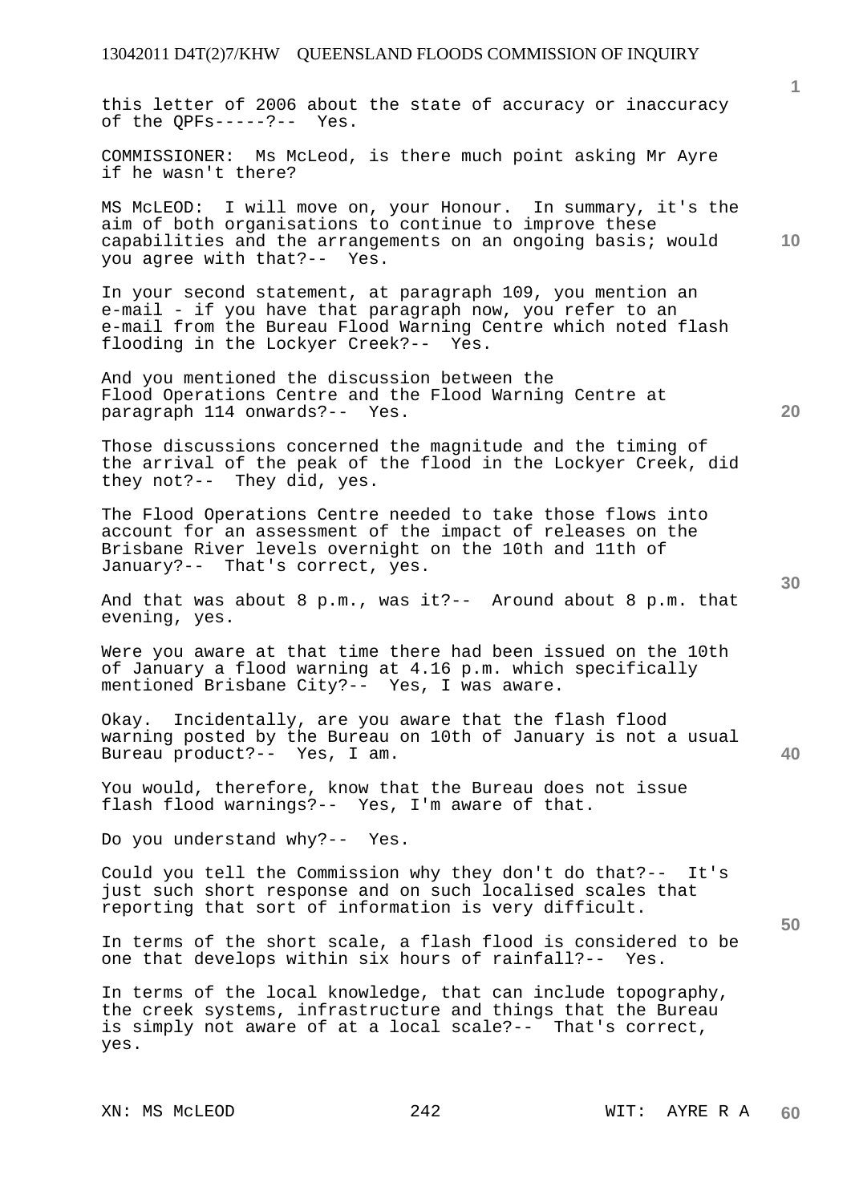this letter of 2006 about the state of accuracy or inaccuracy of the QPFs-----?-- Yes.

COMMISSIONER: Ms McLeod, is there much point asking Mr Ayre if he wasn't there?

MS McLEOD: I will move on, your Honour. In summary, it's the aim of both organisations to continue to improve these capabilities and the arrangements on an ongoing basis; would you agree with that?-- Yes.

In your second statement, at paragraph 109, you mention an e-mail - if you have that paragraph now, you refer to an e-mail from the Bureau Flood Warning Centre which noted flash flooding in the Lockyer Creek?-- Yes.

And you mentioned the discussion between the Flood Operations Centre and the Flood Warning Centre at paragraph 114 onwards?-- Yes.

Those discussions concerned the magnitude and the timing of the arrival of the peak of the flood in the Lockyer Creek, did they not?-- They did, yes.

The Flood Operations Centre needed to take those flows into account for an assessment of the impact of releases on the Brisbane River levels overnight on the 10th and 11th of January?-- That's correct, yes.

And that was about 8 p.m., was it?-- Around about 8 p.m. that evening, yes.

Were you aware at that time there had been issued on the 10th of January a flood warning at 4.16 p.m. which specifically mentioned Brisbane City?-- Yes, I was aware.

Okay. Incidentally, are you aware that the flash flood warning posted by the Bureau on 10th of January is not a usual Bureau product?-- Yes, I am.

You would, therefore, know that the Bureau does not issue flash flood warnings?-- Yes, I'm aware of that.

Do you understand why?-- Yes.

Could you tell the Commission why they don't do that?-- It's just such short response and on such localised scales that reporting that sort of information is very difficult.

In terms of the short scale, a flash flood is considered to be one that develops within six hours of rainfall?-- Yes.

In terms of the local knowledge, that can include topography, the creek systems, infrastructure and things that the Bureau is simply not aware of at a local scale?-- That's correct, yes.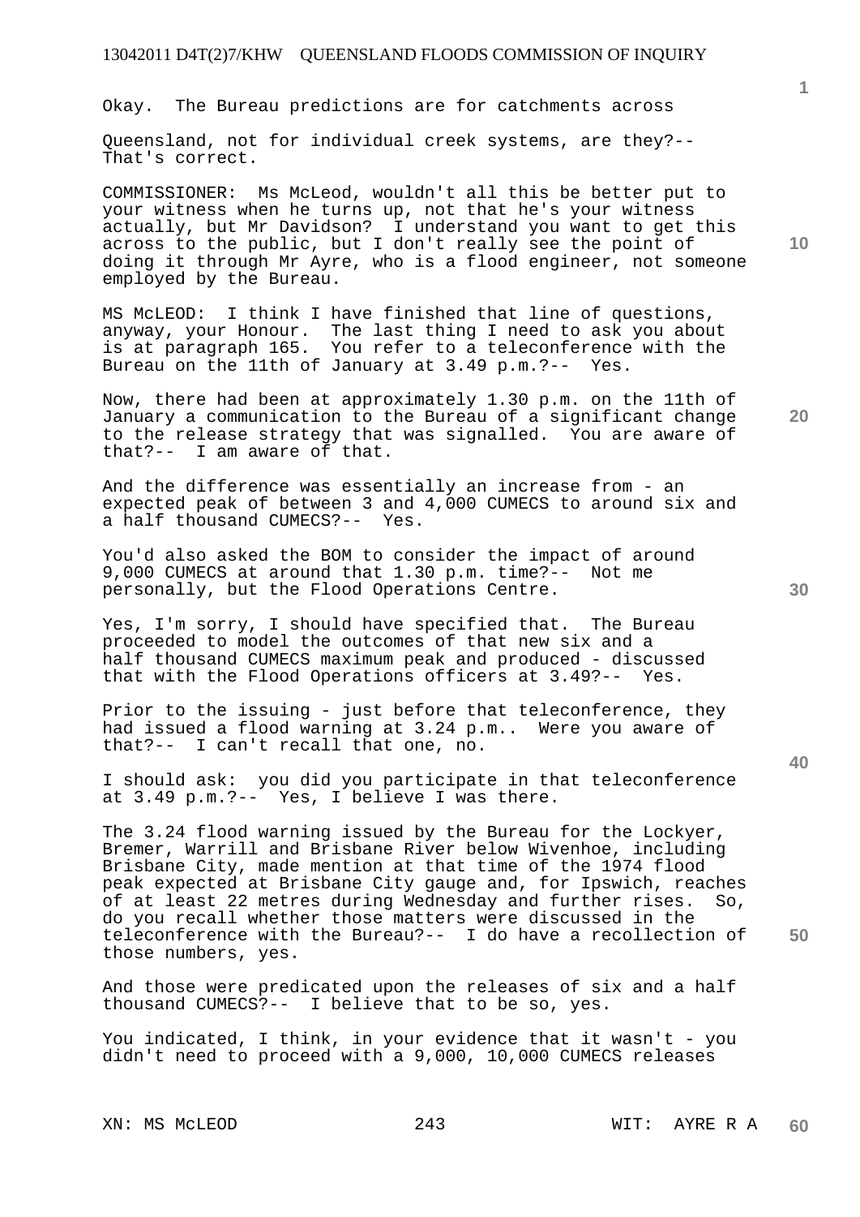Okay. The Bureau predictions are for catchments across Queensland, not for individual creek systems, are they?-- That's correct.

COMMISSIONER: Ms McLeod, wouldn't all this be better put to your witness when he turns up, not that he's your witness actually, but Mr Davidson? I understand you want to get this across to the public, but I don't really see the point of doing it through Mr Ayre, who is a flood engineer, not someone employed by the Bureau.

MS McLEOD: I think I have finished that line of questions, anyway, your Honour. The last thing I need to ask you about is at paragraph 165. You refer to a teleconference with the Bureau on the 11th of January at 3.49 p.m.?-- Yes.

Now, there had been at approximately 1.30 p.m. on the 11th of January a communication to the Bureau of a significant change to the release strategy that was signalled. You are aware of that?-- I am aware of that.

And the difference was essentially an increase from - an expected peak of between 3 and 4,000 CUMECS to around six and a half thousand CUMECS?-- Yes.

You'd also asked the BOM to consider the impact of around 9,000 CUMECS at around that 1.30 p.m. time?-- Not me personally, but the Flood Operations Centre.

Yes, I'm sorry, I should have specified that. The Bureau proceeded to model the outcomes of that new six and a half thousand CUMECS maximum peak and produced - discussed that with the Flood Operations officers at 3.49?-- Yes.

Prior to the issuing - just before that teleconference, they had issued a flood warning at 3.24 p.m.. Were you aware of that?-- I can't recall that one, no.

I should ask: you did you participate in that teleconference at 3.49 p.m.?-- Yes, I believe I was there.

The 3.24 flood warning issued by the Bureau for the Lockyer, Bremer, Warrill and Brisbane River below Wivenhoe, including Brisbane City, made mention at that time of the 1974 flood peak expected at Brisbane City gauge and, for Ipswich, reaches of at least 22 metres during Wednesday and further rises. So, do you recall whether those matters were discussed in the teleconference with the Bureau?-- I do have a recollection of those numbers, yes.

And those were predicated upon the releases of six and a half thousand CUMECS?-- I believe that to be so, yes.

You indicated, I think, in your evidence that it wasn't - you didn't need to proceed with a 9,000, 10,000 CUMECS releases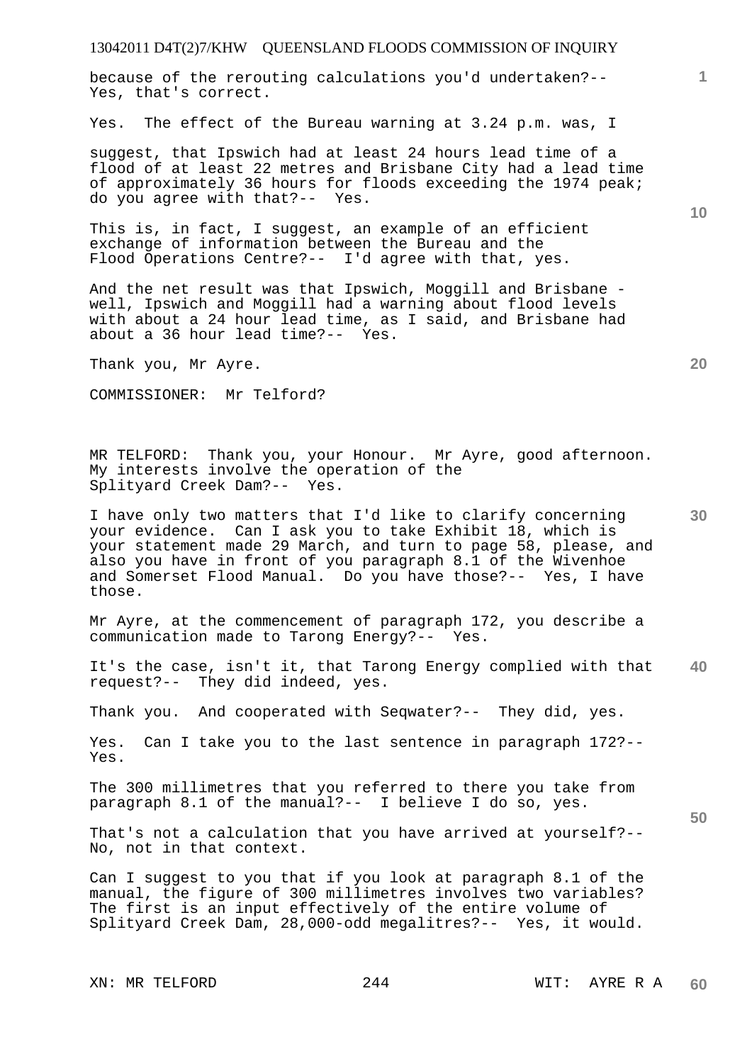because of the rerouting calculations you'd undertaken?-- Yes, that's correct.

Yes. The effect of the Bureau warning at 3.24 p.m. was, I

suggest, that Ipswich had at least 24 hours lead time of a flood of at least 22 metres and Brisbane City had a lead time of approximately 36 hours for floods exceeding the 1974 peak; do you agree with that?-- Yes.

This is, in fact, I suggest, an example of an efficient exchange of information between the Bureau and the Flood Operations Centre?-- I'd agree with that, yes.

And the net result was that Ipswich, Moggill and Brisbane - well, Ipswich and Moggill had a warning about flood levels with about a 24 hour lead time, as I said, and Brisbane had about a 36 hour lead time?-- Yes.

Thank you, Mr Ayre.

COMMISSIONER: Mr Telford?

MR TELFORD: Thank you, your Honour. Mr Ayre, good afternoon. My interests involve the operation of the Splityard Creek Dam?-- Yes.

I have only two matters that I'd like to clarify concerning your evidence. Can I ask you to take Exhibit 18, which is your statement made 29 March, and turn to page 58, please, and also you have in front of you paragraph 8.1 of the Wivenhoe and Somerset Flood Manual. Do you have those?-- Yes, I have those.

Mr Ayre, at the commencement of paragraph 172, you describe a communication made to Tarong Energy?-- Yes.

It's the case, isn't it, that Tarong Energy complied with that request?-- They did indeed, yes.

Thank you. And cooperated with Seqwater?-- They did, yes.

Yes. Can I take you to the last sentence in paragraph 172?-- Yes.

The 300 millimetres that you referred to there you take from paragraph 8.1 of the manual?-- I believe I do so, yes.

That's not a calculation that you have arrived at yourself?-- No, not in that context.

Can I suggest to you that if you look at paragraph 8.1 of the manual, the figure of 300 millimetres involves two variables? The first is an input effectively of the entire volume of Splityard Creek Dam, 28,000-odd megalitres?-- Yes, it would.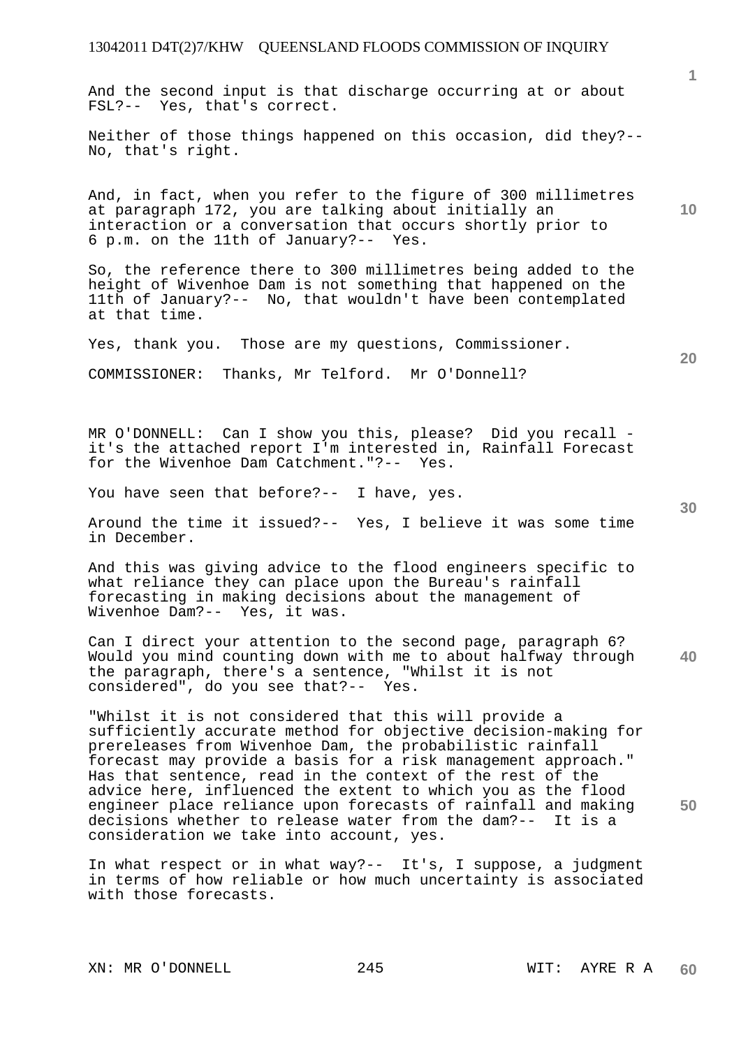And the second input is that discharge occurring at or about FSL?-- Yes, that's correct.

Neither of those things happened on this occasion, did they?-- No, that's right.

And, in fact, when you refer to the figure of 300 millimetres at paragraph 172, you are talking about initially an interaction or a conversation that occurs shortly prior to 6 p.m. on the 11th of January?-- Yes.

So, the reference there to 300 millimetres being added to the height of Wivenhoe Dam is not something that happened on the 11th of January?-- No, that wouldn't have been contemplated at that time.

Yes, thank you. Those are my questions, Commissioner.

COMMISSIONER: Thanks, Mr Telford. Mr O'Donnell?

MR O'DONNELL: Can I show you this, please? Did you recall - it's the attached report I'm interested in, Rainfall Forecast for the Wivenhoe Dam Catchment."?-- Yes.

You have seen that before?-- I have, yes.

Around the time it issued?-- Yes, I believe it was some time in December.

And this was giving advice to the flood engineers specific to what reliance they can place upon the Bureau's rainfall forecasting in making decisions about the management of Wivenhoe Dam?-- Yes, it was.

Can I direct your attention to the second page, paragraph 6? Would you mind counting down with me to about halfway through the paragraph, there's a sentence, "Whilst it is not considered", do you see that?-- Yes.

"Whilst it is not considered that this will provide a sufficiently accurate method for objective decision-making for prereleases from Wivenhoe Dam, the probabilistic rainfall forecast may provide a basis for a risk management approach." Has that sentence, read in the context of the rest of the advice here, influenced the extent to which you as the flood engineer place reliance upon forecasts of rainfall and making decisions whether to release water from the dam?-- It is a consideration we take into account, yes.

In what respect or in what way?-- It's, I suppose, a judgment in terms of how reliable or how much uncertainty is associated with those forecasts.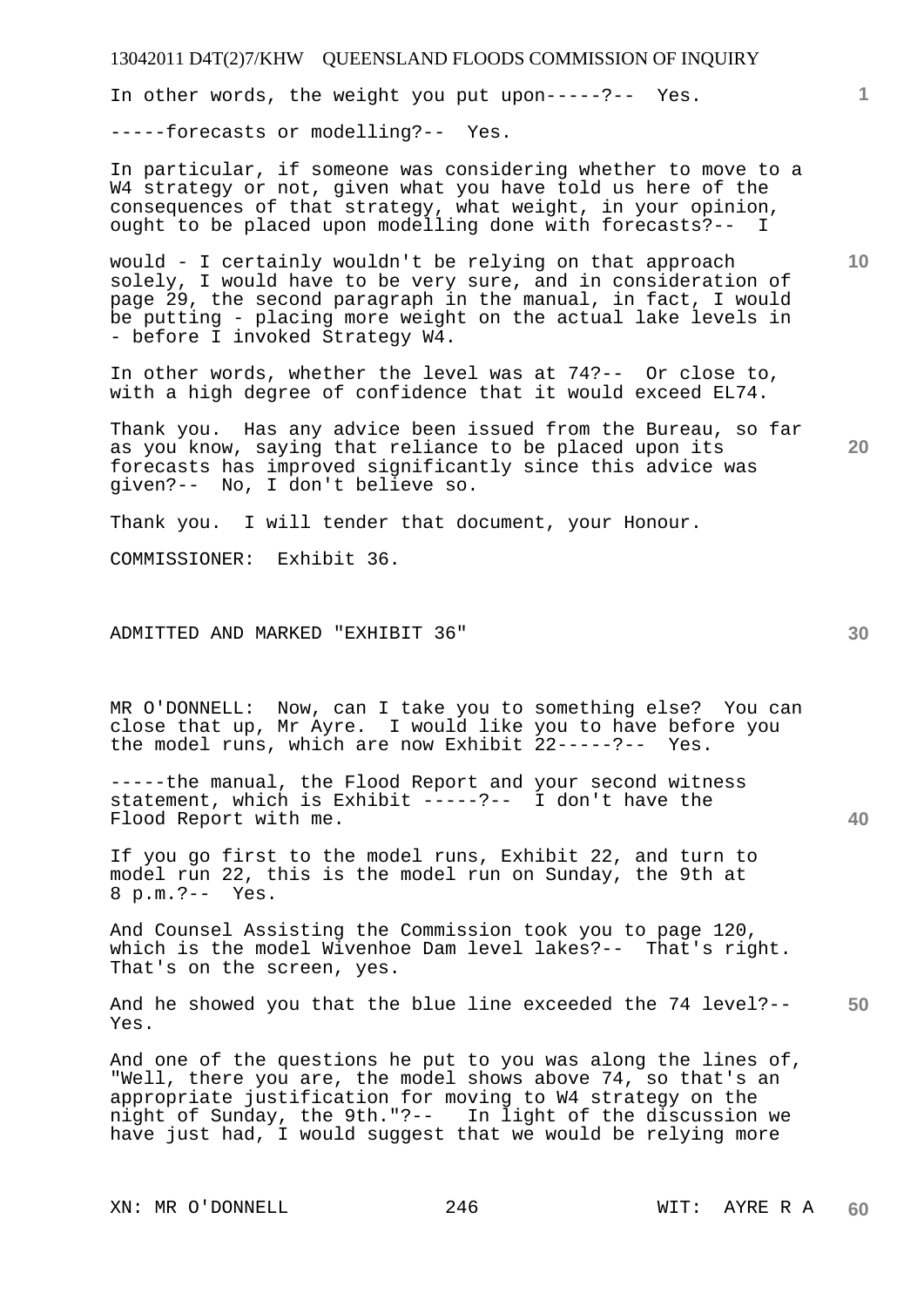In other words, the weight you put upon-----?-- Yes.

-----forecasts or modelling?-- Yes.

In particular, if someone was considering whether to move to a W4 strategy or not, given what you have told us here of the consequences of that strategy, what weight, in your opinion, ought to be placed upon modelling done with forecasts?-- I would - I certainly wouldn't be relying on that approach solely, I would have to be very sure, and in consideration of page 29, the second paragraph in the manual, in fact, I would be putting - placing more weight on the actual lake levels in - before I invoked Strategy W4.

In other words, whether the level was at 74?-- Or close to, with a high degree of confidence that it would exceed EL74.

Thank you. Has any advice been issued from the Bureau, so far as you know, saying that reliance to be placed upon its forecasts has improved significantly since this advice was given?-- No, I don't believe so.

Thank you. I will tender that document, your Honour.

COMMISSIONER: Exhibit 36.

ADMITTED AND MARKED "EXHIBIT 36"

MR O'DONNELL: Now, can I take you to something else? You can close that up, Mr Ayre. I would like you to have before you the model runs, which are now Exhibit 22-----?-- Yes.

-----the manual, the Flood Report and your second witness statement, which is Exhibit -----?-- I don't have the Flood Report with me.

If you go first to the model runs, Exhibit 22, and turn to model run 22, this is the model run on Sunday, the 9th at 8 p.m.?-- Yes.

And Counsel Assisting the Commission took you to page 120, which is the model Wivenhoe Dam level lakes?-- That's right. That's on the screen, yes.

And he showed you that the blue line exceeded the 74 level?-- Yes.

And one of the questions he put to you was along the lines of, "Well, there you are, the model shows above 74, so that's an appropriate justification for moving to W4 strategy on the night of Sunday, the 9th."?-- In light of the discussion we have just had, I would suggest that we would be relying more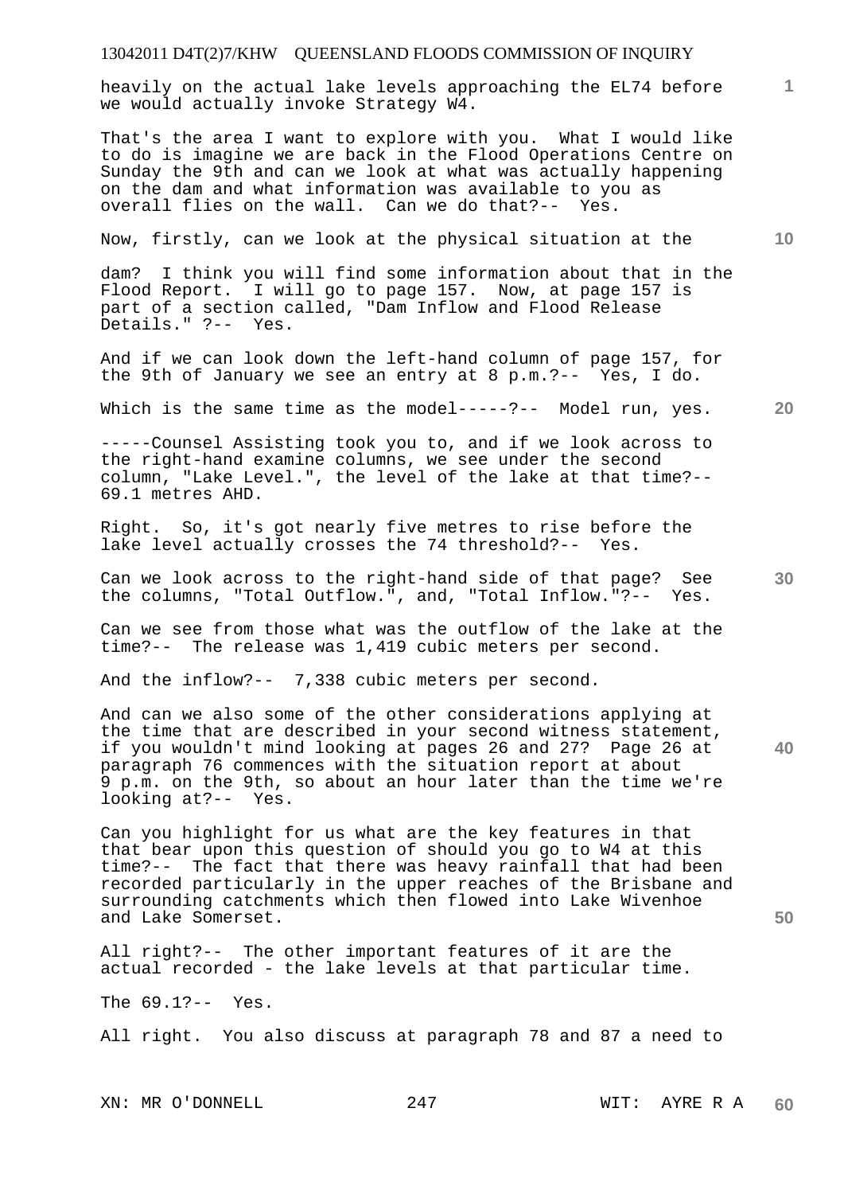heavily on the actual lake levels approaching the EL74 before we would actually invoke Strategy W4.

That's the area I want to explore with you. What I would like to do is imagine we are back in the Flood Operations Centre on Sunday the 9th and can we look at what was actually happening on the dam and what information was available to you as overall flies on the wall. Can we do that?-- Yes.

Now, firstly, can we look at the physical situation at the dam? I think you will find some information about that in the Flood Report. I will go to page 157. Now, at page 157 is part of a section called, "Dam Inflow and Flood Release Details." ?-- Yes.

And if we can look down the left-hand column of page 157, for the 9th of January we see an entry at 8 p.m.?-- Yes, I do.

Which is the same time as the model-----?-- Model run, yes.

-----Counsel Assisting took you to, and if we look across to the right-hand examine columns, we see under the second column, "Lake Level.", the level of the lake at that time?-- 69.1 metres AHD.

Right. So, it's got nearly five metres to rise before the lake level actually crosses the 74 threshold?-- Yes.

Can we look across to the right-hand side of that page? See the columns, "Total Outflow.", and, "Total Inflow."?-- Yes.

Can we see from those what was the outflow of the lake at the time?-- The release was 1,419 cubic meters per second.

And the inflow?-- 7,338 cubic meters per second.

And can we also some of the other considerations applying at the time that are described in your second witness statement, if you wouldn't mind looking at pages 26 and 27? Page 26 at paragraph 76 commences with the situation report at about 9 p.m. on the 9th, so about an hour later than the time we're looking at?-- Yes.

Can you highlight for us what are the key features in that that bear upon this question of should you go to W4 at this time?-- The fact that there was heavy rainfall that had been recorded particularly in the upper reaches of the Brisbane and surrounding catchments which then flowed into Lake Wivenhoe and Lake Somerset.

All right?-- The other important features of it are the actual recorded - the lake levels at that particular time.

The 69.1?-- Yes.

All right. You also discuss at paragraph 78 and 87 a need to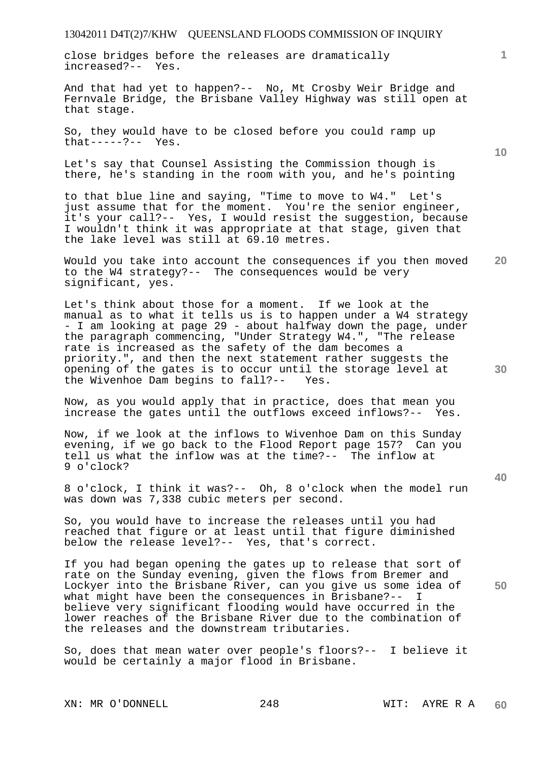close bridges before the releases are dramatically increased?-- Yes.

And that had yet to happen?-- No, Mt Crosby Weir Bridge and Fernvale Bridge, the Brisbane Valley Highway was still open at that stage.

So, they would have to be closed before you could ramp up that-----?-- Yes.

Let's say that Counsel Assisting the Commission though is there, he's standing in the room with you, and he's pointing to that blue line and saying, "Time to move to W4." Let's just assume that for the moment. You're the senior engineer, it's your call?-- Yes, I would resist the suggestion, because I wouldn't think it was appropriate at that stage, given that the lake level was still at 69.10 metres.

Would you take into account the consequences if you then moved to the W4 strategy?-- The consequences would be very significant, yes.

Let's think about those for a moment. If we look at the manual as to what it tells us is to happen under a W4 strategy - I am looking at page 29 - about halfway down the page, under the paragraph commencing, "Under Strategy W4.", "The release rate is increased as the safety of the dam becomes a priority.", and then the next statement rather suggests the opening of the gates is to occur until the storage level at the Wivenhoe Dam begins to fall?-- Yes.

Now, as you would apply that in practice, does that mean you increase the gates until the outflows exceed inflows?-- Yes.

Now, if we look at the inflows to Wivenhoe Dam on this Sunday evening, if we go back to the Flood Report page 157? Can you tell us what the inflow was at the time?-- The inflow at 9 o'clock?

8 o'clock, I think it was?-- Oh, 8 o'clock when the model run was down was 7,338 cubic meters per second.

So, you would have to increase the releases until you had reached that figure or at least until that figure diminished below the release level?-- Yes, that's correct.

If you had began opening the gates up to release that sort of rate on the Sunday evening, given the flows from Bremer and Lockyer into the Brisbane River, can you give us some idea of what might have been the consequences in Brisbane?-- I believe very significant flooding would have occurred in the lower reaches of the Brisbane River due to the combination of the releases and the downstream tributaries.

So, does that mean water over people's floors?-- I believe it would be certainly a major flood in Brisbane.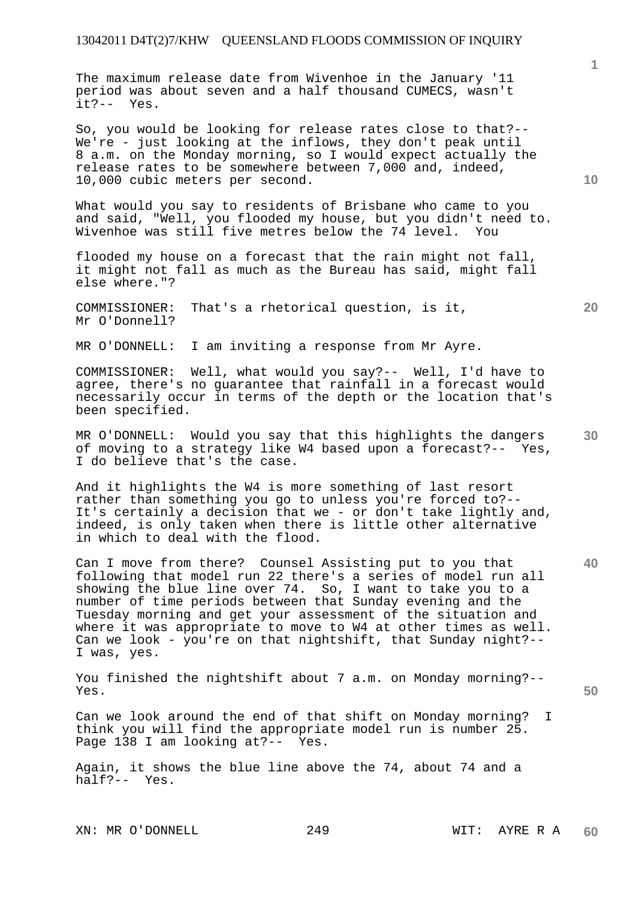The maximum release date from Wivenhoe in the January '11 period was about seven and a half thousand CUMECS, wasn't it?-- Yes.

So, you would be looking for release rates close to that?-- We're - just looking at the inflows, they don't peak until 8 a.m. on the Monday morning, so I would expect actually the release rates to be somewhere between 7,000 and, indeed, 10,000 cubic meters per second.

What would you say to residents of Brisbane who came to you and said, "Well, you flooded my house, but you didn't need to. Wivenhoe was still five metres below the 74 level. You

flooded my house on a forecast that the rain might not fall, it might not fall as much as the Bureau has said, might fall else where."?

COMMISSIONER: That's a rhetorical question, is it, Mr O'Donnell?

MR O'DONNELL: I am inviting a response from Mr Ayre.

COMMISSIONER: Well, what would you say?-- Well, I'd have to agree, there's no guarantee that rainfall in a forecast would necessarily occur in terms of the depth or the location that's been specified.

MR O'DONNELL: Would you say that this highlights the dangers of moving to a strategy like W4 based upon a forecast?-- Yes, I do believe that's the case.

And it highlights the W4 is more something of last resort rather than something you go to unless you're forced to?-- It's certainly a decision that we - or don't take lightly and, indeed, is only taken when there is little other alternative in which to deal with the flood.

Can I move from there? Counsel Assisting put to you that following that model run 22 there's a series of model run all showing the blue line over 74. So, I want to take you to a number of time periods between that Sunday evening and the Tuesday morning and get your assessment of the situation and where it was appropriate to move to W4 at other times as well. Can we look - you're on that nightshift, that Sunday night?-- I was, yes.

You finished the nightshift about 7 a.m. on Monday morning?-- Yes.

Can we look around the end of that shift on Monday morning? I think you will find the appropriate model run is number 25. Page 138 I am looking at?-- Yes.

Again, it shows the blue line above the 74, about 74 and a half?-- Yes.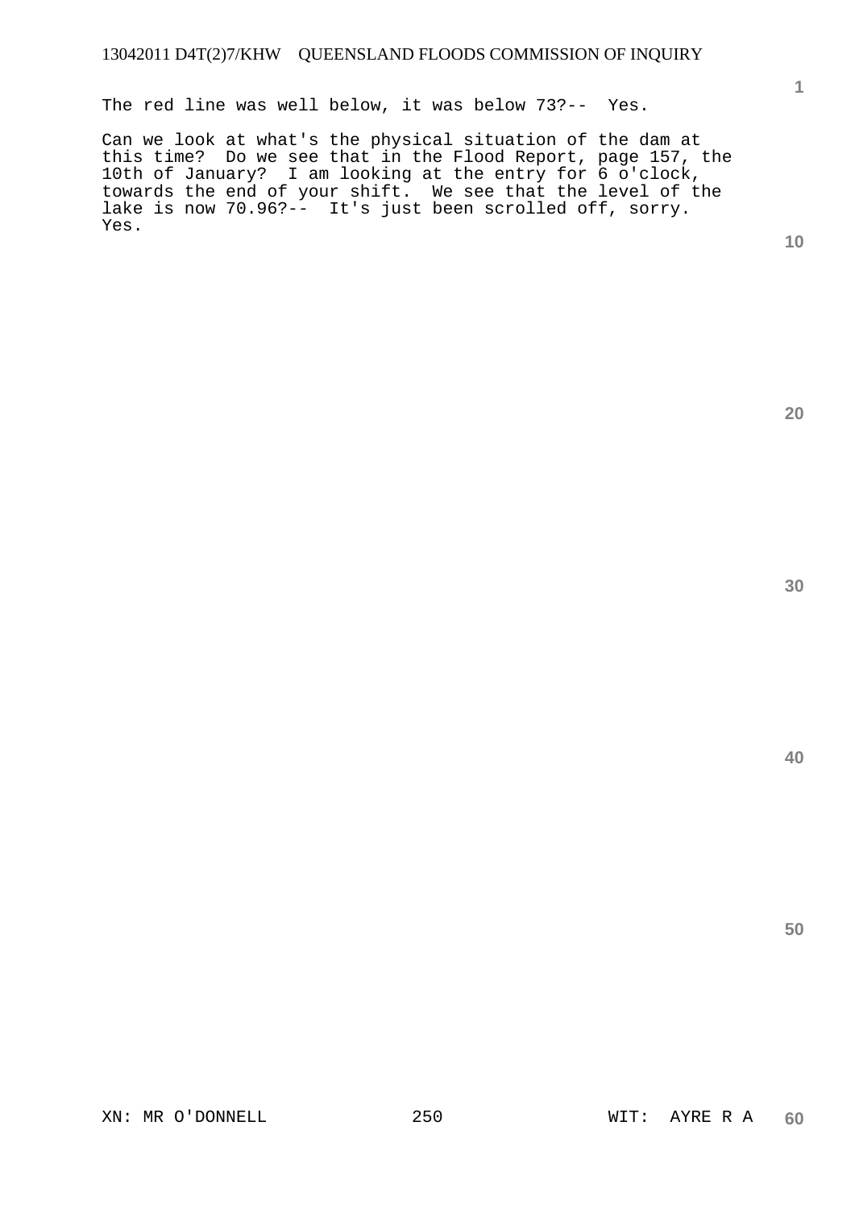The red line was well below, it was below 73?-- Yes.

Can we look at what's the physical situation of the dam at this time? Do we see that in the Flood Report, page 157, the 10th of January? I am looking at the entry for 6 o'clock, towards the end of your shift. We see that the level of the lake is now 70.96?-- It's just been scrolled off, sorry. Yes.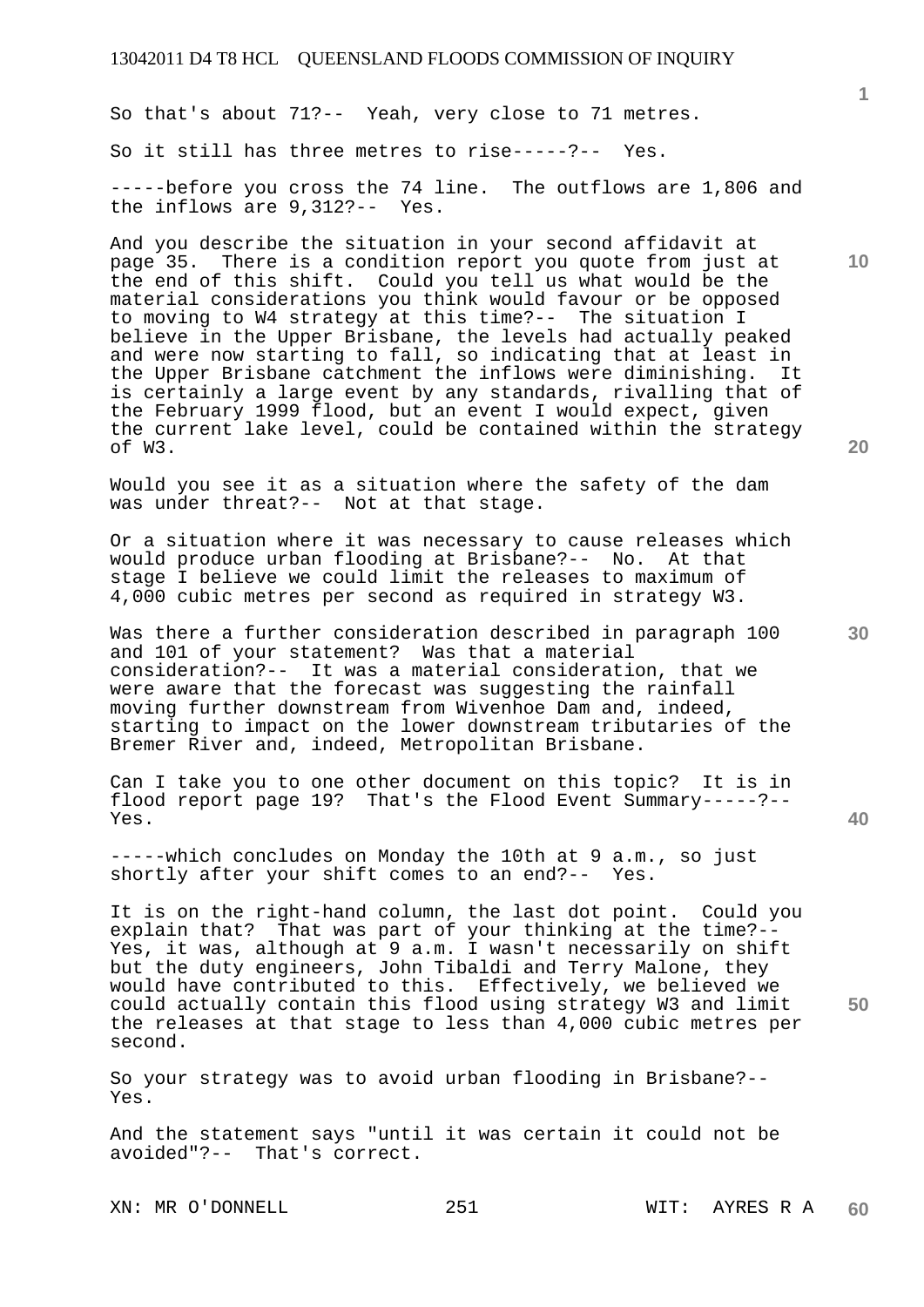So that's about 71?-- Yeah, very close to 71 metres.

So it still has three metres to rise-----?-- Yes.

-----before you cross the 74 line. The outflows are 1,806 and the inflows are 9,312?-- Yes.

And you describe the situation in your second affidavit at page 35. There is a condition report you quote from just at the end of this shift. Could you tell us what would be the material considerations you think would favour or be opposed to moving to W4 strategy at this time?-- The situation I believe in the Upper Brisbane, the levels had actually peaked and were now starting to fall, so indicating that at least in the Upper Brisbane catchment the inflows were diminishing. It is certainly a large event by any standards, rivalling that of the February 1999 flood, but an event I would expect, given the current lake level, could be contained within the strategy of W3.

Would you see it as a situation where the safety of the dam was under threat?-- Not at that stage.

Or a situation where it was necessary to cause releases which would produce urban flooding at Brisbane?-- No. At that stage I believe we could limit the releases to maximum of 4,000 cubic metres per second as required in strategy W3.

Was there a further consideration described in paragraph 100 and 101 of your statement? Was that a material consideration?-- It was a material consideration, that we were aware that the forecast was suggesting the rainfall moving further downstream from Wivenhoe Dam and, indeed, starting to impact on the lower downstream tributaries of the Bremer River and, indeed, Metropolitan Brisbane.

Can I take you to one other document on this topic? It is in flood report page 19? That's the Flood Event Summary-----?-- Yes.

-----which concludes on Monday the 10th at 9 a.m., so just shortly after your shift comes to an end?-- Yes.

It is on the right-hand column, the last dot point. Could you explain that? That was part of your thinking at the time?-- Yes, it was, although at 9 a.m. I wasn't necessarily on shift but the duty engineers, John Tibaldi and Terry Malone, they would have contributed to this. Effectively, we believed we could actually contain this flood using strategy W3 and limit the releases at that stage to less than 4,000 cubic metres per second.

So your strategy was to avoid urban flooding in Brisbane?-- Yes.

And the statement says "until it was certain it could not be avoided"?-- That's correct.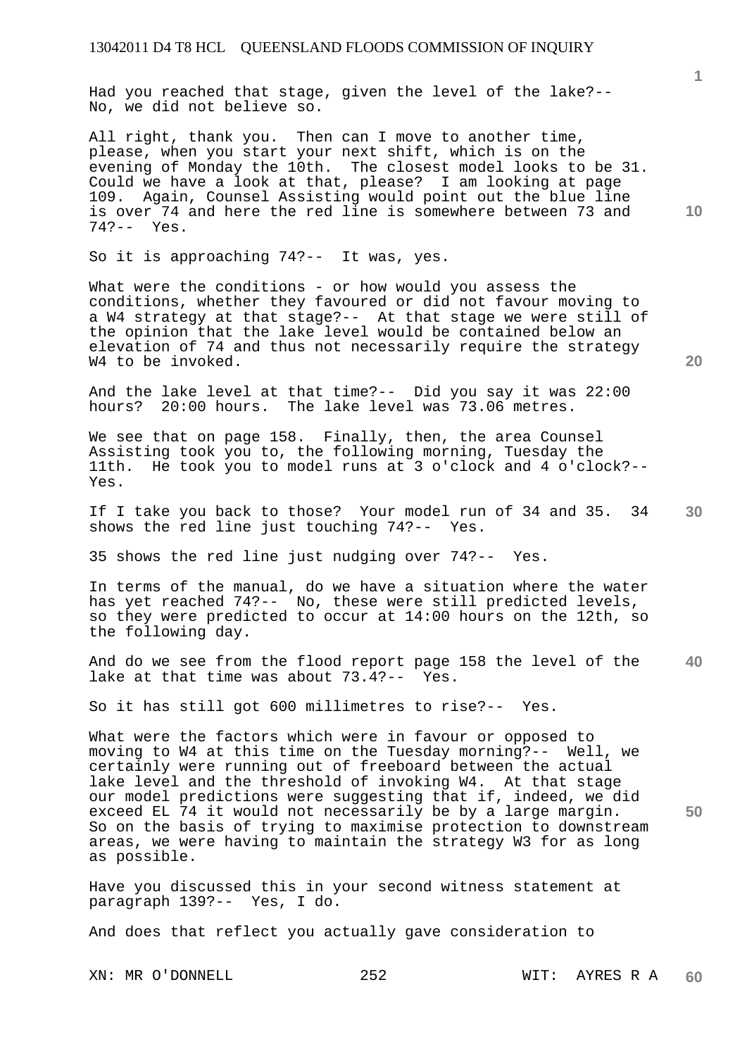Had you reached that stage, given the level of the lake?-- No, we did not believe so.

All right, thank you. Then can I move to another time, please, when you start your next shift, which is on the evening of Monday the 10th. The closest model looks to be 31. Could we have a look at that, please? I am looking at page 109. Again, Counsel Assisting would point out the blue line is over 74 and here the red line is somewhere between 73 and 74?-- Yes.

So it is approaching 74?-- It was, yes.

What were the conditions - or how would you assess the conditions, whether they favoured or did not favour moving to a W4 strategy at that stage?-- At that stage we were still of the opinion that the lake level would be contained below an elevation of 74 and thus not necessarily require the strategy W4 to be invoked.

And the lake level at that time?-- Did you say it was 22:00 hours? 20:00 hours. The lake level was 73.06 metres.

We see that on page 158. Finally, then, the area Counsel Assisting took you to, the following morning, Tuesday the 11th. He took you to model runs at 3 o'clock and 4 o'clock?-- Yes.

If I take you back to those? Your model run of 34 and 35. 34 shows the red line just touching 74?-- Yes.

35 shows the red line just nudging over 74?-- Yes.

In terms of the manual, do we have a situation where the water has yet reached 74?-- No, these were still predicted levels, so they were predicted to occur at 14:00 hours on the 12th, so the following day.

And do we see from the flood report page 158 the level of the lake at that time was about 73.4?-- Yes.

So it has still got 600 millimetres to rise?-- Yes.

What were the factors which were in favour or opposed to moving to W4 at this time on the Tuesday morning?-- Well, we certainly were running out of freeboard between the actual lake level and the threshold of invoking W4. At that stage our model predictions were suggesting that if, indeed, we did exceed EL 74 it would not necessarily be by a large margin. So on the basis of trying to maximise protection to downstream areas, we were having to maintain the strategy W3 for as long as possible.

Have you discussed this in your second witness statement at paragraph 139?-- Yes, I do.

And does that reflect you actually gave consideration to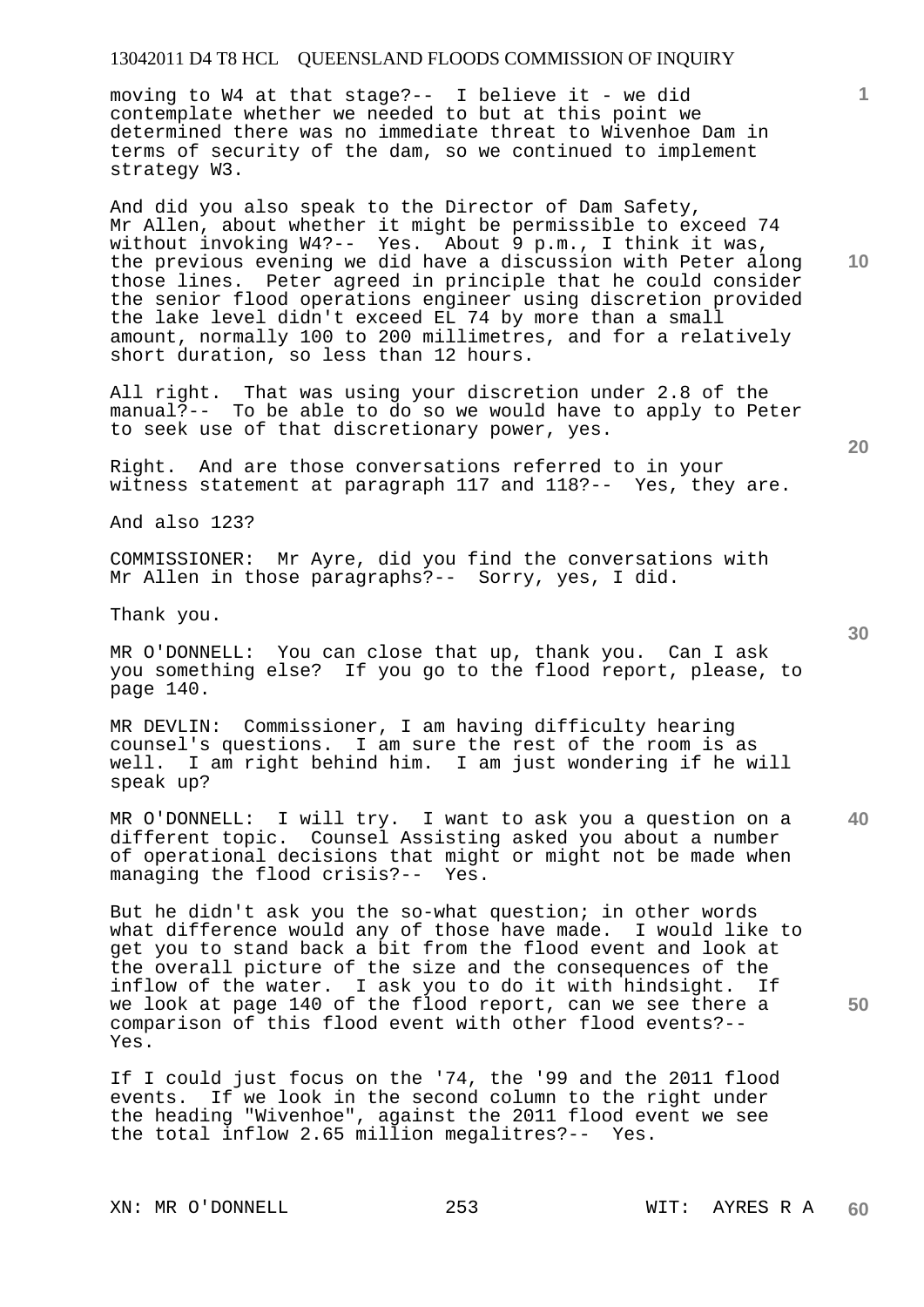moving to W4 at that stage?-- I believe it - we did contemplate whether we needed to but at this point we determined there was no immediate threat to Wivenhoe Dam in terms of security of the dam, so we continued to implement strategy W3.

And did you also speak to the Director of Dam Safety, Mr Allen, about whether it might be permissible to exceed 74 without invoking W4?-- Yes. About 9 p.m., I think it was, the previous evening we did have a discussion with Peter along those lines. Peter agreed in principle that he could consider the senior flood operations engineer using discretion provided the lake level didn't exceed EL 74 by more than a small amount, normally 100 to 200 millimetres, and for a relatively short duration, so less than 12 hours.

All right. That was using your discretion under 2.8 of the manual?-- To be able to do so we would have to apply to Peter to seek use of that discretionary power, yes.

Right. And are those conversations referred to in your witness statement at paragraph 117 and 118?-- Yes, they are.

And also 123?

COMMISSIONER: Mr Ayre, did you find the conversations with Mr Allen in those paragraphs?-- Sorry, yes, I did.

Thank you.

MR O'DONNELL: You can close that up, thank you. Can I ask you something else? If you go to the flood report, please, to page 140.

MR DEVLIN: Commissioner, I am having difficulty hearing counsel's questions. I am sure the rest of the room is as well. I am right behind him. I am just wondering if he will speak up?

MR O'DONNELL: I will try. I want to ask you a question on a different topic. Counsel Assisting asked you about a number of operational decisions that might or might not be made when managing the flood crisis?-- Yes.

But he didn't ask you the so-what question; in other words what difference would any of those have made. I would like to get you to stand back a bit from the flood event and look at the overall picture of the size and the consequences of the inflow of the water. I ask you to do it with hindsight. If we look at page 140 of the flood report, can we see there a comparison of this flood event with other flood events?-- Yes.

If I could just focus on the '74, the '99 and the 2011 flood events. If we look in the second column to the right under the heading "Wivenhoe", against the 2011 flood event we see the total inflow 2.65 million megalitres?-- Yes.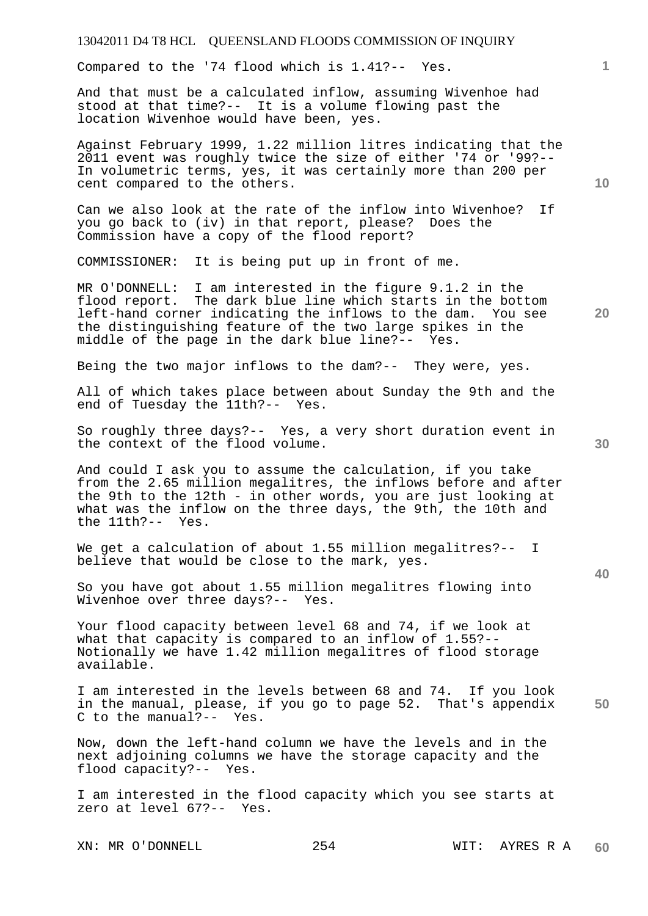Compared to the '74 flood which is 1.41?-- Yes.

And that must be a calculated inflow, assuming Wivenhoe had stood at that time?-- It is a volume flowing past the location Wivenhoe would have been, yes.

Against February 1999, 1.22 million litres indicating that the 2011 event was roughly twice the size of either '74 or '99?-- In volumetric terms, yes, it was certainly more than 200 per cent compared to the others.

Can we also look at the rate of the inflow into Wivenhoe? If you go back to (iv) in that report, please? Does the Commission have a copy of the flood report?

COMMISSIONER: It is being put up in front of me.

MR O'DONNELL: I am interested in the figure 9.1.2 in the flood report. The dark blue line which starts in the bottom left-hand corner indicating the inflows to the dam. You see the distinguishing feature of the two large spikes in the middle of the page in the dark blue line?-- Yes.

Being the two major inflows to the dam?-- They were, yes.

All of which takes place between about Sunday the 9th and the end of Tuesday the 11th?-- Yes.

So roughly three days?-- Yes, a very short duration event in the context of the flood volume.

And could I ask you to assume the calculation, if you take from the 2.65 million megalitres, the inflows before and after the 9th to the 12th - in other words, you are just looking at what was the inflow on the three days, the 9th, the 10th and the 11th?-- Yes.

We get a calculation of about 1.55 million megalitres?-- I believe that would be close to the mark, yes.

So you have got about 1.55 million megalitres flowing into Wivenhoe over three days?-- Yes.

Your flood capacity between level 68 and 74, if we look at what that capacity is compared to an inflow of 1.55?-- Notionally we have 1.42 million megalitres of flood storage available.

I am interested in the levels between 68 and 74. If you look in the manual, please, if you go to page 52. That's appendix C to the manual?-- Yes.

Now, down the left-hand column we have the levels and in the next adjoining columns we have the storage capacity and the flood capacity?-- Yes.

I am interested in the flood capacity which you see starts at zero at level 67?-- Yes.

XN: MR O'DONNELL                WIT: AYRES R A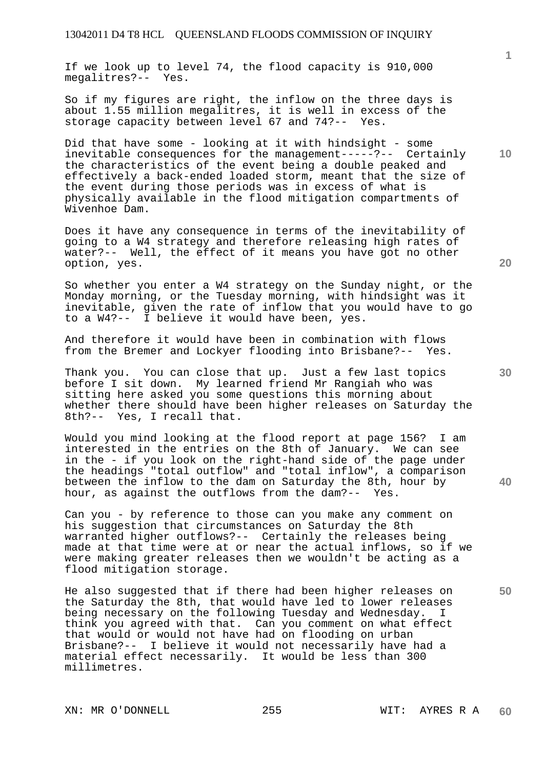If we look up to level 74, the flood capacity is 910,000 megalitres?-- Yes.

So if my figures are right, the inflow on the three days is about 1.55 million megalitres, it is well in excess of the storage capacity between level 67 and 74?-- Yes.

Did that have some - looking at it with hindsight - some inevitable consequences for the management-----?-- Certainly the characteristics of the event being a double peaked and effectively a back-ended loaded storm, meant that the size of the event during those periods was in excess of what is physically available in the flood mitigation compartments of Wivenhoe Dam.

Does it have any consequence in terms of the inevitability of going to a W4 strategy and therefore releasing high rates of water?-- Well, the effect of it means you have got no other option, yes.

So whether you enter a W4 strategy on the Sunday night, or the Monday morning, or the Tuesday morning, with hindsight was it inevitable, given the rate of inflow that you would have to go to a W4?-- I believe it would have been, yes.

And therefore it would have been in combination with flows from the Bremer and Lockyer flooding into Brisbane?-- Yes.

Thank you. You can close that up. Just a few last topics before I sit down. My learned friend Mr Rangiah who was sitting here asked you some questions this morning about whether there should have been higher releases on Saturday the 8th?-- Yes, I recall that.

Would you mind looking at the flood report at page 156? I am interested in the entries on the 8th of January. We can see in the - if you look on the right-hand side of the page under the headings "total outflow" and "total inflow", a comparison between the inflow to the dam on Saturday the 8th, hour by hour, as against the outflows from the dam?-- Yes.

Can you - by reference to those can you make any comment on his suggestion that circumstances on Saturday the 8th warranted higher outflows?-- Certainly the releases being made at that time were at or near the actual inflows, so if we were making greater releases then we wouldn't be acting as a flood mitigation storage.

He also suggested that if there had been higher releases on the Saturday the 8th, that would have led to lower releases being necessary on the following Tuesday and Wednesday. I think you agreed with that. Can you comment on what effect that would or would not have had on flooding on urban Brisbane?-- I believe it would not necessarily have had a material effect necessarily. It would be less than 300 millimetres.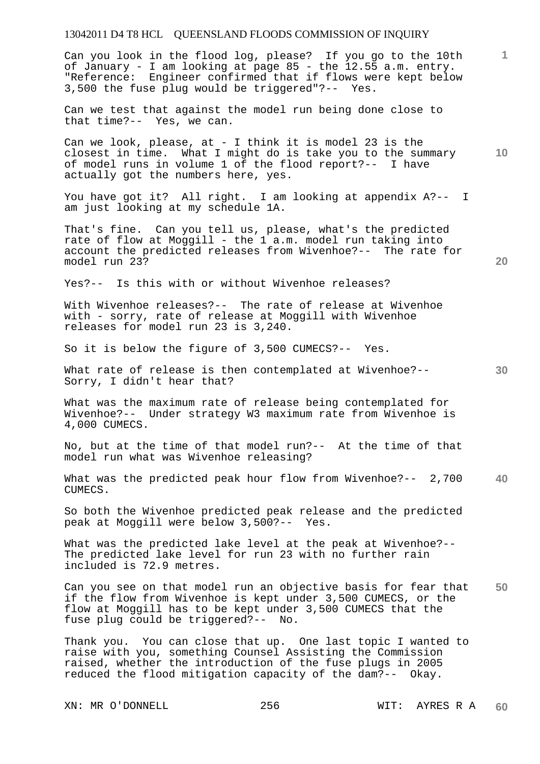Can you look in the flood log, please? If you go to the 10th of January - I am looking at page 85 - the 12.55 a.m. entry. "Reference: Engineer confirmed that if flows were kept below 3,500 the fuse plug would be triggered"?-- Yes.

Can we test that against the model run being done close to that time?-- Yes, we can.

Can we look, please, at - I think it is model 23 is the closest in time. What I might do is take you to the summary of model runs in volume 1 of the flood report?-- I have actually got the numbers here, yes.

You have got it? All right. I am looking at appendix A?-- I am just looking at my schedule 1A.

That's fine. Can you tell us, please, what's the predicted rate of flow at Moggill - the 1 a.m. model run taking into account the predicted releases from Wivenhoe?-- The rate for model run 23?

Yes?-- Is this with or without Wivenhoe releases?

With Wivenhoe releases?-- The rate of release at Wivenhoe with - sorry, rate of release at Moggill with Wivenhoe releases for model run 23 is 3,240.

So it is below the figure of 3,500 CUMECS?-- Yes.

What rate of release is then contemplated at Wivenhoe?-- Sorry, I didn't hear that?

What was the maximum rate of release being contemplated for Wivenhoe?-- Under strategy W3 maximum rate from Wivenhoe is 4,000 CUMECS.

No, but at the time of that model run?-- At the time of that model run what was Wivenhoe releasing?

What was the predicted peak hour flow from Wivenhoe?-- 2,700 CUMECS.

So both the Wivenhoe predicted peak release and the predicted peak at Moggill were below 3,500?-- Yes.

What was the predicted lake level at the peak at Wivenhoe?-- The predicted lake level for run 23 with no further rain included is 72.9 metres.

Can you see on that model run an objective basis for fear that if the flow from Wivenhoe is kept under 3,500 CUMECS, or the flow at Moggill has to be kept under 3,500 CUMECS that the fuse plug could be triggered?-- No.

Thank you. You can close that up. One last topic I wanted to raise with you, something Counsel Assisting the Commission raised, whether the introduction of the fuse plugs in 2005 reduced the flood mitigation capacity of the dam?-- Okay.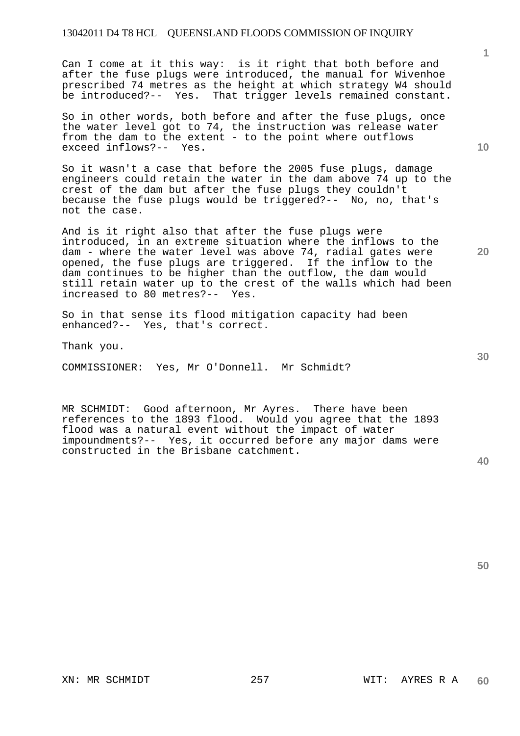Can I come at it this way: is it right that both before and after the fuse plugs were introduced, the manual for Wivenhoe prescribed 74 metres as the height at which strategy W4 should be introduced?-- Yes. That trigger levels remained constant.

So in other words, both before and after the fuse plugs, once the water level got to 74, the instruction was release water from the dam to the extent - to the point where outflows exceed inflows?-- Yes.

So it wasn't a case that before the 2005 fuse plugs, damage engineers could retain the water in the dam above 74 up to the crest of the dam but after the fuse plugs they couldn't because the fuse plugs would be triggered?-- No, no, that's not the case.

And is it right also that after the fuse plugs were introduced, in an extreme situation where the inflows to the dam - where the water level was above 74, radial gates were opened, the fuse plugs are triggered. If the inflow to the dam continues to be higher than the outflow, the dam would still retain water up to the crest of the walls which had been increased to 80 metres?-- Yes.

So in that sense its flood mitigation capacity had been enhanced?-- Yes, that's correct.

Thank you.

COMMISSIONER: Yes, Mr O'Donnell. Mr Schmidt?

MR SCHMIDT: Good afternoon, Mr Ayres. There have been references to the 1893 flood. Would you agree that the 1893 flood was a natural event without the impact of water impoundments?-- Yes, it occurred before any major dams were constructed in the Brisbane catchment.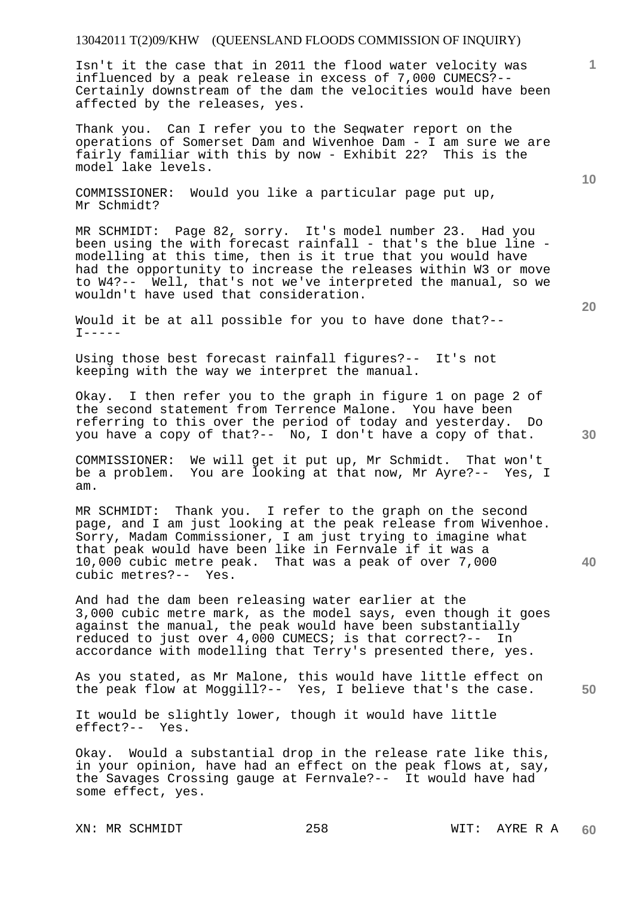Isn't it the case that in 2011 the flood water velocity was influenced by a peak release in excess of 7,000 CUMECS?-- Certainly downstream of the dam the velocities would have been affected by the releases, yes.

Thank you. Can I refer you to the Seqwater report on the operations of Somerset Dam and Wivenhoe Dam - I am sure we are fairly familiar with this by now - Exhibit 22? This is the model lake levels.

COMMISSIONER: Would you like a particular page put up, Mr Schmidt?

MR SCHMIDT: Page 82, sorry. It's model number 23. Had you been using the with forecast rainfall - that's the blue line - modelling at this time, then is it true that you would have had the opportunity to increase the releases within W3 or move to W4?-- Well, that's not we've interpreted the manual, so we wouldn't have used that consideration.

Would it be at all possible for you to have done that?-- I-----

Using those best forecast rainfall figures?-- It's not keeping with the way we interpret the manual.

Okay. I then refer you to the graph in figure 1 on page 2 of the second statement from Terrence Malone. You have been referring to this over the period of today and yesterday. Do you have a copy of that?-- No, I don't have a copy of that.

COMMISSIONER: We will get it put up, Mr Schmidt. That won't be a problem. You are looking at that now, Mr Ayre?-- Yes, I am.

MR SCHMIDT: Thank you. I refer to the graph on the second page, and I am just looking at the peak release from Wivenhoe. Sorry, Madam Commissioner, I am just trying to imagine what that peak would have been like in Fernvale if it was a 10,000 cubic metre peak. That was a peak of over 7,000 cubic metres?-- Yes.

And had the dam been releasing water earlier at the 3,000 cubic metre mark, as the model says, even though it goes against the manual, the peak would have been substantially reduced to just over 4,000 CUMECS; is that correct?-- In accordance with modelling that Terry's presented there, yes.

As you stated, as Mr Malone, this would have little effect on the peak flow at Moggill?-- Yes, I believe that's the case.

It would be slightly lower, though it would have little effect?-- Yes.

Okay. Would a substantial drop in the release rate like this, in your opinion, have had an effect on the peak flows at, say, the Savages Crossing gauge at Fernvale?-- It would have had some effect, yes.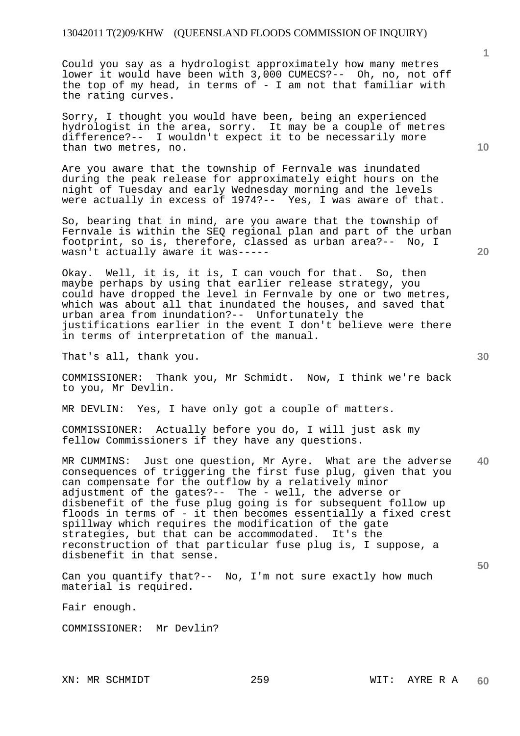Could you say as a hydrologist approximately how many metres lower it would have been with 3,000 CUMECS?-- Oh, no, not off the top of my head, in terms of - I am not that familiar with the rating curves.

Sorry, I thought you would have been, being an experienced hydrologist in the area, sorry. It may be a couple of metres difference?-- I wouldn't expect it to be necessarily more than two metres, no.

Are you aware that the township of Fernvale was inundated during the peak release for approximately eight hours on the night of Tuesday and early Wednesday morning and the levels were actually in excess of 1974?-- Yes, I was aware of that.

So, bearing that in mind, are you aware that the township of Fernvale is within the SEQ regional plan and part of the urban footprint, so is, therefore, classed as urban area?-- No, I wasn't actually aware it was-----

Okay. Well, it is, it is, I can vouch for that. So, then maybe perhaps by using that earlier release strategy, you could have dropped the level in Fernvale by one or two metres, which was about all that inundated the houses, and saved that urban area from inundation?-- Unfortunately the justifications earlier in the event I don't believe were there in terms of interpretation of the manual.

That's all, thank you.

COMMISSIONER: Thank you, Mr Schmidt. Now, I think we're back to you, Mr Devlin.

MR DEVLIN: Yes, I have only got a couple of matters.

COMMISSIONER: Actually before you do, I will just ask my fellow Commissioners if they have any questions.

MR CUMMINS: Just one question, Mr Ayre. What are the adverse consequences of triggering the first fuse plug, given that you can compensate for the outflow by a relatively minor adjustment of the gates?-- The - well, the adverse or disbenefit of the fuse plug going is for subsequent follow up floods in terms of - it then becomes essentially a fixed crest spillway which requires the modification of the gate strategies, but that can be accommodated. It's the reconstruction of that particular fuse plug is, I suppose, a disbenefit in that sense.

Can you quantify that?-- No, I'm not sure exactly how much material is required.

Fair enough.

COMMISSIONER: Mr Devlin?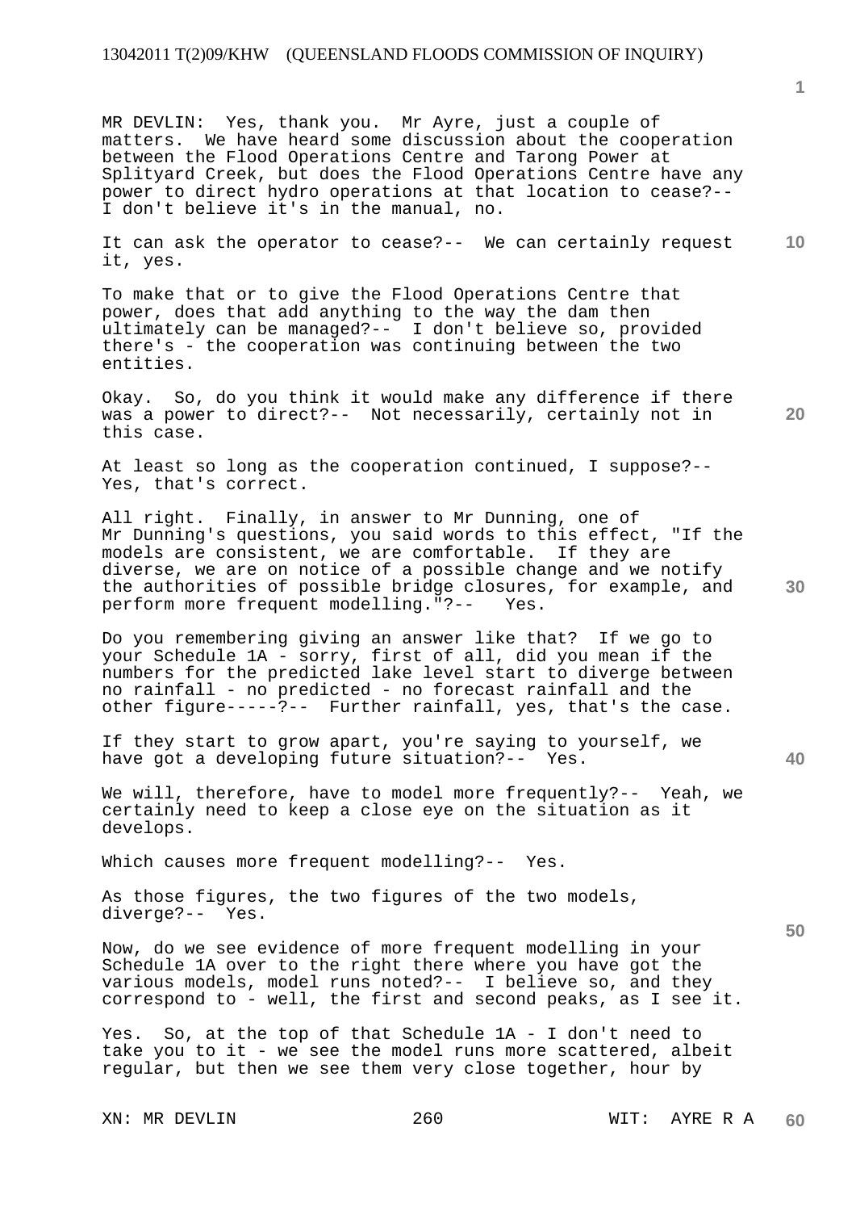MR DEVLIN: Yes, thank you. Mr Ayre, just a couple of matters. We have heard some discussion about the cooperation between the Flood Operations Centre and Tarong Power at Splityard Creek, but does the Flood Operations Centre have any power to direct hydro operations at that location to cease?-- I don't believe it's in the manual, no.

It can ask the operator to cease?-- We can certainly request it, yes.

To make that or to give the Flood Operations Centre that power, does that add anything to the way the dam then ultimately can be managed?-- I don't believe so, provided there's - the cooperation was continuing between the two entities.

Okay. So, do you think it would make any difference if there was a power to direct?-- Not necessarily, certainly not in this case.

At least so long as the cooperation continued, I suppose?-- Yes, that's correct.

All right. Finally, in answer to Mr Dunning, one of Mr Dunning's questions, you said words to this effect, "If the models are consistent, we are comfortable. If they are diverse, we are on notice of a possible change and we notify the authorities of possible bridge closures, for example, and perform more frequent modelling."?-- Yes.

Do you remembering giving an answer like that? If we go to your Schedule 1A - sorry, first of all, did you mean if the numbers for the predicted lake level start to diverge between no rainfall - no predicted - no forecast rainfall and the other figure-----?-- Further rainfall, yes, that's the case.

If they start to grow apart, you're saying to yourself, we have got a developing future situation?-- Yes.

We will, therefore, have to model more frequently?-- Yeah, we certainly need to keep a close eye on the situation as it develops.

Which causes more frequent modelling?-- Yes.

As those figures, the two figures of the two models, diverge?-- Yes.

Now, do we see evidence of more frequent modelling in your Schedule 1A over to the right there where you have got the various models, model runs noted?-- I believe so, and they correspond to - well, the first and second peaks, as I see it.

Yes. So, at the top of that Schedule 1A - I don't need to take you to it - we see the model runs more scattered, albeit regular, but then we see them very close together, hour by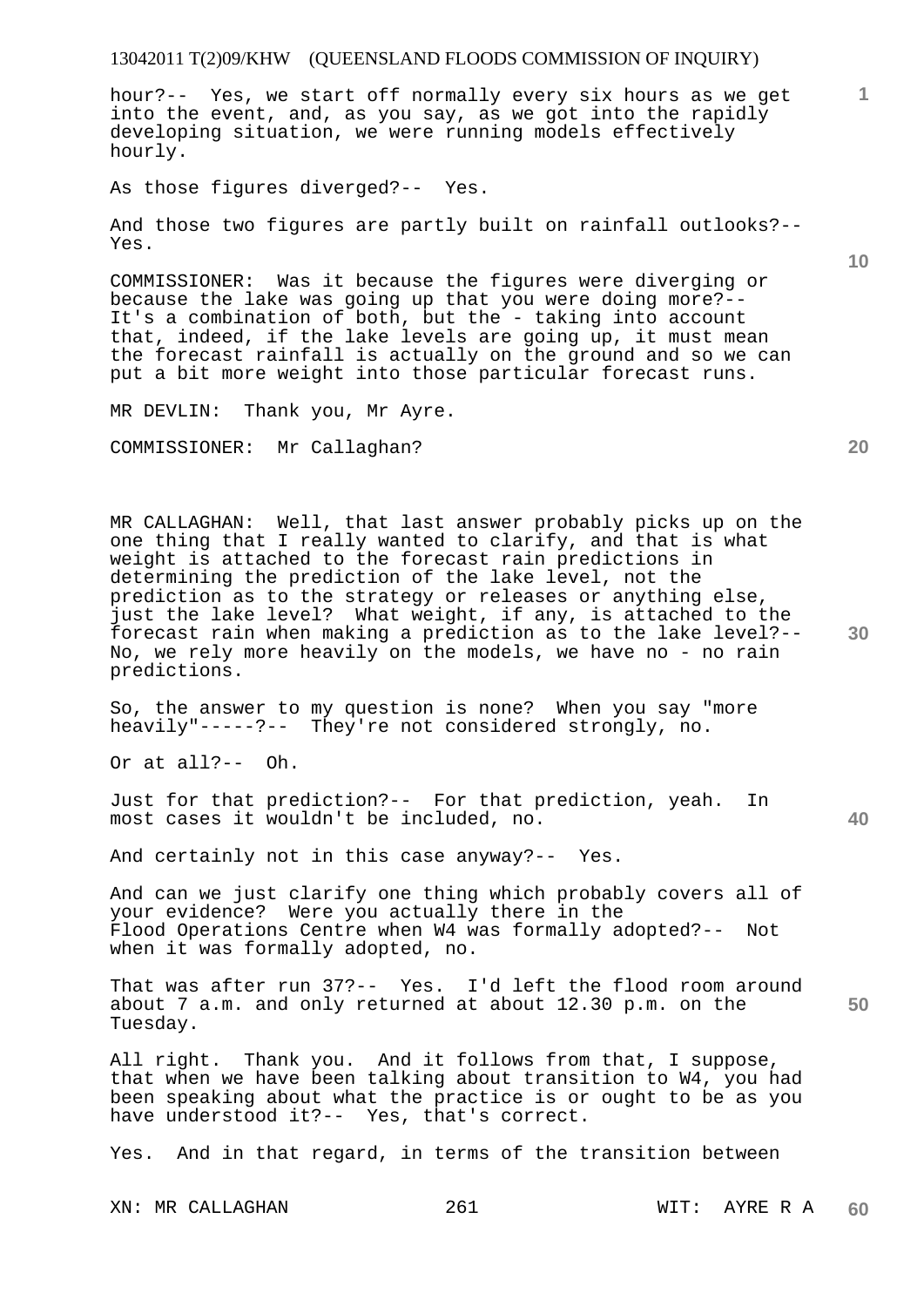hour?-- Yes, we start off normally every six hours as we get into the event, and, as you say, as we got into the rapidly developing situation, we were running models effectively hourly.

As those figures diverged?-- Yes.

And those two figures are partly built on rainfall outlooks?-- Yes.

COMMISSIONER: Was it because the figures were diverging or because the lake was going up that you were doing more?-- It's a combination of both, but the - taking into account that, indeed, if the lake levels are going up, it must mean the forecast rainfall is actually on the ground and so we can put a bit more weight into those particular forecast runs.

MR DEVLIN: Thank you, Mr Ayre.

COMMISSIONER: Mr Callaghan?

MR CALLAGHAN: Well, that last answer probably picks up on the one thing that I really wanted to clarify, and that is what weight is attached to the forecast rain predictions in determining the prediction of the lake level, not the prediction as to the strategy or releases or anything else, just the lake level? What weight, if any, is attached to the forecast rain when making a prediction as to the lake level?-- No, we rely more heavily on the models, we have no - no rain predictions.

So, the answer to my question is none? When you say "more heavily"-----?-- They're not considered strongly, no.

Or at all?-- Oh.

Just for that prediction?-- For that prediction, yeah. In most cases it wouldn't be included, no.

And certainly not in this case anyway?-- Yes.

And can we just clarify one thing which probably covers all of your evidence? Were you actually there in the Flood Operations Centre when W4 was formally adopted?-- Not when it was formally adopted, no.

That was after run 37?-- Yes. I'd left the flood room around about 7 a.m. and only returned at about 12.30 p.m. on the Tuesday.

All right. Thank you. And it follows from that, I suppose, that when we have been talking about transition to W4, you had been speaking about what the practice is or ought to be as you have understood it?-- Yes, that's correct.

Yes. And in that regard, in terms of the transition between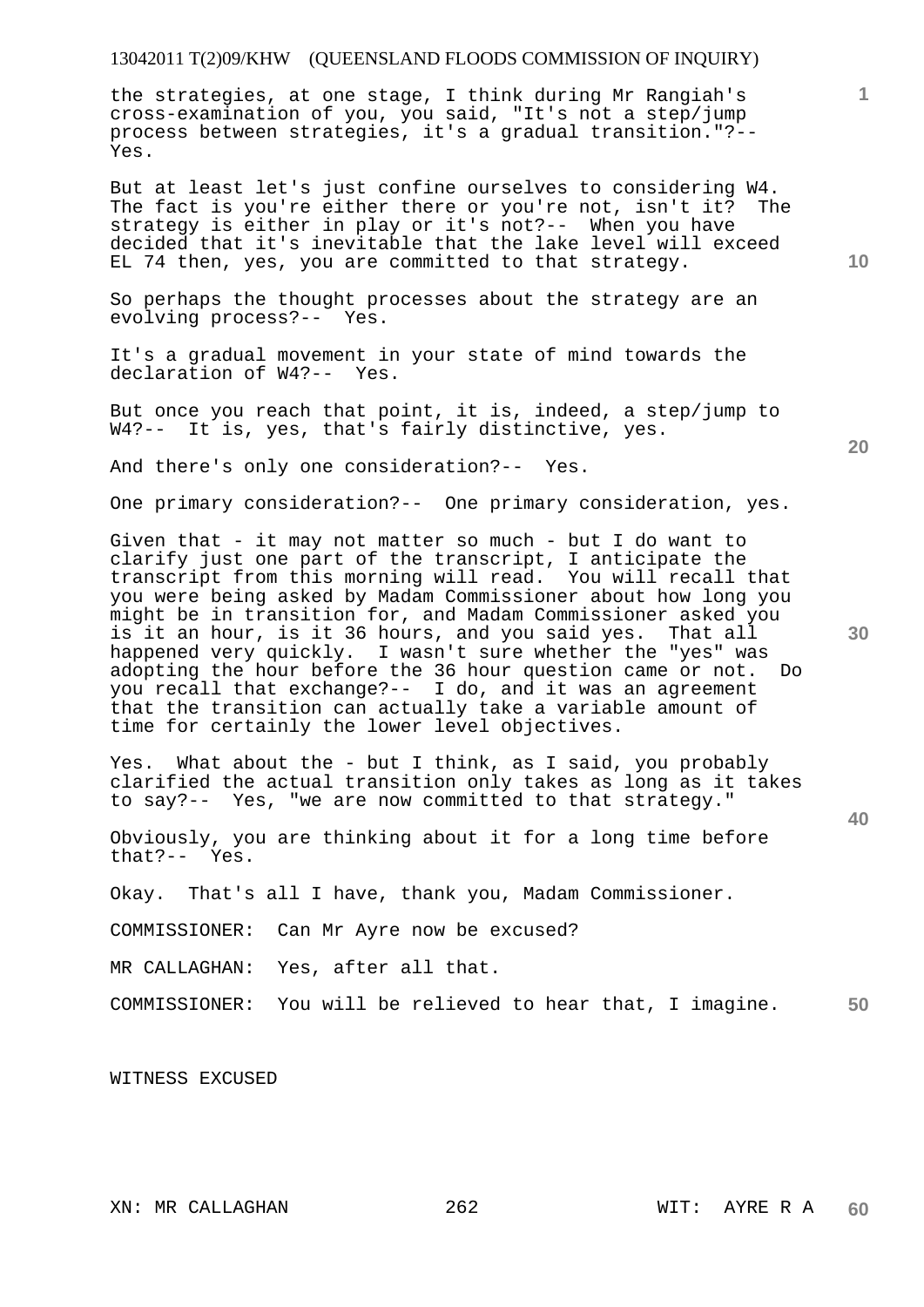the strategies, at one stage, I think during Mr Rangiah's cross-examination of you, you said, "It's not a step/jump process between strategies, it's a gradual transition."?-- Yes.

But at least let's just confine ourselves to considering W4. The fact is you're either there or you're not, isn't it? The strategy is either in play or it's not?-- When you have decided that it's inevitable that the lake level will exceed EL 74 then, yes, you are committed to that strategy.

So perhaps the thought processes about the strategy are an evolving process?-- Yes.

It's a gradual movement in your state of mind towards the declaration of W4?-- Yes.

But once you reach that point, it is, indeed, a step/jump to W4?-- It is, yes, that's fairly distinctive, yes.

And there's only one consideration?-- Yes.

One primary consideration?-- One primary consideration, yes.

Given that - it may not matter so much - but I do want to clarify just one part of the transcript, I anticipate the transcript from this morning will read. You will recall that you were being asked by Madam Commissioner about how long you might be in transition for, and Madam Commissioner asked you is it an hour, is it 36 hours, and you said yes. That all happened very quickly. I wasn't sure whether the "yes" was adopting the hour before the 36 hour question came or not. Do you recall that exchange?-- I do, and it was an agreement that the transition can actually take a variable amount of time for certainly the lower level objectives.

Yes. What about the - but I think, as I said, you probably clarified the actual transition only takes as long as it takes to say?-- Yes, "we are now committed to that strategy."

Obviously, you are thinking about it for a long time before that?-- Yes.

Okay. That's all I have, thank you, Madam Commissioner.

COMMISSIONER: Can Mr Ayre now be excused?

MR CALLAGHAN: Yes, after all that.

COMMISSIONER: You will be relieved to hear that, I imagine.

WITNESS EXCUSED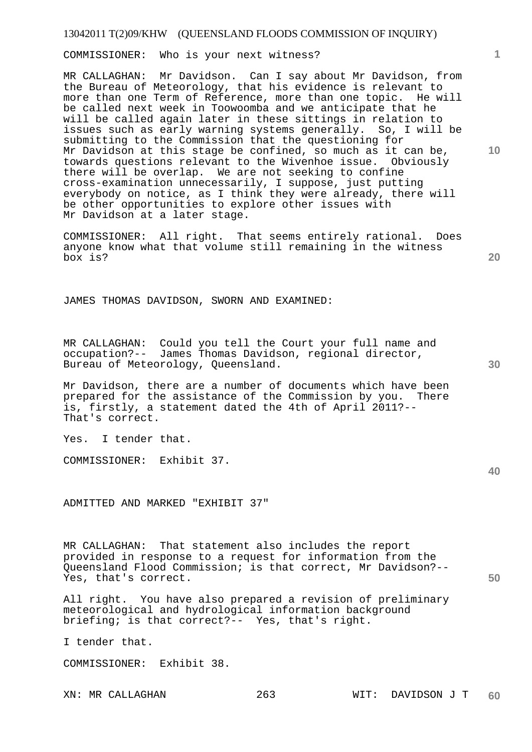COMMISSIONER: Who is your next witness?

MR CALLAGHAN: Mr Davidson. Can I say about Mr Davidson, from the Bureau of Meteorology, that his evidence is relevant to more than one Term of Reference, more than one topic. He will be called next week in Toowoomba and we anticipate that he will be called again later in these sittings in relation to issues such as early warning systems generally. So, I will be submitting to the Commission that the questioning for Mr Davidson at this stage be confined, so much as it can be, towards questions relevant to the Wivenhoe issue. Obviously there will be overlap. We are not seeking to confine cross-examination unnecessarily, I suppose, just putting everybody on notice, as I think they were already, there will be other opportunities to explore other issues with Mr Davidson at a later stage.

COMMISSIONER: All right. That seems entirely rational. Does anyone know what that volume still remaining in the witness box is?

JAMES THOMAS DAVIDSON, SWORN AND EXAMINED:

MR CALLAGHAN: Could you tell the Court your full name and occupation?-- James Thomas Davidson, regional director, Bureau of Meteorology, Queensland.

Mr Davidson, there are a number of documents which have been prepared for the assistance of the Commission by you. There is, firstly, a statement dated the 4th of April 2011?-- That's correct.

Yes. I tender that.

COMMISSIONER: Exhibit 37.

ADMITTED AND MARKED "EXHIBIT 37"

MR CALLAGHAN: That statement also includes the report provided in response to a request for information from the Queensland Flood Commission; is that correct, Mr Davidson?-- Yes, that's correct.

All right. You have also prepared a revision of preliminary meteorological and hydrological information background briefing; is that correct?-- Yes, that's right.

I tender that.

COMMISSIONER: Exhibit 38.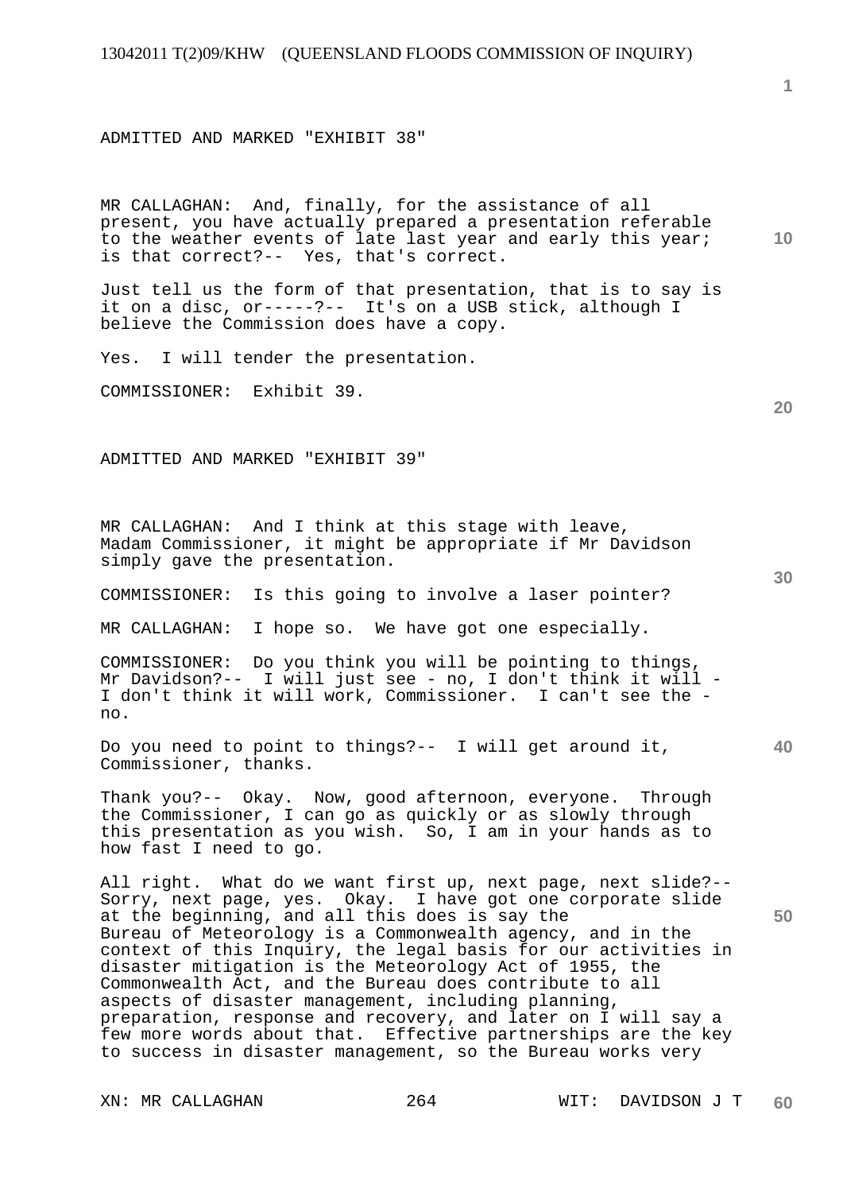ADMITTED AND MARKED "EXHIBIT 38"

MR CALLAGHAN: And, finally, for the assistance of all present, you have actually prepared a presentation referable to the weather events of late last year and early this year; is that correct?-- Yes, that's correct.

Just tell us the form of that presentation, that is to say is it on a disc, or-----?-- It's on a USB stick, although I believe the Commission does have a copy.

Yes. I will tender the presentation.

COMMISSIONER: Exhibit 39.

ADMITTED AND MARKED "EXHIBIT 39"

MR CALLAGHAN: And I think at this stage with leave, Madam Commissioner, it might be appropriate if Mr Davidson simply gave the presentation.

COMMISSIONER: Is this going to involve a laser pointer?

MR CALLAGHAN: I hope so. We have got one especially.

COMMISSIONER: Do you think you will be pointing to things, Mr Davidson?-- I will just see - no, I don't think it will - I don't think it will work, Commissioner. I can't see the - no.

Do you need to point to things?-- I will get around it, Commissioner, thanks.

Thank you?-- Okay. Now, good afternoon, everyone. Through the Commissioner, I can go as quickly or as slowly through this presentation as you wish. So, I am in your hands as to how fast I need to go.

All right. What do we want first up, next page, next slide?-- Sorry, next page, yes. Okay. I have got one corporate slide at the beginning, and all this does is say the Bureau of Meteorology is a Commonwealth agency, and in the context of this Inquiry, the legal basis for our activities in disaster mitigation is the Meteorology Act of 1955, the Commonwealth Act, and the Bureau does contribute to all aspects of disaster management, including planning, preparation, response and recovery, and later on I will say a few more words about that. Effective partnerships are the key to success in disaster management, so the Bureau works very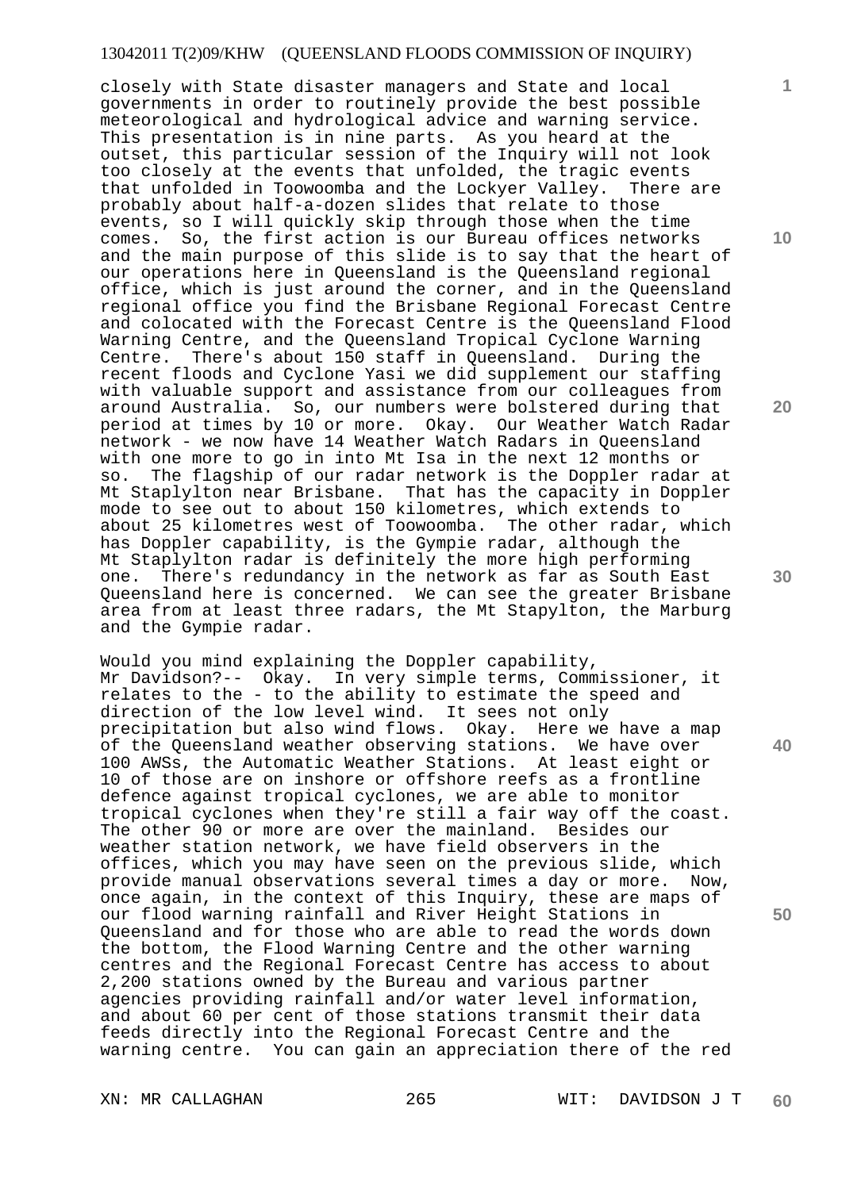closely with State disaster managers and State and local governments in order to routinely provide the best possible meteorological and hydrological advice and warning service. This presentation is in nine parts. As you heard at the outset, this particular session of the Inquiry will not look too closely at the events that unfolded, the tragic events that unfolded in Toowoomba and the Lockyer Valley. There are probably about half-a-dozen slides that relate to those events, so I will quickly skip through those when the time comes. So, the first action is our Bureau offices networks and the main purpose of this slide is to say that the heart of our operations here in Queensland is the Queensland regional office, which is just around the corner, and in the Queensland regional office you find the Brisbane Regional Forecast Centre and colocated with the Forecast Centre is the Queensland Flood Warning Centre, and the Queensland Tropical Cyclone Warning Centre. There's about 150 staff in Queensland. During the recent floods and Cyclone Yasi we did supplement our staffing with valuable support and assistance from our colleagues from around Australia. So, our numbers were bolstered during that period at times by 10 or more. Okay. Our Weather Watch Radar network - we now have 14 Weather Watch Radars in Queensland with one more to go in into Mt Isa in the next 12 months or so. The flagship of our radar network is the Doppler radar at Mt Staplylton near Brisbane. That has the capacity in Doppler mode to see out to about 150 kilometres, which extends to about 25 kilometres west of Toowoomba. The other radar, which has Doppler capability, is the Gympie radar, although the Mt Staplylton radar is definitely the more high performing one. There's redundancy in the network as far as South East Queensland here is concerned. We can see the greater Brisbane area from at least three radars, the Mt Stapylton, the Marburg and the Gympie radar.

Would you mind explaining the Doppler capability, Mr Davidson?-- Okay. In very simple terms, Commissioner, it relates to the - to the ability to estimate the speed and direction of the low level wind. It sees not only precipitation but also wind flows. Okay. Here we have a map of the Queensland weather observing stations. We have over 100 AWSs, the Automatic Weather Stations. At least eight or 10 of those are on inshore or offshore reefs as a frontline defence against tropical cyclones, we are able to monitor tropical cyclones when they're still a fair way off the coast. The other 90 or more are over the mainland. Besides our weather station network, we have field observers in the offices, which you may have seen on the previous slide, which provide manual observations several times a day or more. Now, once again, in the context of this Inquiry, these are maps of our flood warning rainfall and River Height Stations in Queensland and for those who are able to read the words down the bottom, the Flood Warning Centre and the other warning centres and the Regional Forecast Centre has access to about 2,200 stations owned by the Bureau and various partner agencies providing rainfall and/or water level information, and about 60 per cent of those stations transmit their data feeds directly into the Regional Forecast Centre and the warning centre. You can gain an appreciation there of the red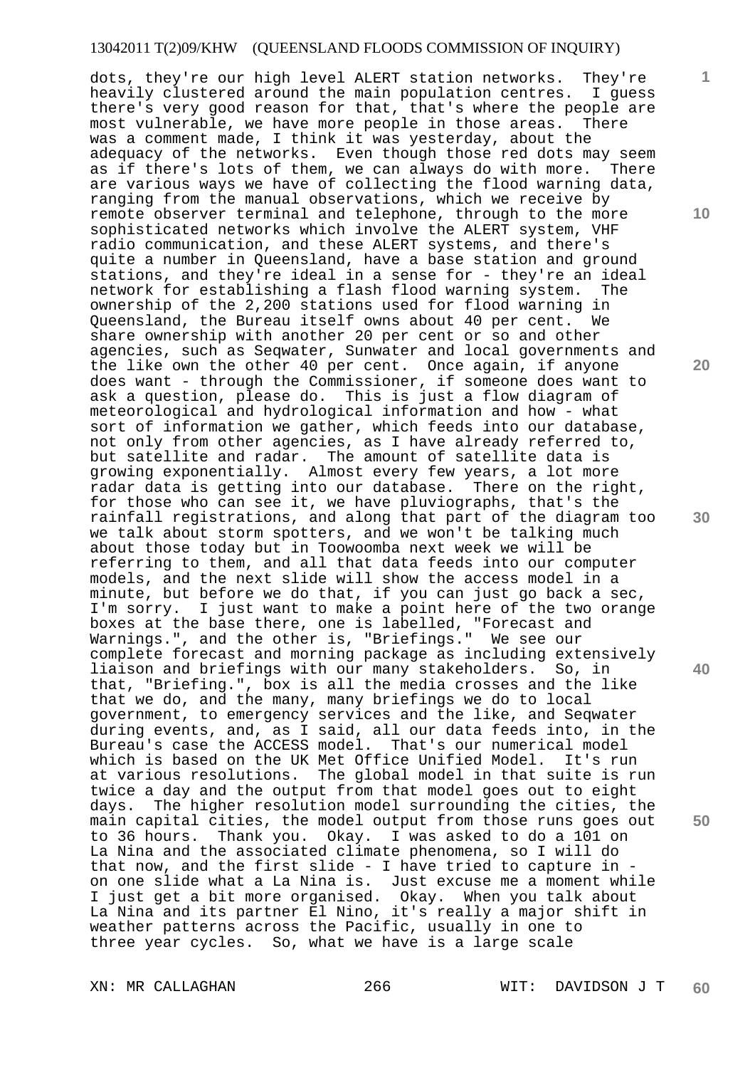dots, they're our high level ALERT station networks. They're heavily clustered around the main population centres. I guess there's very good reason for that, that's where the people are most vulnerable, we have more people in those areas. There was a comment made, I think it was yesterday, about the adequacy of the networks. Even though those red dots may seem as if there's lots of them, we can always do with more. There are various ways we have of collecting the flood warning data, ranging from the manual observations, which we receive by remote observer terminal and telephone, through to the more sophisticated networks which involve the ALERT system, VHF radio communication, and these ALERT systems, and there's quite a number in Queensland, have a base station and ground stations, and they're ideal in a sense for - they're an ideal network for establishing a flash flood warning system. The ownership of the 2,200 stations used for flood warning in Queensland, the Bureau itself owns about 40 per cent. We share ownership with another 20 per cent or so and other agencies, such as Seqwater, Sunwater and local governments and the like own the other 40 per cent. Once again, if anyone does want - through the Commissioner, if someone does want to ask a question, please do. This is just a flow diagram of meteorological and hydrological information and how - what sort of information we gather, which feeds into our database, not only from other agencies, as I have already referred to, but satellite and radar. The amount of satellite data is growing exponentially. Almost every few years, a lot more radar data is getting into our database. There on the right, for those who can see it, we have pluviographs, that's the rainfall registrations, and along that part of the diagram too we talk about storm spotters, and we won't be talking much about those today but in Toowoomba next week we will be referring to them, and all that data feeds into our computer models, and the next slide will show the access model in a minute, but before we do that, if you can just go back a sec, I'm sorry. I just want to make a point here of the two orange boxes at the base there, one is labelled, "Forecast and Warnings.", and the other is, "Briefings." We see our complete forecast and morning package as including extensively liaison and briefings with our many stakeholders. So, in that, "Briefing.", box is all the media crosses and the like that we do, and the many, many briefings we do to local government, to emergency services and the like, and Seqwater during events, and, as I said, all our data feeds into, in the Bureau's case the ACCESS model. That's our numerical model which is based on the UK Met Office Unified Model. It's run at various resolutions. The global model in that suite is run twice a day and the output from that model goes out to eight days. The higher resolution model surrounding the cities, the main capital cities, the model output from those runs goes out to 36 hours. Thank you. Okay. I was asked to do a 101 on La Nina and the associated climate phenomena, so I will do that now, and the first slide - I have tried to capture in - on one slide what a La Nina is. Just excuse me a moment while I just get a bit more organised. Okay. When you talk about La Nina and its partner El Nino, it's really a major shift in weather patterns across the Pacific, usually in one to three year cycles. So, what we have is a large scale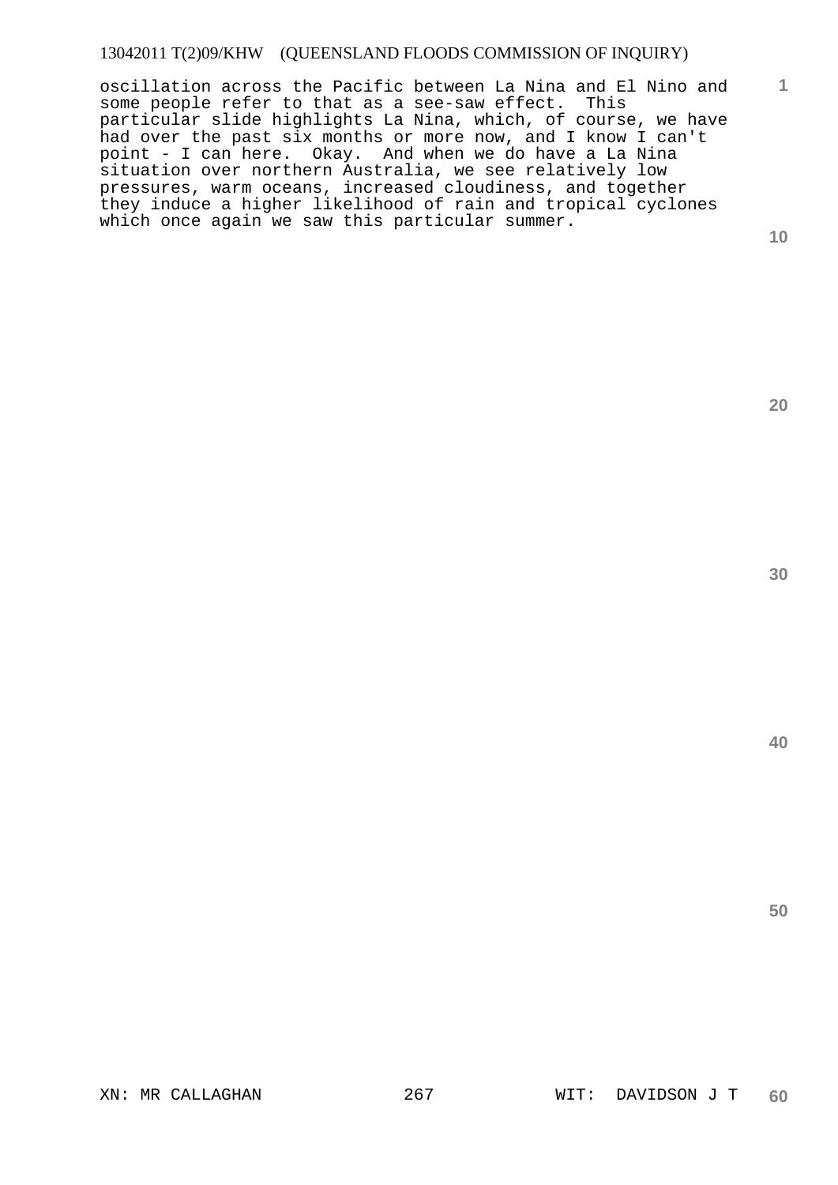oscillation across the Pacific between La Nina and El Nino and some people refer to that as a see-saw effect. This particular slide highlights La Nina, which, of course, we have had over the past six months or more now, and I know I can't point - I can here. Okay. And when we do have a La Nina situation over northern Australia, we see relatively low pressures, warm oceans, increased cloudiness, and together they induce a higher likelihood of rain and tropical cyclones which once again we saw this particular summer.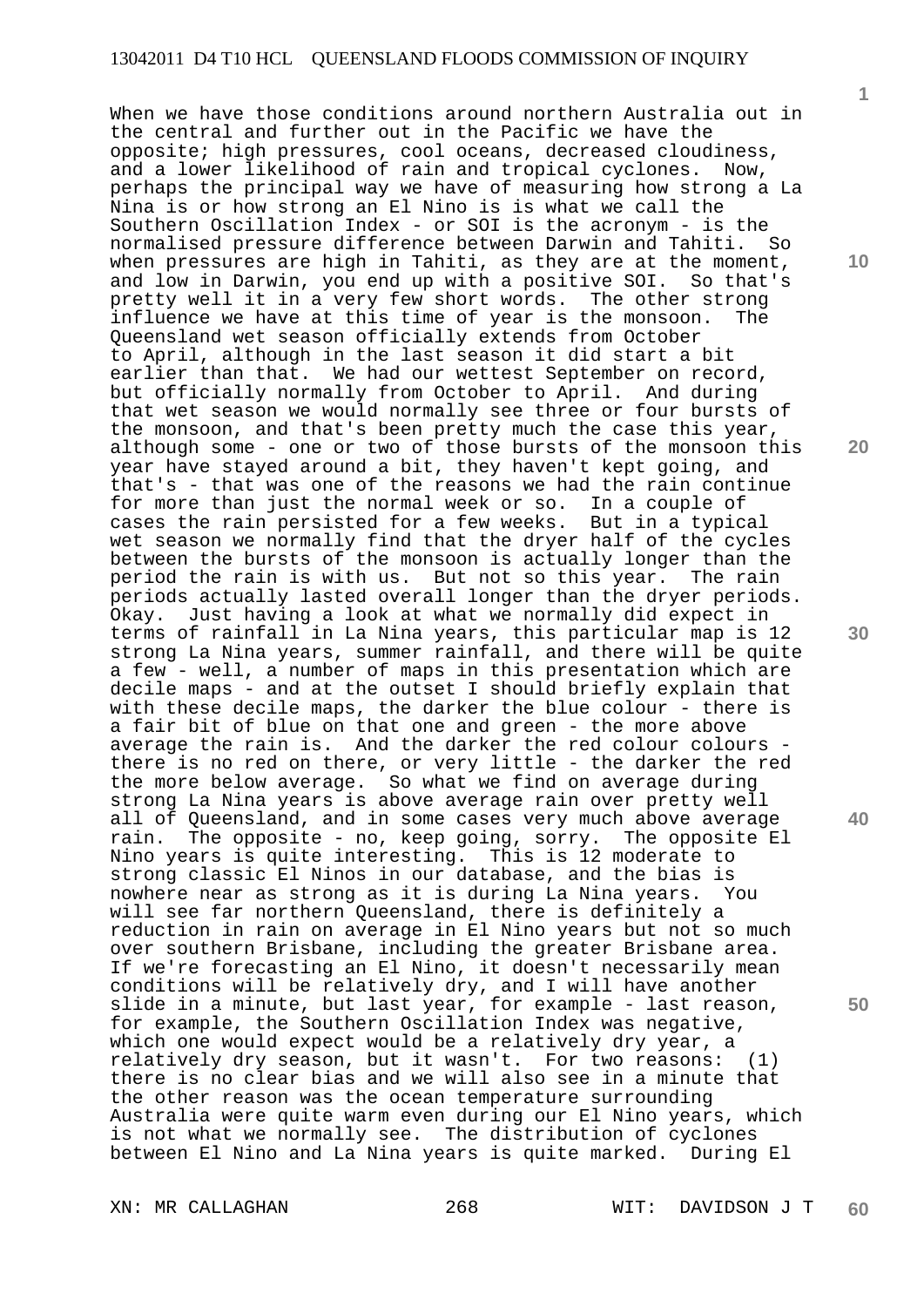When we have those conditions around northern Australia out in the central and further out in the Pacific we have the opposite; high pressures, cool oceans, decreased cloudiness, and a lower likelihood of rain and tropical cyclones. Now, perhaps the principal way we have of measuring how strong a La Nina is or how strong an El Nino is is what we call the Southern Oscillation Index - or SOI is the acronym - is the normalised pressure difference between Darwin and Tahiti. So when pressures are high in Tahiti, as they are at the moment, and low in Darwin, you end up with a positive SOI. So that's pretty well it in a very few short words. The other strong influence we have at this time of year is the monsoon. The Queensland wet season officially extends from October to April, although in the last season it did start a bit earlier than that. We had our wettest September on record, but officially normally from October to April. And during that wet season we would normally see three or four bursts of the monsoon, and that's been pretty much the case this year, although some - one or two of those bursts of the monsoon this year have stayed around a bit, they haven't kept going, and that's - that was one of the reasons we had the rain continue for more than just the normal week or so. In a couple of cases the rain persisted for a few weeks. But in a typical wet season we normally find that the dryer half of the cycles between the bursts of the monsoon is actually longer than the period the rain is with us. But not so this year. The rain periods actually lasted overall longer than the dryer periods. Okay. Just having a look at what we normally did expect in terms of rainfall in La Nina years, this particular map is 12 strong La Nina years, summer rainfall, and there will be quite a few - well, a number of maps in this presentation which are decile maps - and at the outset I should briefly explain that with these decile maps, the darker the blue colour - there is a fair bit of blue on that one and green - the more above average the rain is. And the darker the red colour colours - there is no red on there, or very little - the darker the red the more below average. So what we find on average during strong La Nina years is above average rain over pretty well all of Queensland, and in some cases very much above average rain. The opposite - no, keep going, sorry. The opposite El Nino years is quite interesting. This is 12 moderate to strong classic El Ninos in our database, and the bias is nowhere near as strong as it is during La Nina years. You will see far northern Queensland, there is definitely a reduction in rain on average in El Nino years but not so much over southern Brisbane, including the greater Brisbane area. If we're forecasting an El Nino, it doesn't necessarily mean conditions will be relatively dry, and I will have another slide in a minute, but last year, for example - last reason, for example, the Southern Oscillation Index was negative, which one would expect would be a relatively dry year, a relatively dry season, but it wasn't. For two reasons: (1) there is no clear bias and we will also see in a minute that the other reason was the ocean temperature surrounding Australia were quite warm even during our El Nino years, which is not what we normally see. The distribution of cyclones between El Nino and La Nina years is quite marked. During El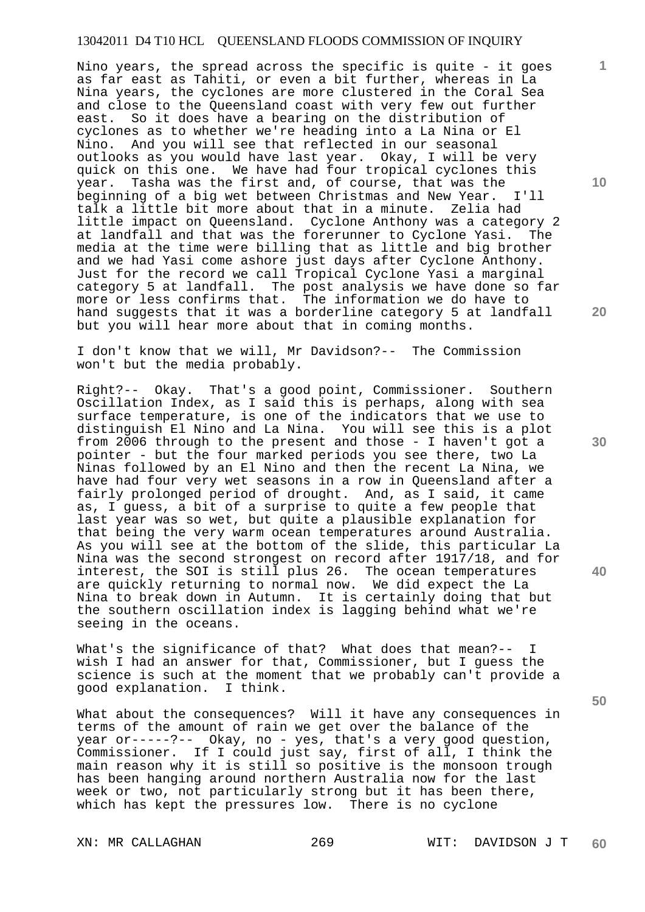Nino years, the spread across the specific is quite - it goes as far east as Tahiti, or even a bit further, whereas in La Nina years, the cyclones are more clustered in the Coral Sea and close to the Queensland coast with very few out further east. So it does have a bearing on the distribution of cyclones as to whether we're heading into a La Nina or El Nino. And you will see that reflected in our seasonal outlooks as you would have last year. Okay, I will be very quick on this one. We have had four tropical cyclones this year. Tasha was the first and, of course, that was the beginning of a big wet between Christmas and New Year. I'll talk a little bit more about that in a minute. Zelia had little impact on Queensland. Cyclone Anthony was a category 2 at landfall and that was the forerunner to Cyclone Yasi. The media at the time were billing that as little and big brother and we had Yasi come ashore just days after Cyclone Anthony. Just for the record we call Tropical Cyclone Yasi a marginal category 5 at landfall. The post analysis we have done so far more or less confirms that. The information we do have to hand suggests that it was a borderline category 5 at landfall but you will hear more about that in coming months.

I don't know that we will, Mr Davidson?-- The Commission won't but the media probably.

Right?-- Okay. That's a good point, Commissioner. Southern Oscillation Index, as I said this is perhaps, along with sea surface temperature, is one of the indicators that we use to distinguish El Nino and La Nina. You will see this is a plot from 2006 through to the present and those - I haven't got a pointer - but the four marked periods you see there, two La Ninas followed by an El Nino and then the recent La Nina, we have had four very wet seasons in a row in Queensland after a fairly prolonged period of drought. And, as I said, it came as, I guess, a bit of a surprise to quite a few people that last year was so wet, but quite a plausible explanation for that being the very warm ocean temperatures around Australia. As you will see at the bottom of the slide, this particular La Nina was the second strongest on record after 1917/18, and for interest, the SOI is still plus 26. The ocean temperatures are quickly returning to normal now. We did expect the La Nina to break down in Autumn. It is certainly doing that but the southern oscillation index is lagging behind what we're seeing in the oceans.

What's the significance of that? What does that mean?-- I wish I had an answer for that, Commissioner, but I guess the science is such at the moment that we probably can't provide a good explanation. I think.

What about the consequences? Will it have any consequences in terms of the amount of rain we get over the balance of the year or-----?-- Okay, no - yes, that's a very good question, Commissioner. If I could just say, first of all, I think the main reason why it is still so positive is the monsoon trough has been hanging around northern Australia now for the last week or two, not particularly strong but it has been there, which has kept the pressures low. There is no cyclone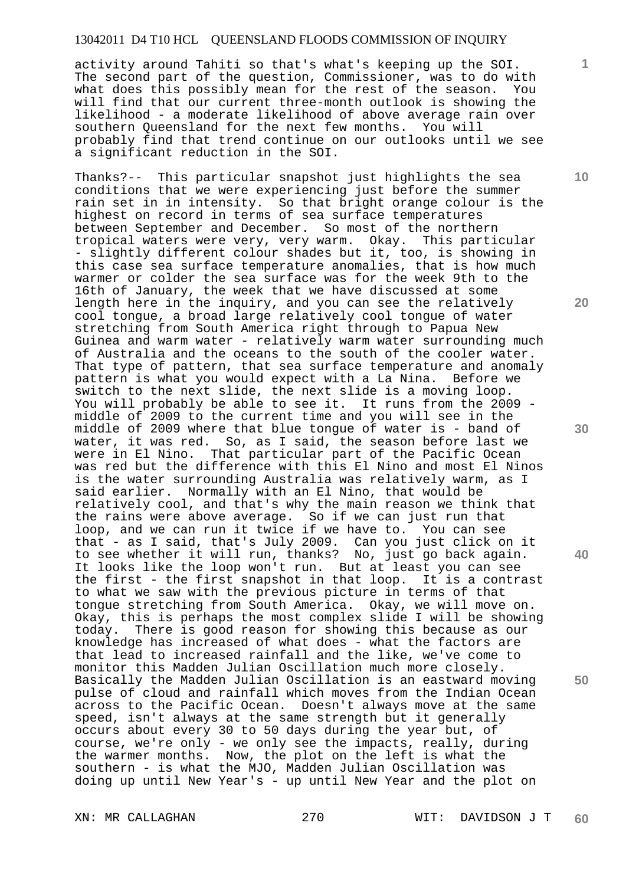activity around Tahiti so that's what's keeping up the SOI. The second part of the question, Commissioner, was to do with what does this possibly mean for the rest of the season. You will find that our current three-month outlook is showing the likelihood - a moderate likelihood of above average rain over southern Queensland for the next few months. You will probably find that trend continue on our outlooks until we see a significant reduction in the SOI.

Thanks?-- This particular snapshot just highlights the sea conditions that we were experiencing just before the summer rain set in in intensity. So that bright orange colour is the highest on record in terms of sea surface temperatures between September and December. So most of the northern tropical waters were very, very warm. Okay. This particular - slightly different colour shades but it, too, is showing in this case sea surface temperature anomalies, that is how much warmer or colder the sea surface was for the week 9th to the 16th of January, the week that we have discussed at some length here in the inquiry, and you can see the relatively cool tongue, a broad large relatively cool tongue of water stretching from South America right through to Papua New Guinea and warm water - relatively warm water surrounding much of Australia and the oceans to the south of the cooler water. That type of pattern, that sea surface temperature and anomaly pattern is what you would expect with a La Nina. Before we switch to the next slide, the next slide is a moving loop. You will probably be able to see it. It runs from the 2009 - middle of 2009 to the current time and you will see in the middle of 2009 where that blue tongue of water is - band of water, it was red. So, as I said, the season before last we were in El Nino. That particular part of the Pacific Ocean was red but the difference with this El Nino and most El Ninos is the water surrounding Australia was relatively warm, as I said earlier. Normally with an El Nino, that would be relatively cool, and that's why the main reason we think that the rains were above average. So if we can just run that loop, and we can run it twice if we have to. You can see that - as I said, that's July 2009. Can you just click on it to see whether it will run, thanks? No, just go back again. It looks like the loop won't run. But at least you can see the first - the first snapshot in that loop. It is a contrast to what we saw with the previous picture in terms of that tongue stretching from South America. Okay, we will move on. Okay, this is perhaps the most complex slide I will be showing today. There is good reason for showing this because as our knowledge has increased of what does - what the factors are that lead to increased rainfall and the like, we've come to monitor this Madden Julian Oscillation much more closely. Basically the Madden Julian Oscillation is an eastward moving pulse of cloud and rainfall which moves from the Indian Ocean across to the Pacific Ocean. Doesn't always move at the same speed, isn't always at the same strength but it generally occurs about every 30 to 50 days during the year but, of course, we're only - we only see the impacts, really, during the warmer months. Now, the plot on the left is what the southern - is what the MJO, Madden Julian Oscillation was doing up until New Year's - up until New Year and the plot on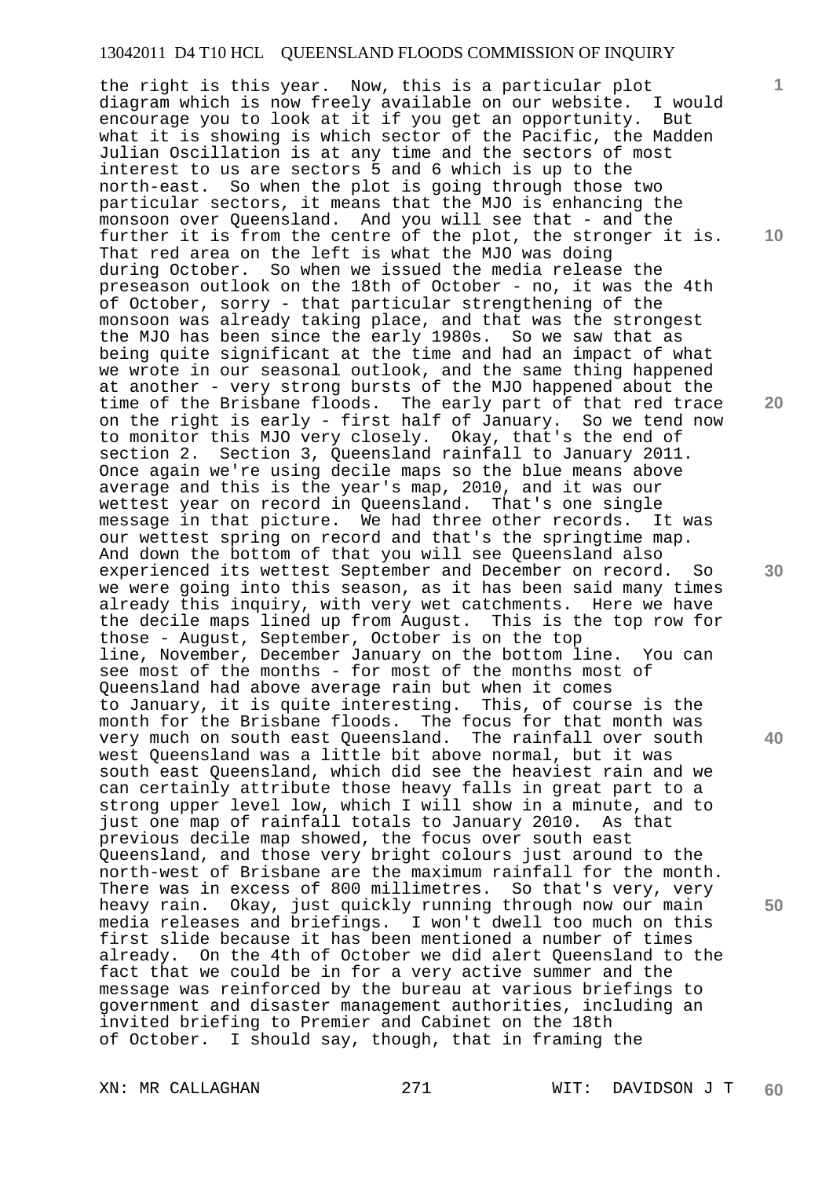the right is this year. Now, this is a particular plot diagram which is now freely available on our website. I would encourage you to look at it if you get an opportunity. But what it is showing is which sector of the Pacific, the Madden Julian Oscillation is at any time and the sectors of most interest to us are sectors 5 and 6 which is up to the north-east. So when the plot is going through those two particular sectors, it means that the MJO is enhancing the monsoon over Queensland. And you will see that - and the further it is from the centre of the plot, the stronger it is. That red area on the left is what the MJO was doing during October. So when we issued the media release the preseason outlook on the 18th of October - no, it was the 4th of October, sorry - that particular strengthening of the monsoon was already taking place, and that was the strongest the MJO has been since the early 1980s. So we saw that as being quite significant at the time and had an impact of what we wrote in our seasonal outlook, and the same thing happened at another - very strong bursts of the MJO happened about the time of the Brisbane floods. The early part of that red trace on the right is early - first half of January. So we tend now to monitor this MJO very closely. Okay, that's the end of section 2. Section 3, Queensland rainfall to January 2011. Once again we're using decile maps so the blue means above average and this is the year's map, 2010, and it was our wettest year on record in Queensland. That's one single message in that picture. We had three other records. It was our wettest spring on record and that's the springtime map. And down the bottom of that you will see Queensland also experienced its wettest September and December on record. So we were going into this season, as it has been said many times already this inquiry, with very wet catchments. Here we have the decile maps lined up from August. This is the top row for those - August, September, October is on the top line, November, December January on the bottom line. You can see most of the months - for most of the months most of Queensland had above average rain but when it comes to January, it is quite interesting. This, of course is the month for the Brisbane floods. The focus for that month was very much on south east Queensland. The rainfall over south west Queensland was a little bit above normal, but it was south east Queensland, which did see the heaviest rain and we can certainly attribute those heavy falls in great part to a strong upper level low, which I will show in a minute, and to just one map of rainfall totals to January 2010. As that previous decile map showed, the focus over south east Queensland, and those very bright colours just around to the north-west of Brisbane are the maximum rainfall for the month. There was in excess of 800 millimetres. So that's very, very heavy rain. Okay, just quickly running through now our main media releases and briefings. I won't dwell too much on this first slide because it has been mentioned a number of times already. On the 4th of October we did alert Queensland to the fact that we could be in for a very active summer and the message was reinforced by the bureau at various briefings to government and disaster management authorities, including an invited briefing to Premier and Cabinet on the 18th of October. I should say, though, that in framing the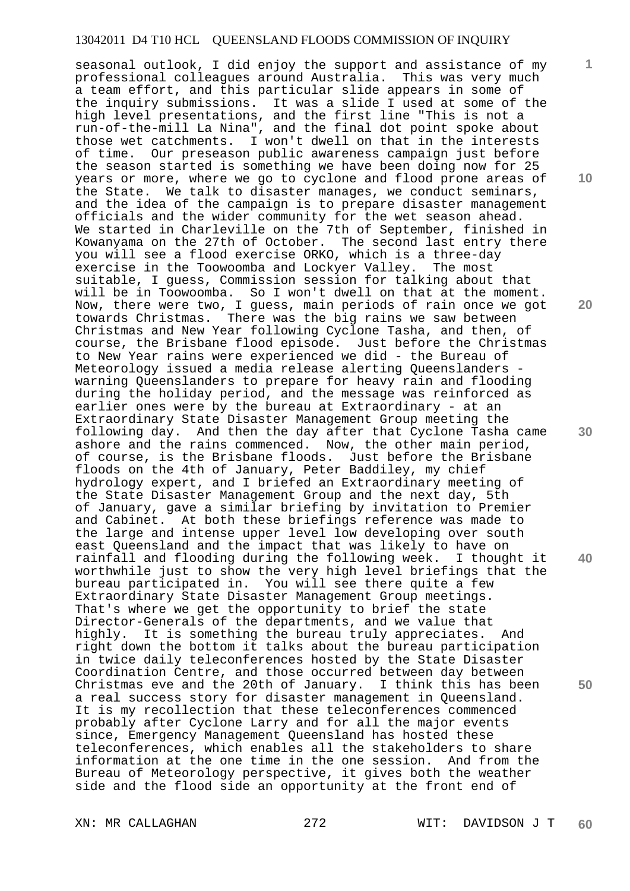seasonal outlook, I did enjoy the support and assistance of my professional colleagues around Australia. This was very much a team effort, and this particular slide appears in some of the inquiry submissions. It was a slide I used at some of the high level presentations, and the first line "This is not a run-of-the-mill La Nina", and the final dot point spoke about those wet catchments. I won't dwell on that in the interests of time. Our preseason public awareness campaign just before the season started is something we have been doing now for 25 years or more, where we go to cyclone and flood prone areas of the State. We talk to disaster manages, we conduct seminars, and the idea of the campaign is to prepare disaster management officials and the wider community for the wet season ahead. We started in Charleville on the 7th of September, finished in Kowanyama on the 27th of October. The second last entry there you will see a flood exercise ORKO, which is a three-day exercise in the Toowoomba and Lockyer Valley. The most suitable, I guess, Commission session for talking about that will be in Toowoomba. So I won't dwell on that at the moment. Now, there were two, I guess, main periods of rain once we got towards Christmas. There was the big rains we saw between Christmas and New Year following Cyclone Tasha, and then, of course, the Brisbane flood episode. Just before the Christmas to New Year rains were experienced we did - the Bureau of Meteorology issued a media release alerting Queenslanders - warning Queenslanders to prepare for heavy rain and flooding during the holiday period, and the message was reinforced as earlier ones were by the bureau at Extraordinary - at an Extraordinary State Disaster Management Group meeting the following day. And then the day after that Cyclone Tasha came ashore and the rains commenced. Now, the other main period, of course, is the Brisbane floods. Just before the Brisbane floods on the 4th of January, Peter Baddiley, my chief hydrology expert, and I briefed an Extraordinary meeting of the State Disaster Management Group and the next day, 5th of January, gave a similar briefing by invitation to Premier and Cabinet. At both these briefings reference was made to the large and intense upper level low developing over south east Queensland and the impact that was likely to have on rainfall and flooding during the following week. I thought it worthwhile just to show the very high level briefings that the bureau participated in. You will see there quite a few Extraordinary State Disaster Management Group meetings. That's where we get the opportunity to brief the state Director-Generals of the departments, and we value that highly. It is something the bureau truly appreciates. And right down the bottom it talks about the bureau participation in twice daily teleconferences hosted by the State Disaster Coordination Centre, and those occurred between day between Christmas eve and the 20th of January. I think this has been a real success story for disaster management in Queensland. It is my recollection that these teleconferences commenced probably after Cyclone Larry and for all the major events since, Emergency Management Queensland has hosted these teleconferences, which enables all the stakeholders to share information at the one time in the one session. And from the Bureau of Meteorology perspective, it gives both the weather side and the flood side an opportunity at the front end of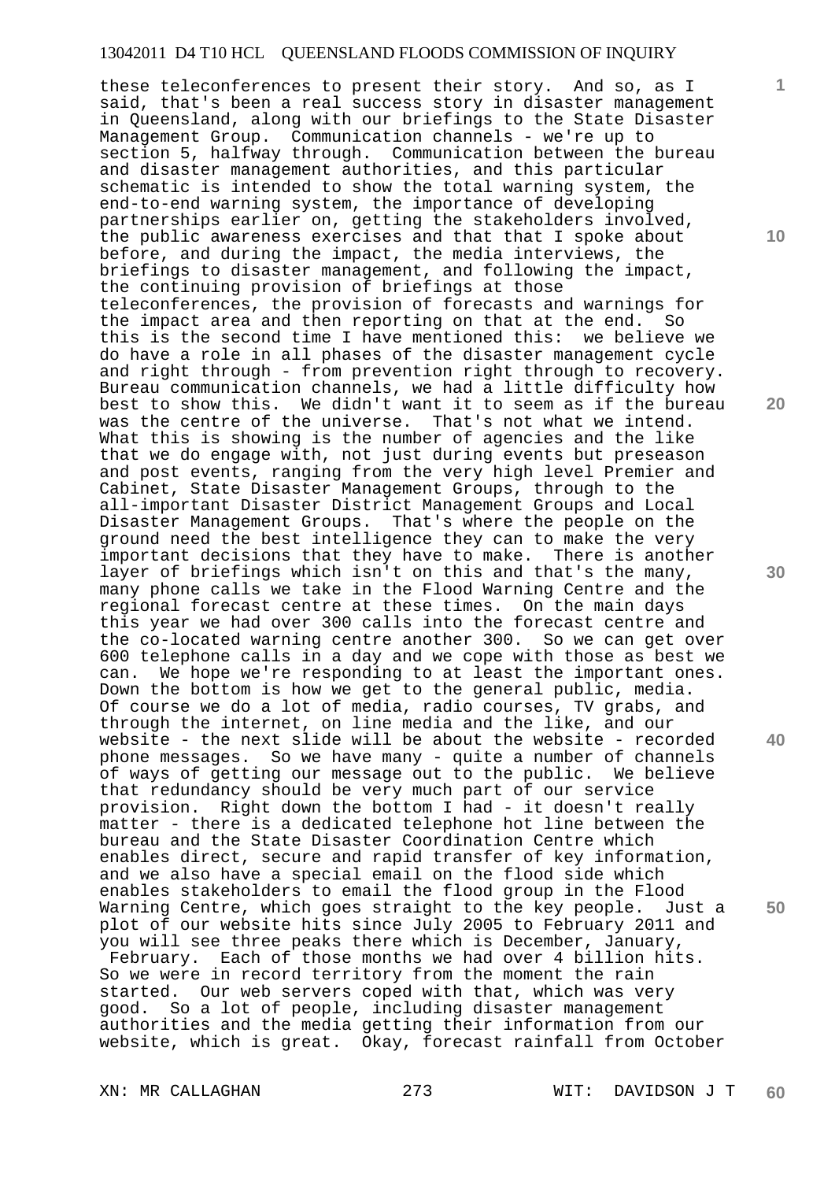these teleconferences to present their story. And so, as I said, that's been a real success story in disaster management in Queensland, along with our briefings to the State Disaster Management Group. Communication channels - we're up to section 5, halfway through. Communication between the bureau and disaster management authorities, and this particular schematic is intended to show the total warning system, the end-to-end warning system, the importance of developing partnerships earlier on, getting the stakeholders involved, the public awareness exercises and that that I spoke about before, and during the impact, the media interviews, the briefings to disaster management, and following the impact, the continuing provision of briefings at those teleconferences, the provision of forecasts and warnings for the impact area and then reporting on that at the end. So this is the second time I have mentioned this: we believe we do have a role in all phases of the disaster management cycle and right through - from prevention right through to recovery. Bureau communication channels, we had a little difficulty how best to show this. We didn't want it to seem as if the bureau was the centre of the universe. That's not what we intend. What this is showing is the number of agencies and the like that we do engage with, not just during events but preseason and post events, ranging from the very high level Premier and Cabinet, State Disaster Management Groups, through to the all-important Disaster District Management Groups and Local Disaster Management Groups. That's where the people on the ground need the best intelligence they can to make the very important decisions that they have to make. There is another layer of briefings which isn't on this and that's the many, many phone calls we take in the Flood Warning Centre and the regional forecast centre at these times. On the main days this year we had over 300 calls into the forecast centre and the co-located warning centre another 300. So we can get over 600 telephone calls in a day and we cope with those as best we can. We hope we're responding to at least the important ones. Down the bottom is how we get to the general public, media. Of course we do a lot of media, radio courses, TV grabs, and through the internet, on line media and the like, and our website - the next slide will be about the website - recorded phone messages. So we have many - quite a number of channels of ways of getting our message out to the public. We believe that redundancy should be very much part of our service provision. Right down the bottom I had - it doesn't really matter - there is a dedicated telephone hot line between the bureau and the State Disaster Coordination Centre which enables direct, secure and rapid transfer of key information, and we also have a special email on the flood side which enables stakeholders to email the flood group in the Flood Warning Centre, which goes straight to the key people. Just a plot of our website hits since July 2005 to February 2011 and you will see three peaks there which is December, January, February. Each of those months we had over 4 billion hits. So we were in record territory from the moment the rain started. Our web servers coped with that, which was very good. So a lot of people, including disaster management authorities and the media getting their information from our website, which is great. Okay, forecast rainfall from October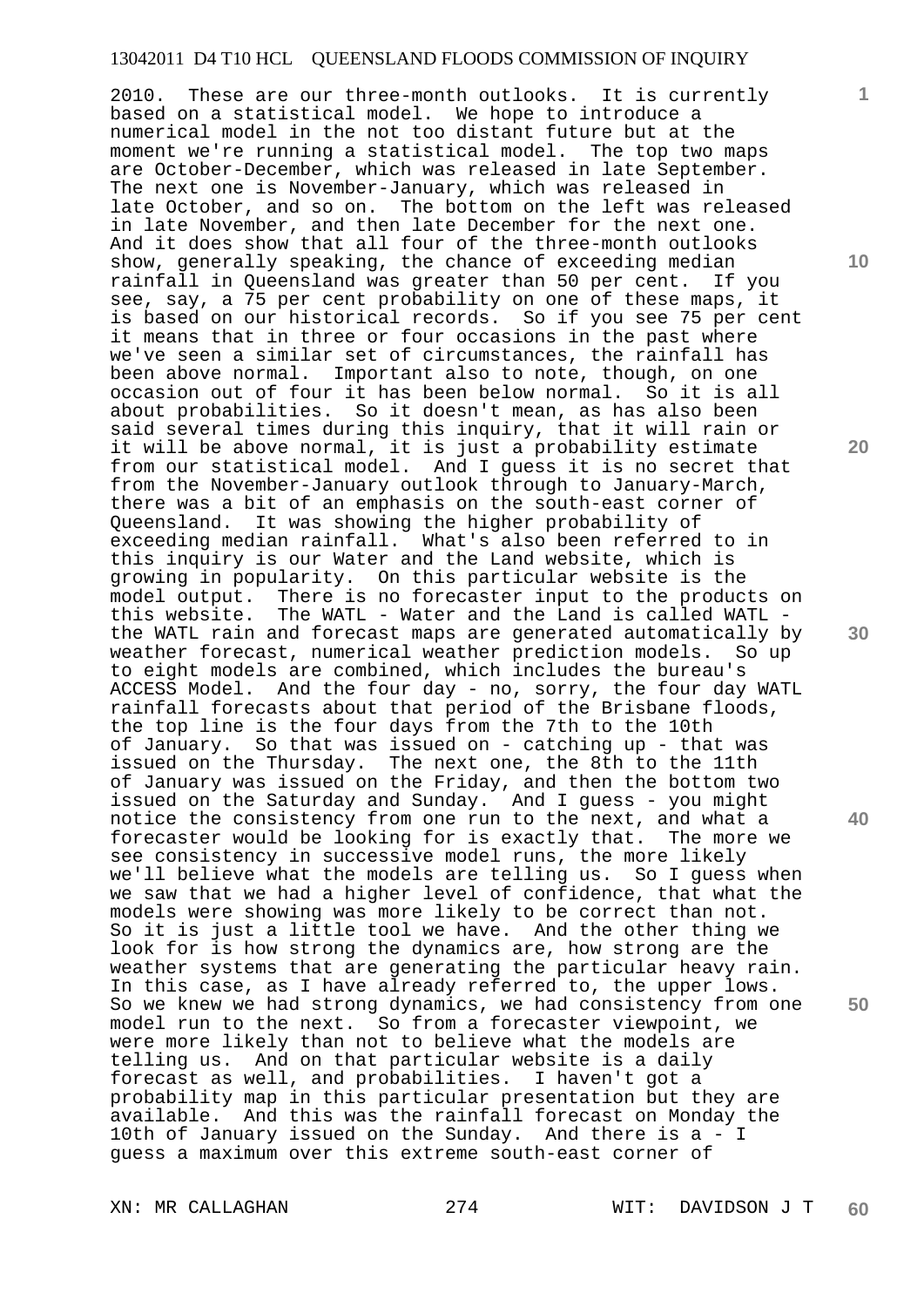2010. These are our three-month outlooks. It is currently based on a statistical model. We hope to introduce a numerical model in the not too distant future but at the moment we're running a statistical model. The top two maps are October-December, which was released in late September. The next one is November-January, which was released in late October, and so on. The bottom on the left was released in late November, and then late December for the next one. And it does show that all four of the three-month outlooks show, generally speaking, the chance of exceeding median rainfall in Queensland was greater than 50 per cent. If you see, say, a 75 per cent probability on one of these maps, it is based on our historical records. So if you see 75 per cent it means that in three or four occasions in the past where we've seen a similar set of circumstances, the rainfall has been above normal. Important also to note, though, on one occasion out of four it has been below normal. So it is all about probabilities. So it doesn't mean, as has also been said several times during this inquiry, that it will rain or it will be above normal, it is just a probability estimate from our statistical model. And I guess it is no secret that from the November-January outlook through to January-March, there was a bit of an emphasis on the south-east corner of Queensland. It was showing the higher probability of exceeding median rainfall. What's also been referred to in this inquiry is our Water and the Land website, which is growing in popularity. On this particular website is the model output. There is no forecaster input to the products on this website. The WATL - Water and the Land is called WATL - the WATL rain and forecast maps are generated automatically by weather forecast, numerical weather prediction models. So up to eight models are combined, which includes the bureau's ACCESS Model. And the four day - no, sorry, the four day WATL rainfall forecasts about that period of the Brisbane floods, the top line is the four days from the 7th to the 10th of January. So that was issued on - catching up - that was issued on the Thursday. The next one, the 8th to the 11th of January was issued on the Friday, and then the bottom two issued on the Saturday and Sunday. And I guess - you might notice the consistency from one run to the next, and what a forecaster would be looking for is exactly that. The more we see consistency in successive model runs, the more likely we'll believe what the models are telling us. So I guess when we saw that we had a higher level of confidence, that what the models were showing was more likely to be correct than not. So it is just a little tool we have. And the other thing we look for is how strong the dynamics are, how strong are the weather systems that are generating the particular heavy rain. In this case, as I have already referred to, the upper lows. So we knew we had strong dynamics, we had consistency from one model run to the next. So from a forecaster viewpoint, we were more likely than not to believe what the models are telling us. And on that particular website is a daily forecast as well, and probabilities. I haven't got a probability map in this particular presentation but they are available. And this was the rainfall forecast on Monday the 10th of January issued on the Sunday. And there is a - I guess a maximum over this extreme south-east corner of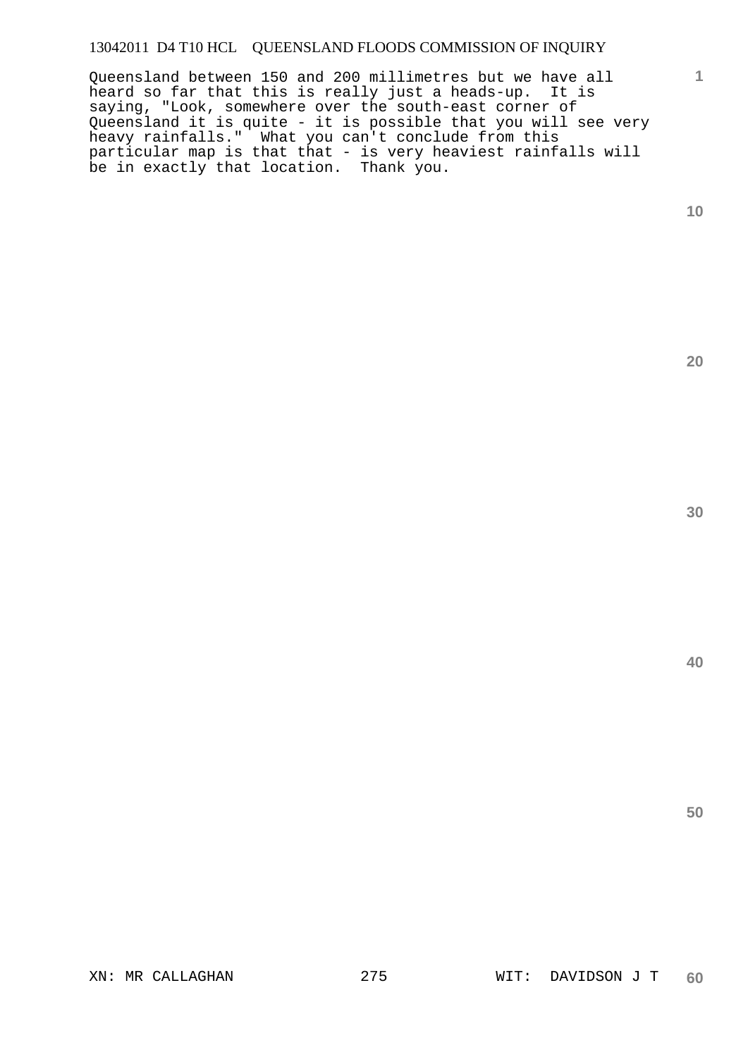Queensland between 150 and 200 millimetres but we have all heard so far that this is really just a heads-up. It is saying, "Look, somewhere over the south-east corner of Queensland it is quite - it is possible that you will see very heavy rainfalls." What you can't conclude from this particular map is that that - is very heaviest rainfalls will be in exactly that location. Thank you.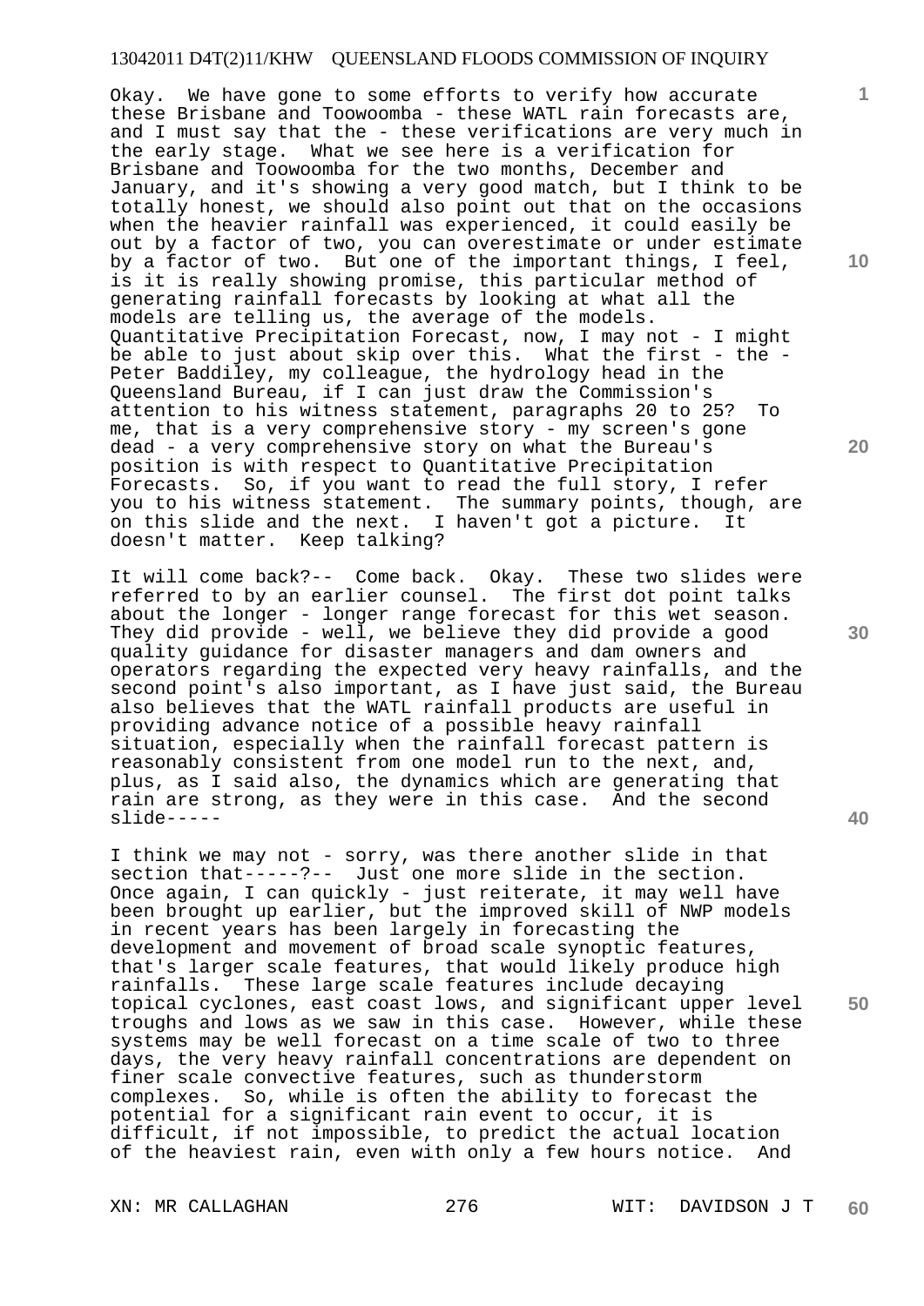Okay. We have gone to some efforts to verify how accurate these Brisbane and Toowoomba - these WATL rain forecasts are, and I must say that the - these verifications are very much in the early stage. What we see here is a verification for Brisbane and Toowoomba for the two months, December and January, and it's showing a very good match, but I think to be totally honest, we should also point out that on the occasions when the heavier rainfall was experienced, it could easily be out by a factor of two, you can overestimate or under estimate by a factor of two. But one of the important things, I feel, is it is really showing promise, this particular method of generating rainfall forecasts by looking at what all the models are telling us, the average of the models. Quantitative Precipitation Forecast, now, I may not - I might be able to just about skip over this. What the first - the - Peter Baddiley, my colleague, the hydrology head in the Queensland Bureau, if I can just draw the Commission's attention to his witness statement, paragraphs 20 to 25? To me, that is a very comprehensive story - my screen's gone dead - a very comprehensive story on what the Bureau's position is with respect to Quantitative Precipitation Forecasts. So, if you want to read the full story, I refer you to his witness statement. The summary points, though, are on this slide and the next. I haven't got a picture. It doesn't matter. Keep talking?

It will come back?-- Come back. Okay. These two slides were referred to by an earlier counsel. The first dot point talks about the longer - longer range forecast for this wet season. They did provide - well, we believe they did provide a good quality guidance for disaster managers and dam owners and operators regarding the expected very heavy rainfalls, and the second point's also important, as I have just said, the Bureau also believes that the WATL rainfall products are useful in providing advance notice of a possible heavy rainfall situation, especially when the rainfall forecast pattern is reasonably consistent from one model run to the next, and, plus, as I said also, the dynamics which are generating that rain are strong, as they were in this case. And the second slide-----

I think we may not - sorry, was there another slide in that section that-----?-- Just one more slide in the section. Once again, I can quickly - just reiterate, it may well have been brought up earlier, but the improved skill of NWP models in recent years has been largely in forecasting the development and movement of broad scale synoptic features, that's larger scale features, that would likely produce high rainfalls. These large scale features include decaying topical cyclones, east coast lows, and significant upper level troughs and lows as we saw in this case. However, while these systems may be well forecast on a time scale of two to three days, the very heavy rainfall concentrations are dependent on finer scale convective features, such as thunderstorm complexes. So, while is often the ability to forecast the potential for a significant rain event to occur, it is difficult, if not impossible, to predict the actual location of the heaviest rain, even with only a few hours notice. And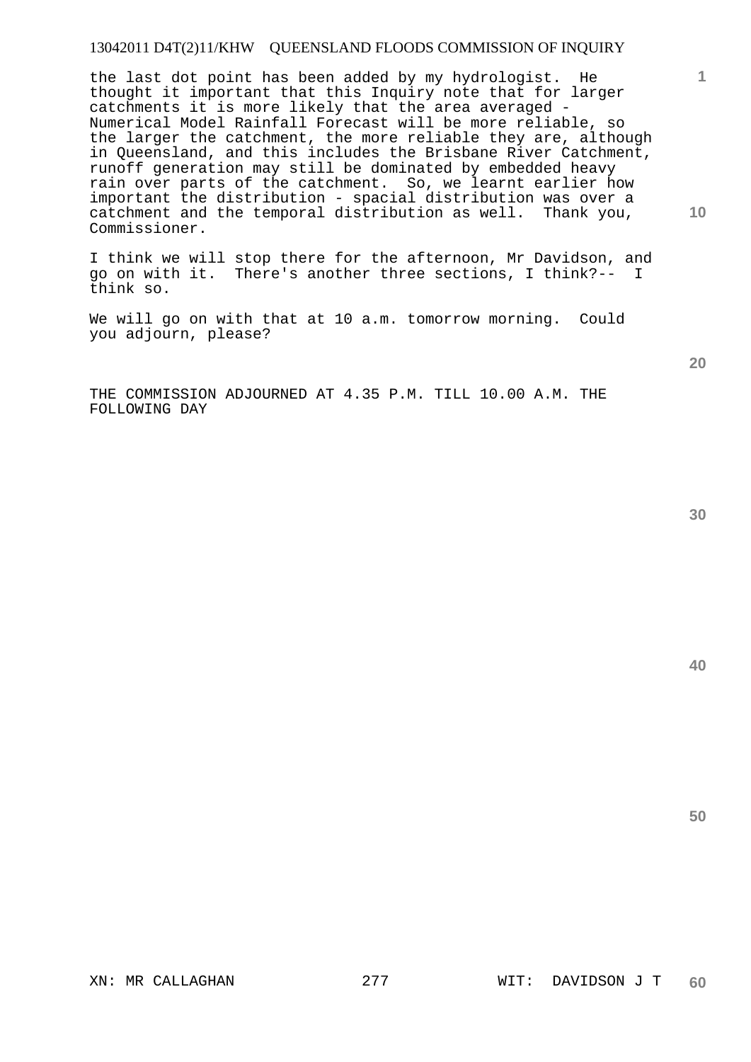the last dot point has been added by my hydrologist. He thought it important that this Inquiry note that for larger catchments it is more likely that the area averaged - Numerical Model Rainfall Forecast will be more reliable, so the larger the catchment, the more reliable they are, although in Queensland, and this includes the Brisbane River Catchment, runoff generation may still be dominated by embedded heavy rain over parts of the catchment. So, we learnt earlier how important the distribution - spacial distribution was over a catchment and the temporal distribution as well. Thank you, Commissioner.

I think we will stop there for the afternoon, Mr Davidson, and go on with it. There's another three sections, I think?-- I think so.

We will go on with that at 10 a.m. tomorrow morning. Could you adjourn, please?

THE COMMISSION ADJOURNED AT 4.35 P.M. TILL 10.00 A.M. THE FOLLOWING DAY